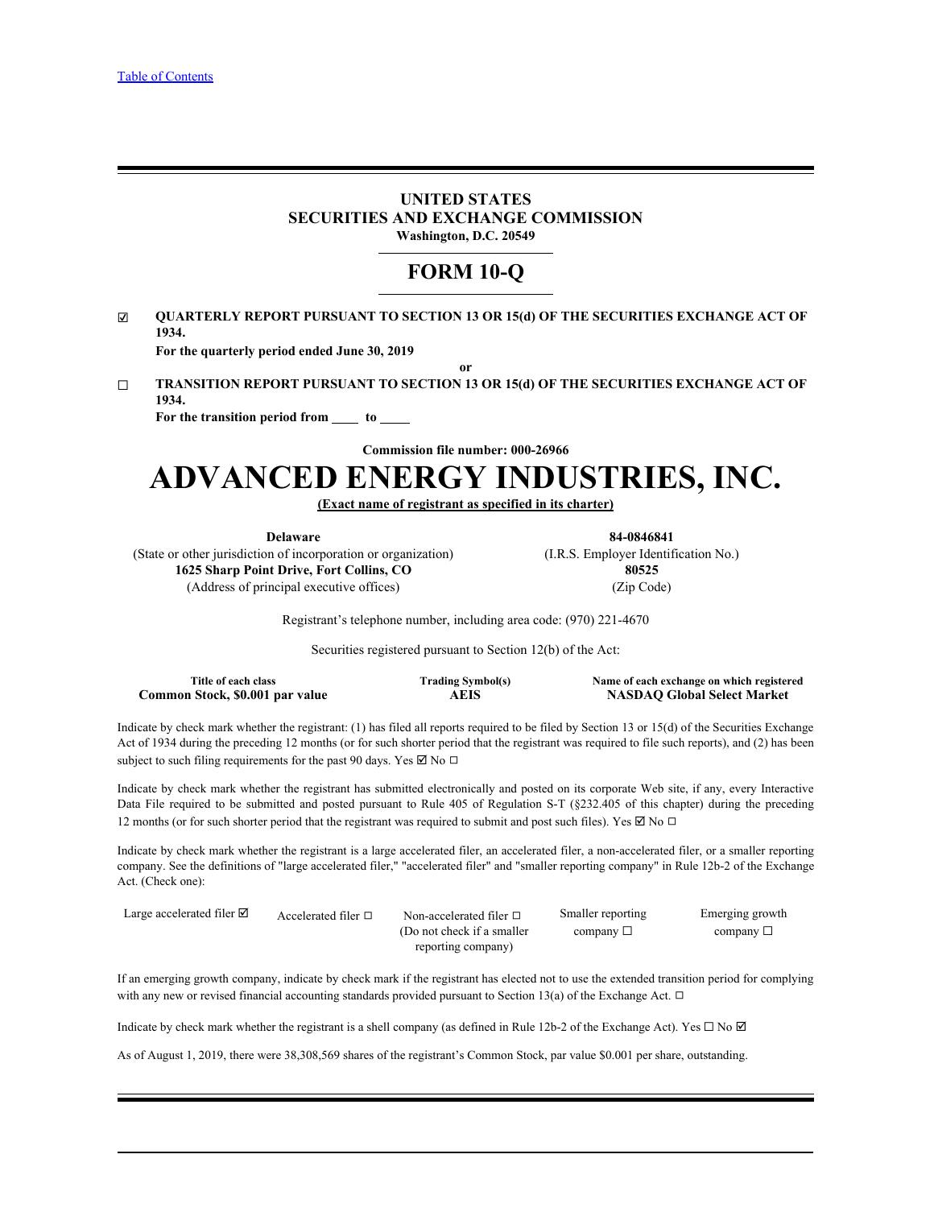[Table of Contents](#)

# UNITED STATES
# SECURITIES AND EXCHANGE COMMISSION
**Washington, D.C. 20549**

# FORM 10-Q

☑ **QUARTERLY REPORT PURSUANT TO SECTION 13 OR 15(d) OF THE SECURITIES EXCHANGE ACT OF 1934.**

**For the quarterly period ended June 30, 2019**

**or**

☐ **TRANSITION REPORT PURSUANT TO SECTION 13 OR 15(d) OF THE SECURITIES EXCHANGE ACT OF 1934.**

**For the transition period from \_\_\_\_ to \_\_\_\_**

**Commission file number: 000-26966**

# ADVANCED ENERGY INDUSTRIES, INC.

**(Exact name of registrant as specified in its charter)**

| **Delaware** | **84-0846841** |
|---|---|
| (State or other jurisdiction of incorporation or organization) | (I.R.S. Employer Identification No.) |
| **1625 Sharp Point Drive, Fort Collins, CO** | **80525** |
| (Address of principal executive offices) | (Zip Code) |

Registrant's telephone number, including area code: (970) 221-4670

Securities registered pursuant to Section 12(b) of the Act:

| Title of each class | Trading Symbol(s) | Name of each exchange on which registered |
|---|---|---|
| **Common Stock, $0.001 par value** | **AEIS** | **NASDAQ Global Select Market** |

Indicate by check mark whether the registrant: (1) has filed all reports required to be filed by Section 13 or 15(d) of the Securities Exchange Act of 1934 during the preceding 12 months (or for such shorter period that the registrant was required to file such reports), and (2) has been subject to such filing requirements for the past 90 days. Yes ☑ No ☐

Indicate by check mark whether the registrant has submitted electronically and posted on its corporate Web site, if any, every Interactive Data File required to be submitted and posted pursuant to Rule 405 of Regulation S-T (§232.405 of this chapter) during the preceding 12 months (or for such shorter period that the registrant was required to submit and post such files). Yes ☑ No ☐

Indicate by check mark whether the registrant is a large accelerated filer, an accelerated filer, a non-accelerated filer, or a smaller reporting company. See the definitions of "large accelerated filer," "accelerated filer" and "smaller reporting company" in Rule 12b-2 of the Exchange Act. (Check one):

| Large accelerated filer ☑ | Accelerated filer ☐ | Non-accelerated filer ☐ (Do not check if a smaller reporting company) | Smaller reporting company ☐ | Emerging growth company ☐ |
|---|---|---|---|---|

If an emerging growth company, indicate by check mark if the registrant has elected not to use the extended transition period for complying with any new or revised financial accounting standards provided pursuant to Section 13(a) of the Exchange Act. ☐

Indicate by check mark whether the registrant is a shell company (as defined in Rule 12b-2 of the Exchange Act). Yes ☐ No ☑

As of August 1, 2019, there were 38,308,569 shares of the registrant's Common Stock, par value $0.001 per share, outstanding.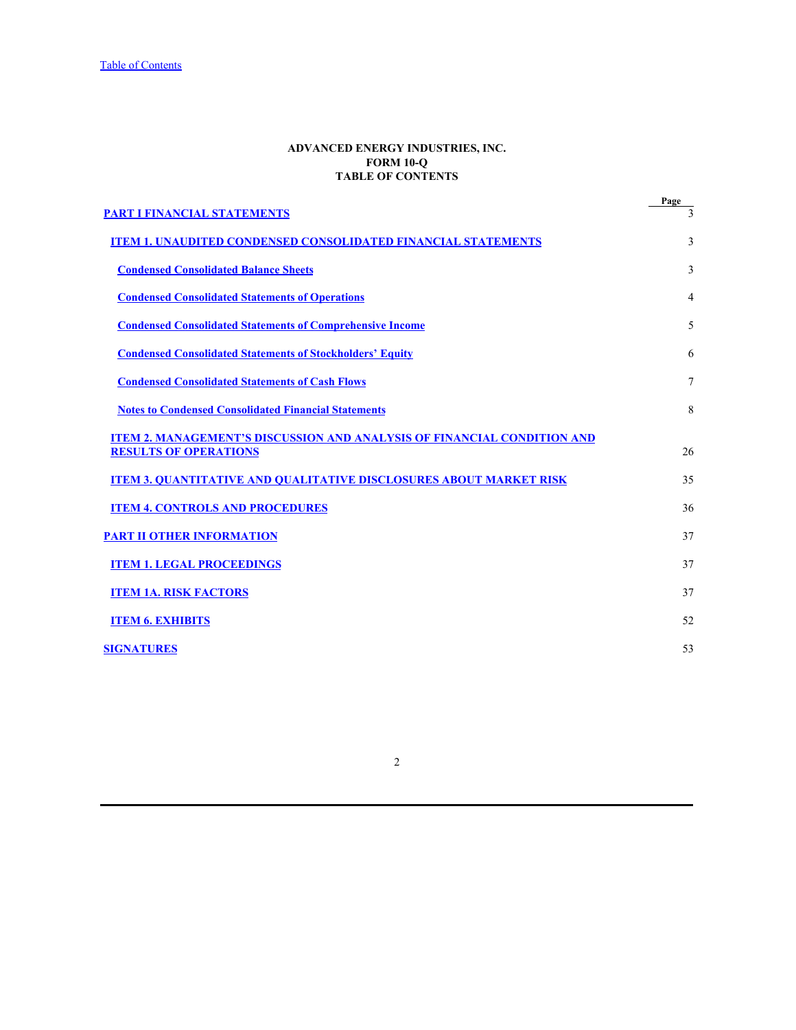# ADVANCED ENERGY INDUSTRIES, INC.
## FORM 10-Q
## TABLE OF CONTENTS

| | Page |
|---|---|
| **PART I FINANCIAL STATEMENTS** | 3 |
| **ITEM 1. UNAUDITED CONDENSED CONSOLIDATED FINANCIAL STATEMENTS** | 3 |
| **Condensed Consolidated Balance Sheets** | 3 |
| **Condensed Consolidated Statements of Operations** | 4 |
| **Condensed Consolidated Statements of Comprehensive Income** | 5 |
| **Condensed Consolidated Statements of Stockholders' Equity** | 6 |
| **Condensed Consolidated Statements of Cash Flows** | 7 |
| **Notes to Condensed Consolidated Financial Statements** | 8 |
| **ITEM 2. MANAGEMENT'S DISCUSSION AND ANALYSIS OF FINANCIAL CONDITION AND RESULTS OF OPERATIONS** | 26 |
| **ITEM 3. QUANTITATIVE AND QUALITATIVE DISCLOSURES ABOUT MARKET RISK** | 35 |
| **ITEM 4. CONTROLS AND PROCEDURES** | 36 |
| **PART II OTHER INFORMATION** | 37 |
| **ITEM 1. LEGAL PROCEEDINGS** | 37 |
| **ITEM 1A. RISK FACTORS** | 37 |
| **ITEM 6. EXHIBITS** | 52 |
| **SIGNATURES** | 53 |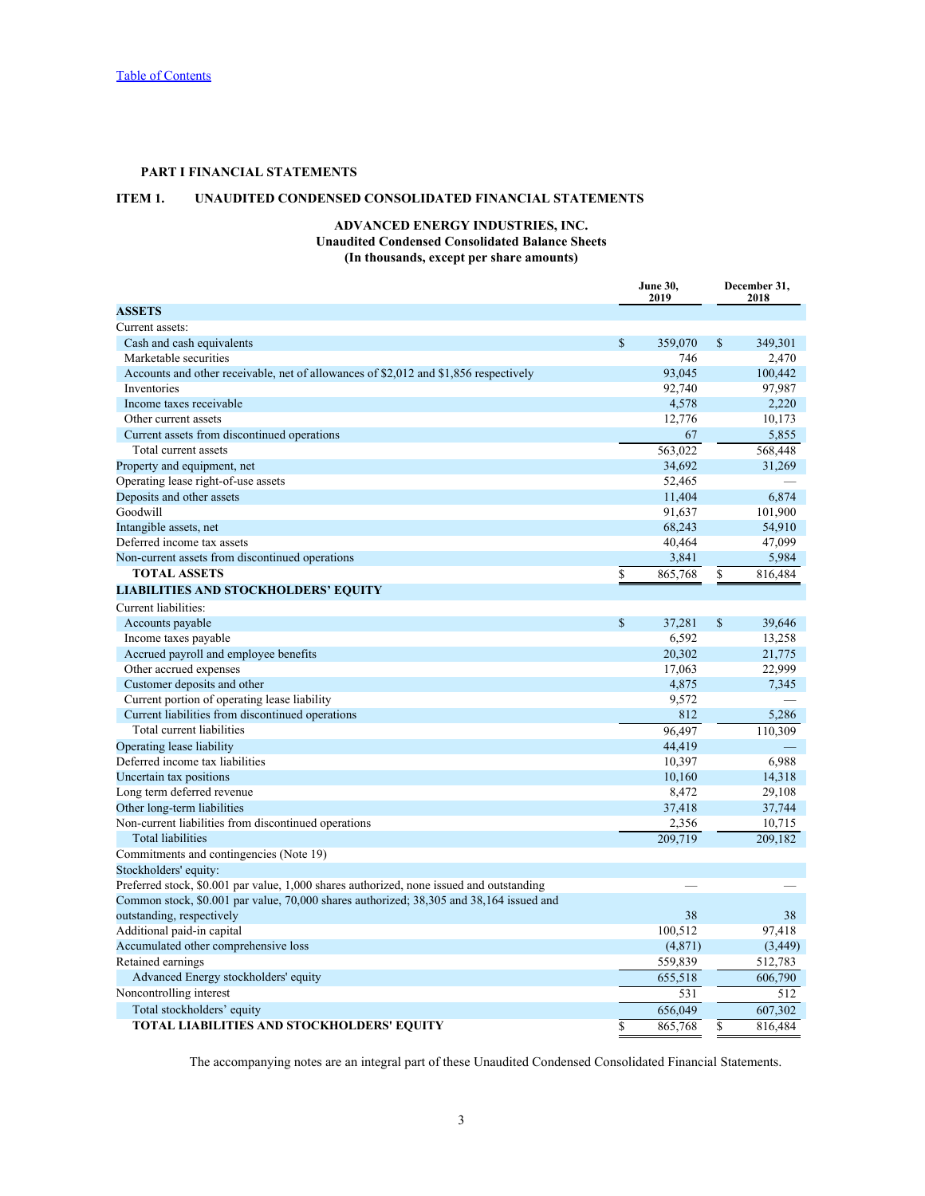[Table of Contents]

**PART I FINANCIAL STATEMENTS**

**ITEM 1. UNAUDITED CONDENSED CONSOLIDATED FINANCIAL STATEMENTS**

**ADVANCED ENERGY INDUSTRIES, INC.**
**Unaudited Condensed Consolidated Balance Sheets**
**(In thousands, except per share amounts)**

| | June 30, 2019 | December 31, 2018 |
|---|---|---|
| **ASSETS** | | |
| Current assets: | | |
| Cash and cash equivalents | $ 359,070 | $ 349,301 |
| Marketable securities | 746 | 2,470 |
| Accounts and other receivable, net of allowances of $2,012 and $1,856 respectively | 93,045 | 100,442 |
| Inventories | 92,740 | 97,987 |
| Income taxes receivable | 4,578 | 2,220 |
| Other current assets | 12,776 | 10,173 |
| Current assets from discontinued operations | 67 | 5,855 |
| Total current assets | 563,022 | 568,448 |
| Property and equipment, net | 34,692 | 31,269 |
| Operating lease right-of-use assets | 52,465 | — |
| Deposits and other assets | 11,404 | 6,874 |
| Goodwill | 91,637 | 101,900 |
| Intangible assets, net | 68,243 | 54,910 |
| Deferred income tax assets | 40,464 | 47,099 |
| Non-current assets from discontinued operations | 3,841 | 5,984 |
| **TOTAL ASSETS** | $ 865,768 | $ 816,484 |
| **LIABILITIES AND STOCKHOLDERS' EQUITY** | | |
| Current liabilities: | | |
| Accounts payable | $ 37,281 | $ 39,646 |
| Income taxes payable | 6,592 | 13,258 |
| Accrued payroll and employee benefits | 20,302 | 21,775 |
| Other accrued expenses | 17,063 | 22,999 |
| Customer deposits and other | 4,875 | 7,345 |
| Current portion of operating lease liability | 9,572 | — |
| Current liabilities from discontinued operations | 812 | 5,286 |
| Total current liabilities | 96,497 | 110,309 |
| Operating lease liability | 44,419 | — |
| Deferred income tax liabilities | 10,397 | 6,988 |
| Uncertain tax positions | 10,160 | 14,318 |
| Long term deferred revenue | 8,472 | 29,108 |
| Other long-term liabilities | 37,418 | 37,744 |
| Non-current liabilities from discontinued operations | 2,356 | 10,715 |
| Total liabilities | 209,719 | 209,182 |
| Commitments and contingencies (Note 19) | | |
| Stockholders' equity: | | |
| Preferred stock, $0.001 par value, 1,000 shares authorized, none issued and outstanding | — | — |
| Common stock, $0.001 par value, 70,000 shares authorized; 38,305 and 38,164 issued and outstanding, respectively | 38 | 38 |
| Additional paid-in capital | 100,512 | 97,418 |
| Accumulated other comprehensive loss | (4,871) | (3,449) |
| Retained earnings | 559,839 | 512,783 |
| Advanced Energy stockholders' equity | 655,518 | 606,790 |
| Noncontrolling interest | 531 | 512 |
| Total stockholders' equity | 656,049 | 607,302 |
| **TOTAL LIABILITIES AND STOCKHOLDERS' EQUITY** | $ 865,768 | $ 816,484 |

The accompanying notes are an integral part of these Unaudited Condensed Consolidated Financial Statements.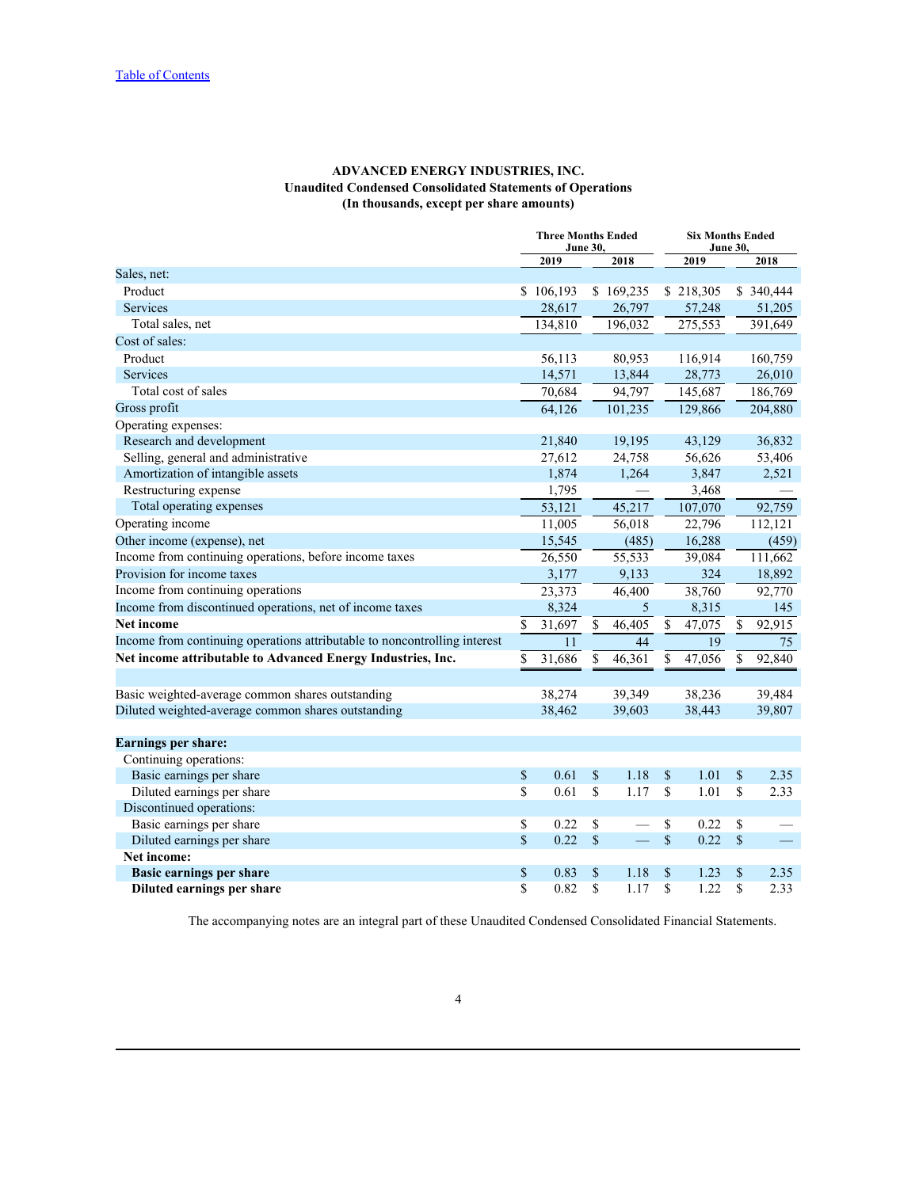**ADVANCED ENERGY INDUSTRIES, INC.**
**Unaudited Condensed Consolidated Statements of Operations**
**(In thousands, except per share amounts)**

| | Three Months Ended June 30, | | Six Months Ended June 30, | |
|---|---|---|---|---|
| | 2019 | 2018 | 2019 | 2018 |
| Sales, net: | | | | |
| Product | $ 106,193 | $ 169,235 | $ 218,305 | $ 340,444 |
| Services | 28,617 | 26,797 | 57,248 | 51,205 |
| Total sales, net | 134,810 | 196,032 | 275,553 | 391,649 |
| Cost of sales: | | | | |
| Product | 56,113 | 80,953 | 116,914 | 160,759 |
| Services | 14,571 | 13,844 | 28,773 | 26,010 |
| Total cost of sales | 70,684 | 94,797 | 145,687 | 186,769 |
| Gross profit | 64,126 | 101,235 | 129,866 | 204,880 |
| Operating expenses: | | | | |
| Research and development | 21,840 | 19,195 | 43,129 | 36,832 |
| Selling, general and administrative | 27,612 | 24,758 | 56,626 | 53,406 |
| Amortization of intangible assets | 1,874 | 1,264 | 3,847 | 2,521 |
| Restructuring expense | 1,795 | — | 3,468 | — |
| Total operating expenses | 53,121 | 45,217 | 107,070 | 92,759 |
| Operating income | 11,005 | 56,018 | 22,796 | 112,121 |
| Other income (expense), net | 15,545 | (485) | 16,288 | (459) |
| Income from continuing operations, before income taxes | 26,550 | 55,533 | 39,084 | 111,662 |
| Provision for income taxes | 3,177 | 9,133 | 324 | 18,892 |
| Income from continuing operations | 23,373 | 46,400 | 38,760 | 92,770 |
| Income from discontinued operations, net of income taxes | 8,324 | 5 | 8,315 | 145 |
| **Net income** | $ 31,697 | $ 46,405 | $ 47,075 | $ 92,915 |
| Income from continuing operations attributable to noncontrolling interest | 11 | 44 | 19 | 75 |
| **Net income attributable to Advanced Energy Industries, Inc.** | $ 31,686 | $ 46,361 | $ 47,056 | $ 92,840 |
| | | | | |
| Basic weighted-average common shares outstanding | 38,274 | 39,349 | 38,236 | 39,484 |
| Diluted weighted-average common shares outstanding | 38,462 | 39,603 | 38,443 | 39,807 |
| | | | | |
| **Earnings per share:** | | | | |
| Continuing operations: | | | | |
| Basic earnings per share | $ 0.61 | $ 1.18 | $ 1.01 | $ 2.35 |
| Diluted earnings per share | $ 0.61 | $ 1.17 | $ 1.01 | $ 2.33 |
| Discontinued operations: | | | | |
| Basic earnings per share | $ 0.22 | $ — | $ 0.22 | $ — |
| Diluted earnings per share | $ 0.22 | $ — | $ 0.22 | $ — |
| **Net income:** | | | | |
| **Basic earnings per share** | $ 0.83 | $ 1.18 | $ 1.23 | $ 2.35 |
| **Diluted earnings per share** | $ 0.82 | $ 1.17 | $ 1.22 | $ 2.33 |

The accompanying notes are an integral part of these Unaudited Condensed Consolidated Financial Statements.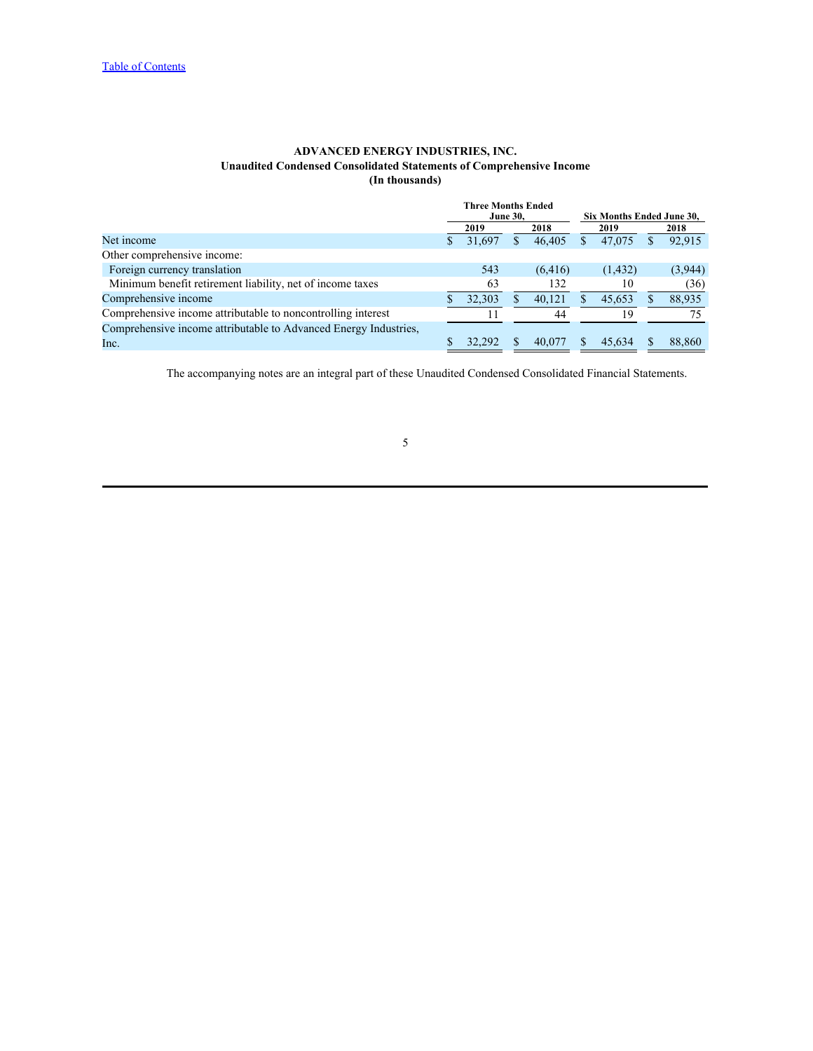**ADVANCED ENERGY INDUSTRIES, INC.**
**Unaudited Condensed Consolidated Statements of Comprehensive Income**
**(In thousands)**

| | Three Months Ended June 30, | | Six Months Ended June 30, | |
|---|---|---|---|---|
| | 2019 | 2018 | 2019 | 2018 |
| Net income | $ 31,697 | $ 46,405 | $ 47,075 | $ 92,915 |
| Other comprehensive income: | | | | |
| Foreign currency translation | 543 | (6,416) | (1,432) | (3,944) |
| Minimum benefit retirement liability, net of income taxes | 63 | 132 | 10 | (36) |
| Comprehensive income | $ 32,303 | $ 40,121 | $ 45,653 | $ 88,935 |
| Comprehensive income attributable to noncontrolling interest | 11 | 44 | 19 | 75 |
| Comprehensive income attributable to Advanced Energy Industries, Inc. | $ 32,292 | $ 40,077 | $ 45,634 | $ 88,860 |

The accompanying notes are an integral part of these Unaudited Condensed Consolidated Financial Statements.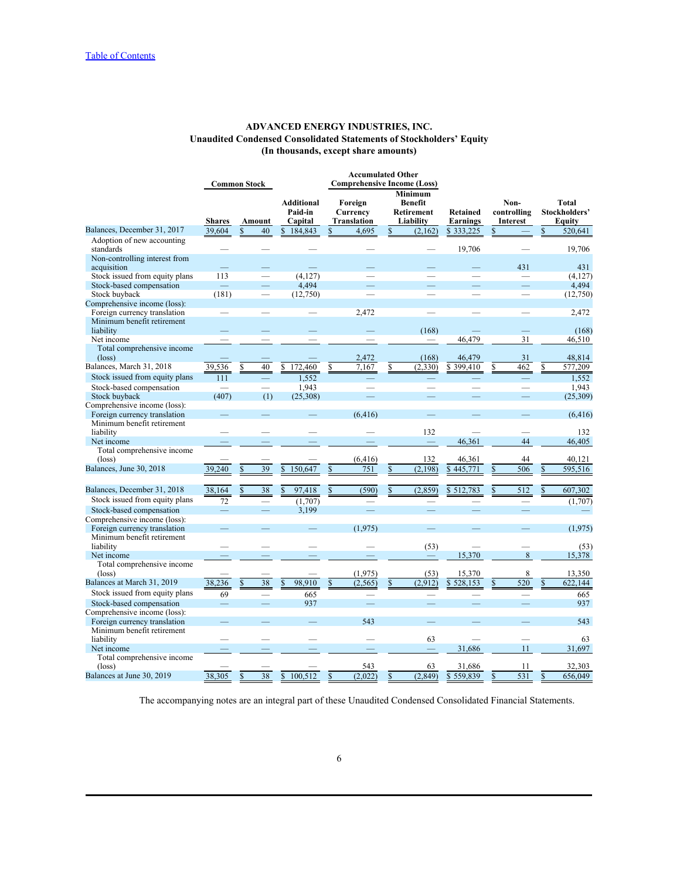[Table of Contents](#)

**ADVANCED ENERGY INDUSTRIES, INC.**
**Unaudited Condensed Consolidated Statements of Stockholders' Equity**
**(In thousands, except share amounts)**

| | Common Stock | | | Accumulated Other Comprehensive Income (Loss) | | | | |
|---|---|---|---|---|---|---|---|---|
| | Shares | Amount | Additional Paid-in Capital | Foreign Currency Translation | Minimum Benefit Retirement Liability | Retained Earnings | Non-controlling Interest | Total Stockholders' Equity |
| Balances, December 31, 2017 | 39,604 | $ 40 | $ 184,843 | $ 4,695 | $ (2,162) | $ 333,225 | $ — | $ 520,641 |
| Adoption of new accounting standards | — | — | — | — | — | 19,706 | — | 19,706 |
| Non-controlling interest from acquisition | — | — | — | — | — | — | 431 | 431 |
| Stock issued from equity plans | 113 | — | (4,127) | — | — | — | — | (4,127) |
| Stock-based compensation | — | — | 4,494 | — | — | — | — | 4,494 |
| Stock buyback | (181) | — | (12,750) | — | — | — | — | (12,750) |
| Comprehensive income (loss): | | | | | | | | |
| Foreign currency translation | — | — | — | 2,472 | — | — | — | 2,472 |
| Minimum benefit retirement liability | — | — | — | — | (168) | — | — | (168) |
| Net income | — | — | — | — | — | 46,479 | 31 | 46,510 |
| Total comprehensive income (loss) | — | — | — | 2,472 | (168) | 46,479 | 31 | 48,814 |
| Balances, March 31, 2018 | 39,536 | $ 40 | $ 172,460 | $ 7,167 | $ (2,330) | $ 399,410 | $ 462 | $ 577,209 |
| Stock issued from equity plans | 111 | — | 1,552 | — | — | — | — | 1,552 |
| Stock-based compensation | — | — | 1,943 | — | — | — | — | 1,943 |
| Stock buyback | (407) | (1) | (25,308) | — | — | — | — | (25,309) |
| Comprehensive income (loss): | | | | | | | | |
| Foreign currency translation | — | — | — | (6,416) | — | — | — | (6,416) |
| Minimum benefit retirement liability | — | — | — | — | 132 | — | — | 132 |
| Net income | — | — | — | — | — | 46,361 | 44 | 46,405 |
| Total comprehensive income (loss) | — | — | — | (6,416) | 132 | 46,361 | 44 | 40,121 |
| Balances, June 30, 2018 | 39,240 | $ 39 | $ 150,647 | $ 751 | $ (2,198) | $ 445,771 | $ 506 | $ 595,516 |
| | | | | | | | | |
| Balances, December 31, 2018 | 38,164 | $ 38 | $ 97,418 | $ (590) | $ (2,859) | $ 512,783 | $ 512 | $ 607,302 |
| Stock issued from equity plans | 72 | — | (1,707) | — | — | — | — | (1,707) |
| Stock-based compensation | — | — | 3,199 | — | — | — | — | — |
| Comprehensive income (loss): | | | | | | | | |
| Foreign currency translation | — | — | — | (1,975) | — | — | — | (1,975) |
| Minimum benefit retirement liability | — | — | — | — | (53) | — | — | (53) |
| Net income | — | — | — | — | — | 15,370 | 8 | 15,378 |
| Total comprehensive income (loss) | — | — | — | (1,975) | (53) | 15,370 | 8 | 13,350 |
| Balances at March 31, 2019 | 38,236 | $ 38 | $ 98,910 | $ (2,565) | $ (2,912) | $ 528,153 | $ 520 | $ 622,144 |
| Stock issued from equity plans | 69 | — | 665 | — | — | — | — | 665 |
| Stock-based compensation | — | — | 937 | — | — | — | — | 937 |
| Comprehensive income (loss): | | | | | | | | |
| Foreign currency translation | — | — | — | 543 | — | — | — | 543 |
| Minimum benefit retirement liability | — | — | — | — | 63 | — | — | 63 |
| Net income | — | — | — | — | — | 31,686 | 11 | 31,697 |
| Total comprehensive income (loss) | — | — | — | 543 | 63 | 31,686 | 11 | 32,303 |
| Balances at June 30, 2019 | 38,305 | $ 38 | $ 100,512 | $ (2,022) | $ (2,849) | $ 559,839 | $ 531 | $ 656,049 |

The accompanying notes are an integral part of these Unaudited Condensed Consolidated Financial Statements.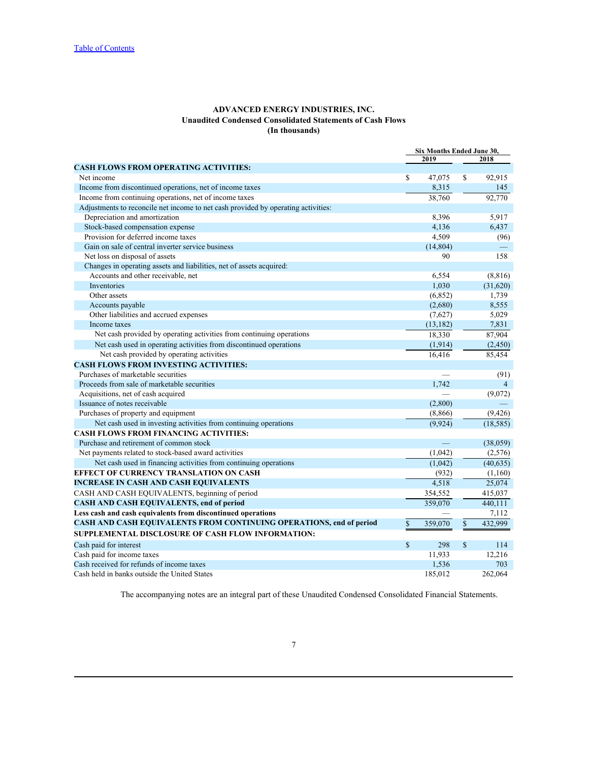[Table of Contents](#)

# ADVANCED ENERGY INDUSTRIES, INC.
## Unaudited Condensed Consolidated Statements of Cash Flows
### (In thousands)

| | Six Months Ended June 30, | |
|---|---|---|
| | 2019 | 2018 |
| **CASH FLOWS FROM OPERATING ACTIVITIES:** | | |
| Net income | $ 47,075 | $ 92,915 |
| Income from discontinued operations, net of income taxes | 8,315 | 145 |
| Income from continuing operations, net of income taxes | 38,760 | 92,770 |
| Adjustments to reconcile net income to net cash provided by operating activities: | | |
| Depreciation and amortization | 8,396 | 5,917 |
| Stock-based compensation expense | 4,136 | 6,437 |
| Provision for deferred income taxes | 4,509 | (96) |
| Gain on sale of central inverter service business | (14,804) | — |
| Net loss on disposal of assets | 90 | 158 |
| Changes in operating assets and liabilities, net of assets acquired: | | |
| Accounts and other receivable, net | 6,554 | (8,816) |
| Inventories | 1,030 | (31,620) |
| Other assets | (6,852) | 1,739 |
| Accounts payable | (2,680) | 8,555 |
| Other liabilities and accrued expenses | (7,627) | 5,029 |
| Income taxes | (13,182) | 7,831 |
| Net cash provided by operating activities from continuing operations | 18,330 | 87,904 |
| Net cash used in operating activities from discontinued operations | (1,914) | (2,450) |
| Net cash provided by operating activities | 16,416 | 85,454 |
| **CASH FLOWS FROM INVESTING ACTIVITIES:** | | |
| Purchases of marketable securities | — | (91) |
| Proceeds from sale of marketable securities | 1,742 | 4 |
| Acquisitions, net of cash acquired | — | (9,072) |
| Issuance of notes receivable | (2,800) | — |
| Purchases of property and equipment | (8,866) | (9,426) |
| Net cash used in investing activities from continuing operations | (9,924) | (18,585) |
| **CASH FLOWS FROM FINANCING ACTIVITIES:** | | |
| Purchase and retirement of common stock | — | (38,059) |
| Net payments related to stock-based award activities | (1,042) | (2,576) |
| Net cash used in financing activities from continuing operations | (1,042) | (40,635) |
| **EFFECT OF CURRENCY TRANSLATION ON CASH** | (932) | (1,160) |
| **INCREASE IN CASH AND CASH EQUIVALENTS** | 4,518 | 25,074 |
| CASH AND CASH EQUIVALENTS, beginning of period | 354,552 | 415,037 |
| **CASH AND CASH EQUIVALENTS, end of period** | 359,070 | 440,111 |
| **Less cash and cash equivalents from discontinued operations** | — | 7,112 |
| **CASH AND CASH EQUIVALENTS FROM CONTINUING OPERATIONS, end of period** | $ 359,070 | $ 432,999 |
| **SUPPLEMENTAL DISCLOSURE OF CASH FLOW INFORMATION:** | | |
| Cash paid for interest | $ 298 | $ 114 |
| Cash paid for income taxes | 11,933 | 12,216 |
| Cash received for refunds of income taxes | 1,536 | 703 |
| Cash held in banks outside the United States | 185,012 | 262,064 |

The accompanying notes are an integral part of these Unaudited Condensed Consolidated Financial Statements.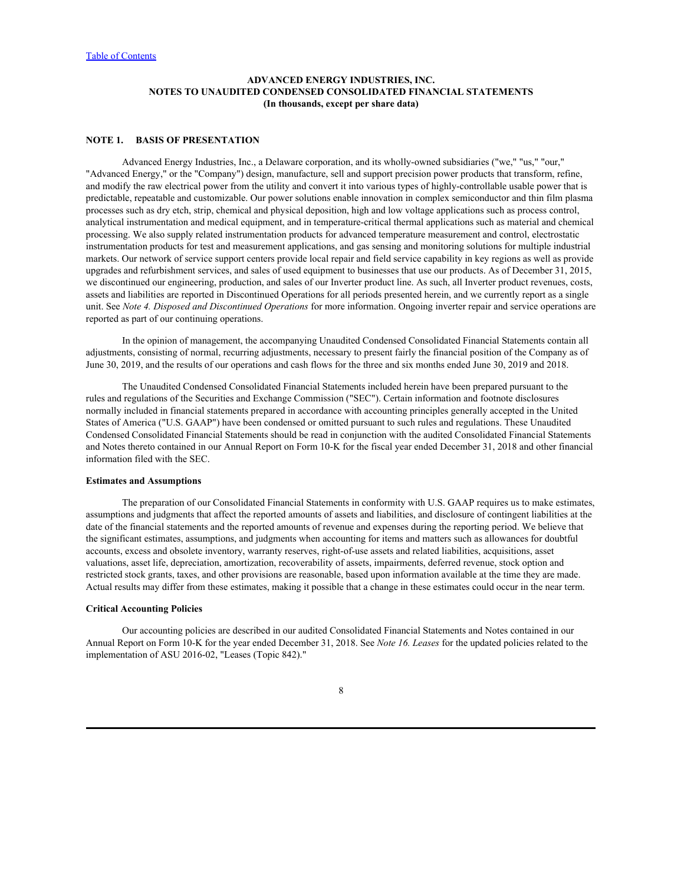**ADVANCED ENERGY INDUSTRIES, INC.**
**NOTES TO UNAUDITED CONDENSED CONSOLIDATED FINANCIAL STATEMENTS**
**(In thousands, except per share data)**

## NOTE 1. BASIS OF PRESENTATION

Advanced Energy Industries, Inc., a Delaware corporation, and its wholly-owned subsidiaries ("we," "us," "our," "Advanced Energy," or the "Company") design, manufacture, sell and support precision power products that transform, refine, and modify the raw electrical power from the utility and convert it into various types of highly-controllable usable power that is predictable, repeatable and customizable. Our power solutions enable innovation in complex semiconductor and thin film plasma processes such as dry etch, strip, chemical and physical deposition, high and low voltage applications such as process control, analytical instrumentation and medical equipment, and in temperature-critical thermal applications such as material and chemical processing. We also supply related instrumentation products for advanced temperature measurement and control, electrostatic instrumentation products for test and measurement applications, and gas sensing and monitoring solutions for multiple industrial markets. Our network of service support centers provide local repair and field service capability in key regions as well as provide upgrades and refurbishment services, and sales of used equipment to businesses that use our products. As of December 31, 2015, we discontinued our engineering, production, and sales of our Inverter product line. As such, all Inverter product revenues, costs, assets and liabilities are reported in Discontinued Operations for all periods presented herein, and we currently report as a single unit. See *Note 4. Disposed and Discontinued Operations* for more information. Ongoing inverter repair and service operations are reported as part of our continuing operations.

In the opinion of management, the accompanying Unaudited Condensed Consolidated Financial Statements contain all adjustments, consisting of normal, recurring adjustments, necessary to present fairly the financial position of the Company as of June 30, 2019, and the results of our operations and cash flows for the three and six months ended June 30, 2019 and 2018.

The Unaudited Condensed Consolidated Financial Statements included herein have been prepared pursuant to the rules and regulations of the Securities and Exchange Commission ("SEC"). Certain information and footnote disclosures normally included in financial statements prepared in accordance with accounting principles generally accepted in the United States of America ("U.S. GAAP") have been condensed or omitted pursuant to such rules and regulations. These Unaudited Condensed Consolidated Financial Statements should be read in conjunction with the audited Consolidated Financial Statements and Notes thereto contained in our Annual Report on Form 10-K for the fiscal year ended December 31, 2018 and other financial information filed with the SEC.

### Estimates and Assumptions

The preparation of our Consolidated Financial Statements in conformity with U.S. GAAP requires us to make estimates, assumptions and judgments that affect the reported amounts of assets and liabilities, and disclosure of contingent liabilities at the date of the financial statements and the reported amounts of revenue and expenses during the reporting period. We believe that the significant estimates, assumptions, and judgments when accounting for items and matters such as allowances for doubtful accounts, excess and obsolete inventory, warranty reserves, right-of-use assets and related liabilities, acquisitions, asset valuations, asset life, depreciation, amortization, recoverability of assets, impairments, deferred revenue, stock option and restricted stock grants, taxes, and other provisions are reasonable, based upon information available at the time they are made. Actual results may differ from these estimates, making it possible that a change in these estimates could occur in the near term.

### Critical Accounting Policies

Our accounting policies are described in our audited Consolidated Financial Statements and Notes contained in our Annual Report on Form 10-K for the year ended December 31, 2018. See *Note 16. Leases* for the updated policies related to the implementation of ASU 2016-02, "Leases (Topic 842)."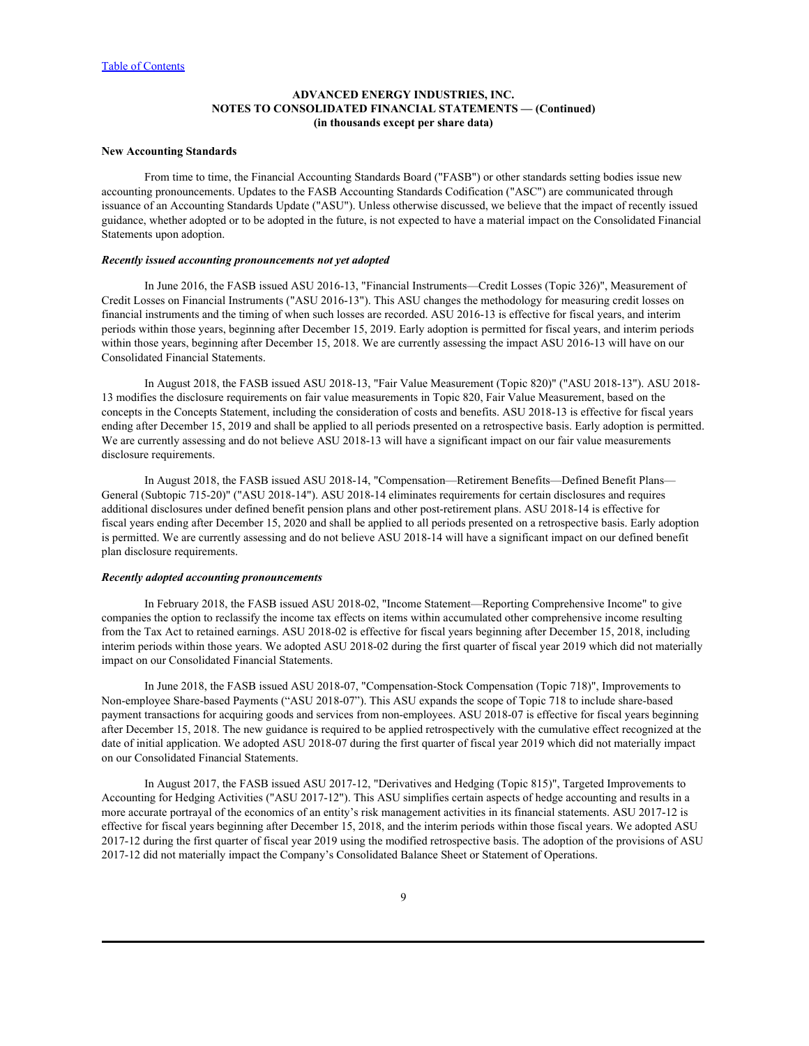**ADVANCED ENERGY INDUSTRIES, INC.**
**NOTES TO CONSOLIDATED FINANCIAL STATEMENTS — (Continued)**
**(in thousands except per share data)**

### New Accounting Standards

From time to time, the Financial Accounting Standards Board ("FASB") or other standards setting bodies issue new accounting pronouncements. Updates to the FASB Accounting Standards Codification ("ASC") are communicated through issuance of an Accounting Standards Update ("ASU"). Unless otherwise discussed, we believe that the impact of recently issued guidance, whether adopted or to be adopted in the future, is not expected to have a material impact on the Consolidated Financial Statements upon adoption.

***Recently issued accounting pronouncements not yet adopted***

In June 2016, the FASB issued ASU 2016-13, "Financial Instruments—Credit Losses (Topic 326)", Measurement of Credit Losses on Financial Instruments ("ASU 2016-13"). This ASU changes the methodology for measuring credit losses on financial instruments and the timing of when such losses are recorded. ASU 2016-13 is effective for fiscal years, and interim periods within those years, beginning after December 15, 2019. Early adoption is permitted for fiscal years, and interim periods within those years, beginning after December 15, 2018. We are currently assessing the impact ASU 2016-13 will have on our Consolidated Financial Statements.

In August 2018, the FASB issued ASU 2018-13, "Fair Value Measurement (Topic 820)" ("ASU 2018-13"). ASU 2018-13 modifies the disclosure requirements on fair value measurements in Topic 820, Fair Value Measurement, based on the concepts in the Concepts Statement, including the consideration of costs and benefits. ASU 2018-13 is effective for fiscal years ending after December 15, 2019 and shall be applied to all periods presented on a retrospective basis. Early adoption is permitted. We are currently assessing and do not believe ASU 2018-13 will have a significant impact on our fair value measurements disclosure requirements.

In August 2018, the FASB issued ASU 2018-14, "Compensation—Retirement Benefits—Defined Benefit Plans—General (Subtopic 715-20)" ("ASU 2018-14"). ASU 2018-14 eliminates requirements for certain disclosures and requires additional disclosures under defined benefit pension plans and other post-retirement plans. ASU 2018-14 is effective for fiscal years ending after December 15, 2020 and shall be applied to all periods presented on a retrospective basis. Early adoption is permitted. We are currently assessing and do not believe ASU 2018-14 will have a significant impact on our defined benefit plan disclosure requirements.

***Recently adopted accounting pronouncements***

In February 2018, the FASB issued ASU 2018-02, "Income Statement—Reporting Comprehensive Income" to give companies the option to reclassify the income tax effects on items within accumulated other comprehensive income resulting from the Tax Act to retained earnings. ASU 2018-02 is effective for fiscal years beginning after December 15, 2018, including interim periods within those years. We adopted ASU 2018-02 during the first quarter of fiscal year 2019 which did not materially impact on our Consolidated Financial Statements.

In June 2018, the FASB issued ASU 2018-07, "Compensation-Stock Compensation (Topic 718)", Improvements to Non-employee Share-based Payments ("ASU 2018-07"). This ASU expands the scope of Topic 718 to include share-based payment transactions for acquiring goods and services from non-employees. ASU 2018-07 is effective for fiscal years beginning after December 15, 2018. The new guidance is required to be applied retrospectively with the cumulative effect recognized at the date of initial application. We adopted ASU 2018-07 during the first quarter of fiscal year 2019 which did not materially impact on our Consolidated Financial Statements.

In August 2017, the FASB issued ASU 2017-12, "Derivatives and Hedging (Topic 815)", Targeted Improvements to Accounting for Hedging Activities ("ASU 2017-12"). This ASU simplifies certain aspects of hedge accounting and results in a more accurate portrayal of the economics of an entity's risk management activities in its financial statements. ASU 2017-12 is effective for fiscal years beginning after December 15, 2018, and the interim periods within those fiscal years. We adopted ASU 2017-12 during the first quarter of fiscal year 2019 using the modified retrospective basis. The adoption of the provisions of ASU 2017-12 did not materially impact the Company's Consolidated Balance Sheet or Statement of Operations.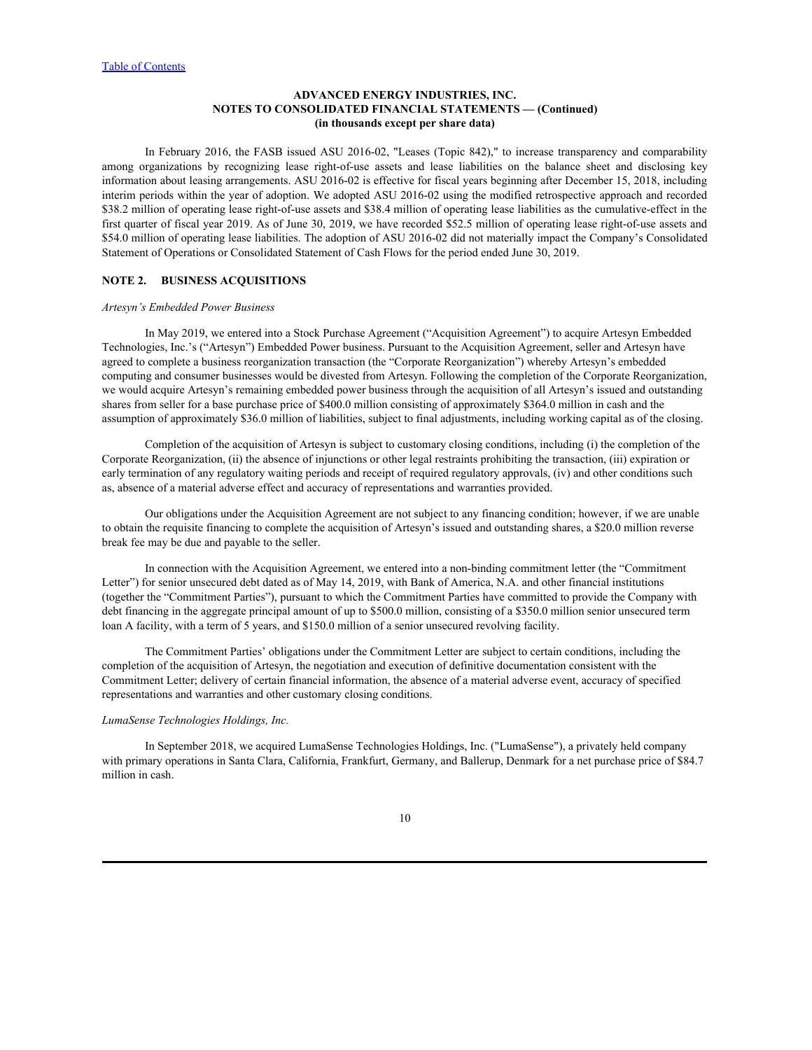# ADVANCED ENERGY INDUSTRIES, INC.
## NOTES TO CONSOLIDATED FINANCIAL STATEMENTS — (Continued)
### (in thousands except per share data)

In February 2016, the FASB issued ASU 2016-02, "Leases (Topic 842)," to increase transparency and comparability among organizations by recognizing lease right-of-use assets and lease liabilities on the balance sheet and disclosing key information about leasing arrangements. ASU 2016-02 is effective for fiscal years beginning after December 15, 2018, including interim periods within the year of adoption. We adopted ASU 2016-02 using the modified retrospective approach and recorded $38.2 million of operating lease right-of-use assets and $38.4 million of operating lease liabilities as the cumulative-effect in the first quarter of fiscal year 2019. As of June 30, 2019, we have recorded $52.5 million of operating lease right-of-use assets and $54.0 million of operating lease liabilities. The adoption of ASU 2016-02 did not materially impact the Company's Consolidated Statement of Operations or Consolidated Statement of Cash Flows for the period ended June 30, 2019.

## NOTE 2. BUSINESS ACQUISITIONS

*Artesyn's Embedded Power Business*

In May 2019, we entered into a Stock Purchase Agreement ("Acquisition Agreement") to acquire Artesyn Embedded Technologies, Inc.'s ("Artesyn") Embedded Power business. Pursuant to the Acquisition Agreement, seller and Artesyn have agreed to complete a business reorganization transaction (the "Corporate Reorganization") whereby Artesyn's embedded computing and consumer businesses would be divested from Artesyn. Following the completion of the Corporate Reorganization, we would acquire Artesyn's remaining embedded power business through the acquisition of all Artesyn's issued and outstanding shares from seller for a base purchase price of $400.0 million consisting of approximately $364.0 million in cash and the assumption of approximately $36.0 million of liabilities, subject to final adjustments, including working capital as of the closing.

Completion of the acquisition of Artesyn is subject to customary closing conditions, including (i) the completion of the Corporate Reorganization, (ii) the absence of injunctions or other legal restraints prohibiting the transaction, (iii) expiration or early termination of any regulatory waiting periods and receipt of required regulatory approvals, (iv) and other conditions such as, absence of a material adverse effect and accuracy of representations and warranties provided.

Our obligations under the Acquisition Agreement are not subject to any financing condition; however, if we are unable to obtain the requisite financing to complete the acquisition of Artesyn's issued and outstanding shares, a $20.0 million reverse break fee may be due and payable to the seller.

In connection with the Acquisition Agreement, we entered into a non-binding commitment letter (the "Commitment Letter") for senior unsecured debt dated as of May 14, 2019, with Bank of America, N.A. and other financial institutions (together the "Commitment Parties"), pursuant to which the Commitment Parties have committed to provide the Company with debt financing in the aggregate principal amount of up to $500.0 million, consisting of a $350.0 million senior unsecured term loan A facility, with a term of 5 years, and $150.0 million of a senior unsecured revolving facility.

The Commitment Parties' obligations under the Commitment Letter are subject to certain conditions, including the completion of the acquisition of Artesyn, the negotiation and execution of definitive documentation consistent with the Commitment Letter; delivery of certain financial information, the absence of a material adverse event, accuracy of specified representations and warranties and other customary closing conditions.

*LumaSense Technologies Holdings, Inc.*

In September 2018, we acquired LumaSense Technologies Holdings, Inc. ("LumaSense"), a privately held company with primary operations in Santa Clara, California, Frankfurt, Germany, and Ballerup, Denmark for a net purchase price of $84.7 million in cash.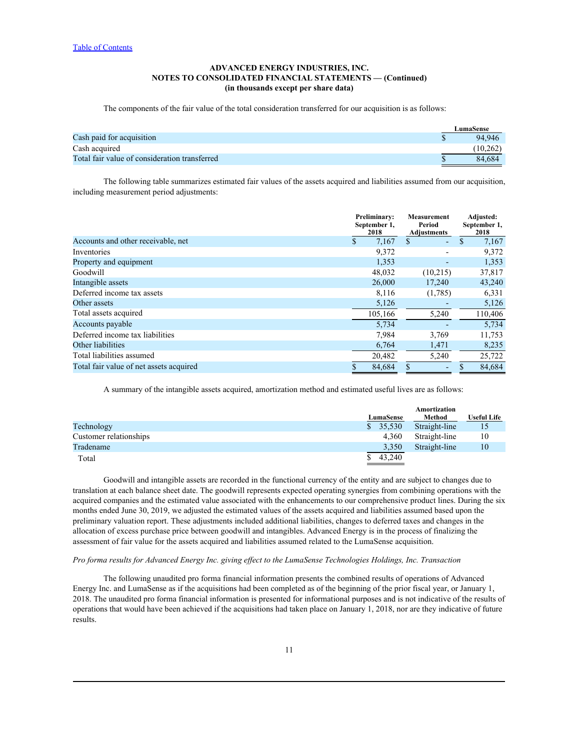Table of Contents

**ADVANCED ENERGY INDUSTRIES, INC.**
**NOTES TO CONSOLIDATED FINANCIAL STATEMENTS — (Continued)**
**(in thousands except per share data)**

The components of the fair value of the total consideration transferred for our acquisition is as follows:

| | LumaSense |
|---|---|
| Cash paid for acquisition | $ 94,946 |
| Cash acquired | (10,262) |
| Total fair value of consideration transferred | $ 84,684 |

The following table summarizes estimated fair values of the assets acquired and liabilities assumed from our acquisition, including measurement period adjustments:

| | Preliminary: September 1, 2018 | Measurement Period Adjustments | Adjusted: September 1, 2018 |
|---|---|---|---|
| Accounts and other receivable, net | $ 7,167 | $ - | $ 7,167 |
| Inventories | 9,372 | - | 9,372 |
| Property and equipment | 1,353 | - | 1,353 |
| Goodwill | 48,032 | (10,215) | 37,817 |
| Intangible assets | 26,000 | 17,240 | 43,240 |
| Deferred income tax assets | 8,116 | (1,785) | 6,331 |
| Other assets | 5,126 | - | 5,126 |
| Total assets acquired | 105,166 | 5,240 | 110,406 |
| Accounts payable | 5,734 | - | 5,734 |
| Deferred income tax liabilities | 7,984 | 3,769 | 11,753 |
| Other liabilities | 6,764 | 1,471 | 8,235 |
| Total liabilities assumed | 20,482 | 5,240 | 25,722 |
| Total fair value of net assets acquired | $ 84,684 | $ - | $ 84,684 |

A summary of the intangible assets acquired, amortization method and estimated useful lives are as follows:

| | LumaSense | Amortization Method | Useful Life |
|---|---|---|---|
| Technology | $ 35,530 | Straight-line | 15 |
| Customer relationships | 4,360 | Straight-line | 10 |
| Tradename | 3,350 | Straight-line | 10 |
| Total | $ 43,240 | | |

Goodwill and intangible assets are recorded in the functional currency of the entity and are subject to changes due to translation at each balance sheet date. The goodwill represents expected operating synergies from combining operations with the acquired companies and the estimated value associated with the enhancements to our comprehensive product lines. During the six months ended June 30, 2019, we adjusted the estimated values of the assets acquired and liabilities assumed based upon the preliminary valuation report. These adjustments included additional liabilities, changes to deferred taxes and changes in the allocation of excess purchase price between goodwill and intangibles. Advanced Energy is in the process of finalizing the assessment of fair value for the assets acquired and liabilities assumed related to the LumaSense acquisition.

*Pro forma results for Advanced Energy Inc. giving effect to the LumaSense Technologies Holdings, Inc. Transaction*

The following unaudited pro forma financial information presents the combined results of operations of Advanced Energy Inc. and LumaSense as if the acquisitions had been completed as of the beginning of the prior fiscal year, or January 1, 2018. The unaudited pro forma financial information is presented for informational purposes and is not indicative of the results of operations that would have been achieved if the acquisitions had taken place on January 1, 2018, nor are they indicative of future results.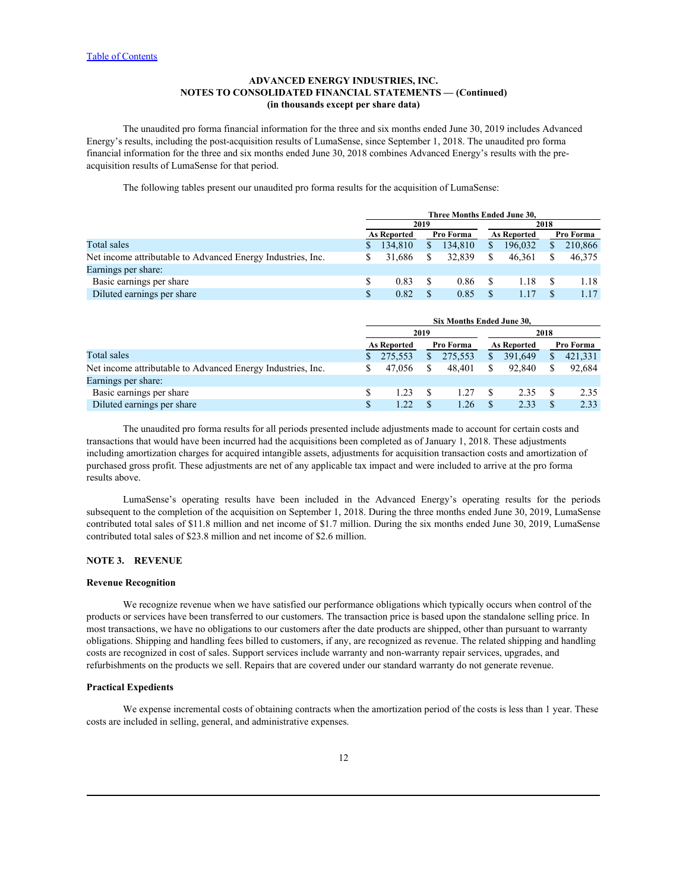**ADVANCED ENERGY INDUSTRIES, INC.**
**NOTES TO CONSOLIDATED FINANCIAL STATEMENTS — (Continued)**
**(in thousands except per share data)**

The unaudited pro forma financial information for the three and six months ended June 30, 2019 includes Advanced Energy's results, including the post-acquisition results of LumaSense, since September 1, 2018. The unaudited pro forma financial information for the three and six months ended June 30, 2018 combines Advanced Energy's results with the pre-acquisition results of LumaSense for that period.

The following tables present our unaudited pro forma results for the acquisition of LumaSense:

| | Three Months Ended June 30, | | | |
|---|---|---|---|---|
| | 2019 | | 2018 | |
| | As Reported | Pro Forma | As Reported | Pro Forma |
| Total sales | $ 134,810 | $ 134,810 | $ 196,032 | $ 210,866 |
| Net income attributable to Advanced Energy Industries, Inc. | $ 31,686 | $ 32,839 | $ 46,361 | $ 46,375 |
| Earnings per share: | | | | |
| Basic earnings per share | $ 0.83 | $ 0.86 | $ 1.18 | $ 1.18 |
| Diluted earnings per share | $ 0.82 | $ 0.85 | $ 1.17 | $ 1.17 |

| | Six Months Ended June 30, | | | |
|---|---|---|---|---|
| | 2019 | | 2018 | |
| | As Reported | Pro Forma | As Reported | Pro Forma |
| Total sales | $ 275,553 | $ 275,553 | $ 391,649 | $ 421,331 |
| Net income attributable to Advanced Energy Industries, Inc. | $ 47,056 | $ 48,401 | $ 92,840 | $ 92,684 |
| Earnings per share: | | | | |
| Basic earnings per share | $ 1.23 | $ 1.27 | $ 2.35 | $ 2.35 |
| Diluted earnings per share | $ 1.22 | $ 1.26 | $ 2.33 | $ 2.33 |

The unaudited pro forma results for all periods presented include adjustments made to account for certain costs and transactions that would have been incurred had the acquisitions been completed as of January 1, 2018. These adjustments including amortization charges for acquired intangible assets, adjustments for acquisition transaction costs and amortization of purchased gross profit. These adjustments are net of any applicable tax impact and were included to arrive at the pro forma results above.

LumaSense's operating results have been included in the Advanced Energy's operating results for the periods subsequent to the completion of the acquisition on September 1, 2018. During the three months ended June 30, 2019, LumaSense contributed total sales of $11.8 million and net income of $1.7 million. During the six months ended June 30, 2019, LumaSense contributed total sales of $23.8 million and net income of $2.6 million.

## NOTE 3. REVENUE

### Revenue Recognition

We recognize revenue when we have satisfied our performance obligations which typically occurs when control of the products or services have been transferred to our customers. The transaction price is based upon the standalone selling price. In most transactions, we have no obligations to our customers after the date products are shipped, other than pursuant to warranty obligations. Shipping and handling fees billed to customers, if any, are recognized as revenue. The related shipping and handling costs are recognized in cost of sales. Support services include warranty and non-warranty repair services, upgrades, and refurbishments on the products we sell. Repairs that are covered under our standard warranty do not generate revenue.

### Practical Expedients

We expense incremental costs of obtaining contracts when the amortization period of the costs is less than 1 year. These costs are included in selling, general, and administrative expenses.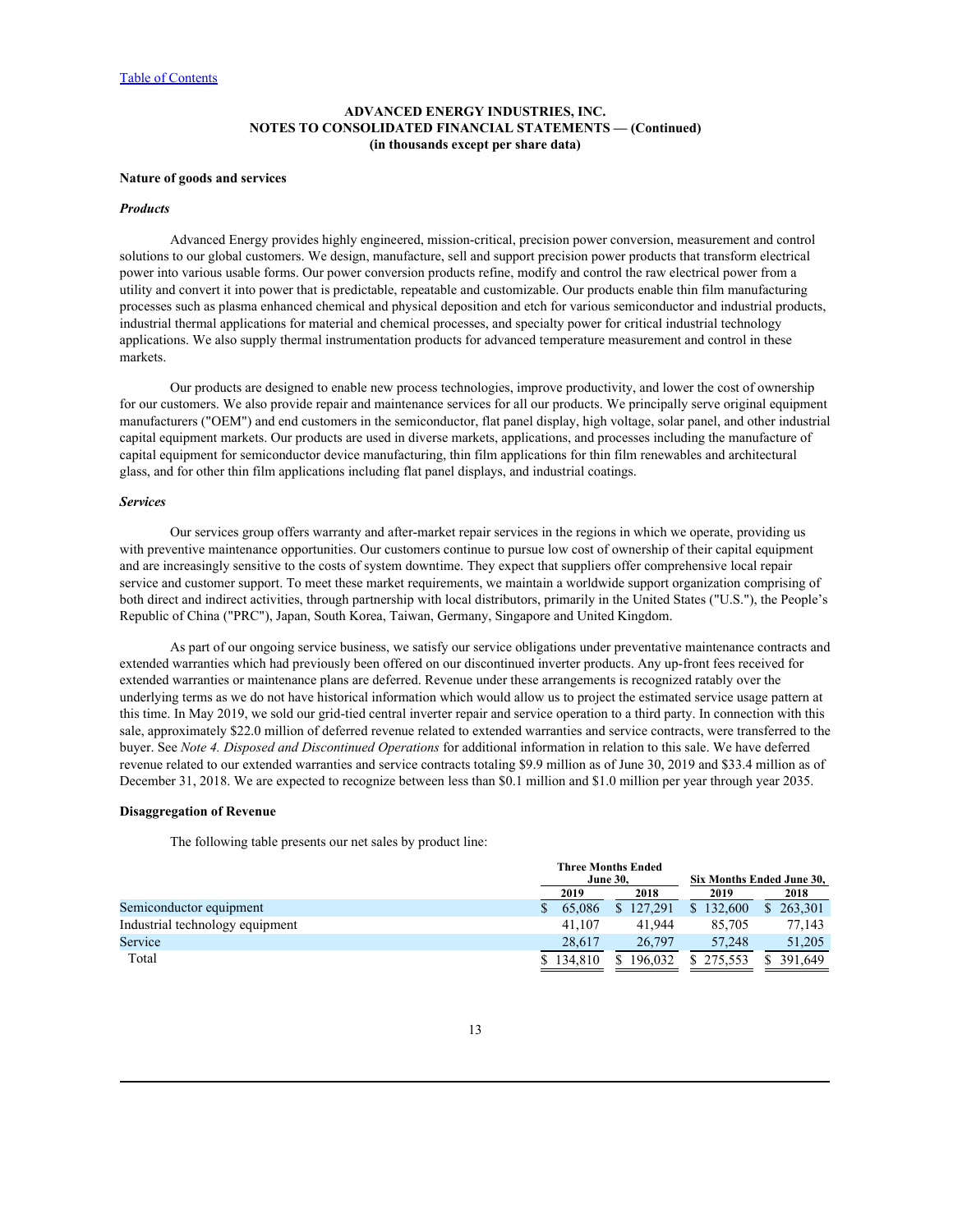**ADVANCED ENERGY INDUSTRIES, INC.**
**NOTES TO CONSOLIDATED FINANCIAL STATEMENTS — (Continued)**
**(in thousands except per share data)**

**Nature of goods and services**

***Products***

Advanced Energy provides highly engineered, mission-critical, precision power conversion, measurement and control solutions to our global customers. We design, manufacture, sell and support precision power products that transform electrical power into various usable forms. Our power conversion products refine, modify and control the raw electrical power from a utility and convert it into power that is predictable, repeatable and customizable. Our products enable thin film manufacturing processes such as plasma enhanced chemical and physical deposition and etch for various semiconductor and industrial products, industrial thermal applications for material and chemical processes, and specialty power for critical industrial technology applications. We also supply thermal instrumentation products for advanced temperature measurement and control in these markets.

Our products are designed to enable new process technologies, improve productivity, and lower the cost of ownership for our customers. We also provide repair and maintenance services for all our products. We principally serve original equipment manufacturers ("OEM") and end customers in the semiconductor, flat panel display, high voltage, solar panel, and other industrial capital equipment markets. Our products are used in diverse markets, applications, and processes including the manufacture of capital equipment for semiconductor device manufacturing, thin film applications for thin film renewables and architectural glass, and for other thin film applications including flat panel displays, and industrial coatings.

***Services***

Our services group offers warranty and after-market repair services in the regions in which we operate, providing us with preventive maintenance opportunities. Our customers continue to pursue low cost of ownership of their capital equipment and are increasingly sensitive to the costs of system downtime. They expect that suppliers offer comprehensive local repair service and customer support. To meet these market requirements, we maintain a worldwide support organization comprising of both direct and indirect activities, through partnership with local distributors, primarily in the United States ("U.S."), the People's Republic of China ("PRC"), Japan, South Korea, Taiwan, Germany, Singapore and United Kingdom.

As part of our ongoing service business, we satisfy our service obligations under preventative maintenance contracts and extended warranties which had previously been offered on our discontinued inverter products. Any up-front fees received for extended warranties or maintenance plans are deferred. Revenue under these arrangements is recognized ratably over the underlying terms as we do not have historical information which would allow us to project the estimated service usage pattern at this time. In May 2019, we sold our grid-tied central inverter repair and service operation to a third party. In connection with this sale, approximately $22.0 million of deferred revenue related to extended warranties and service contracts, were transferred to the buyer. See *Note 4. Disposed and Discontinued Operations* for additional information in relation to this sale. We have deferred revenue related to our extended warranties and service contracts totaling $9.9 million as of June 30, 2019 and $33.4 million as of December 31, 2018. We are expected to recognize between less than $0.1 million and $1.0 million per year through year 2035.

**Disaggregation of Revenue**

The following table presents our net sales by product line:

| | Three Months Ended June 30, | | Six Months Ended June 30, | |
|---|---|---|---|---|
| | 2019 | 2018 | 2019 | 2018 |
| Semiconductor equipment | $ 65,086 | $ 127,291 | $ 132,600 | $ 263,301 |
| Industrial technology equipment | 41,107 | 41,944 | 85,705 | 77,143 |
| Service | 28,617 | 26,797 | 57,248 | 51,205 |
| Total | $ 134,810 | $ 196,032 | $ 275,553 | $ 391,649 |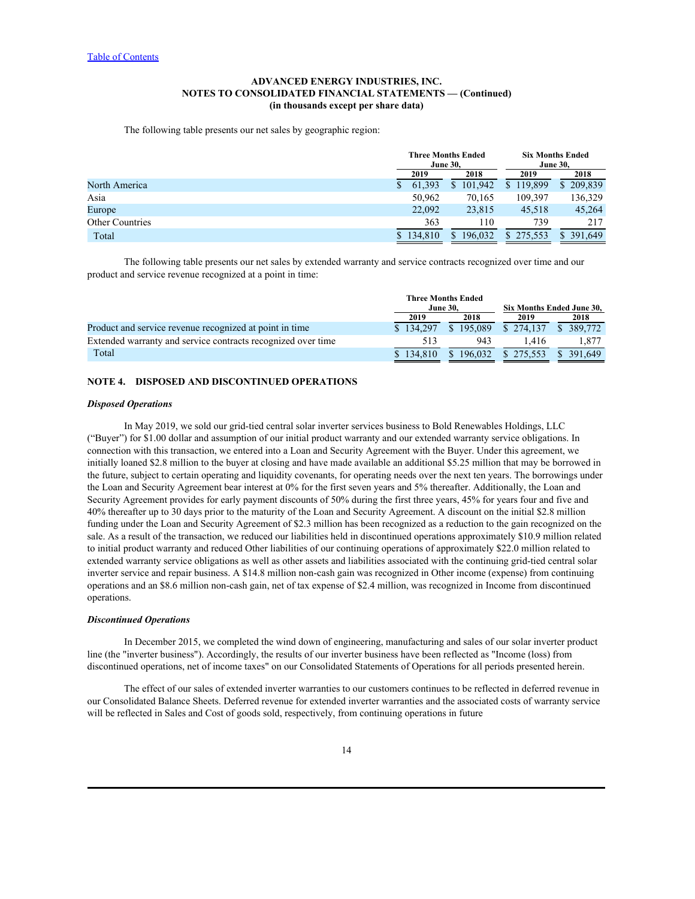The following table presents our net sales by geographic region:

| | Three Months Ended June 30, | | Six Months Ended June 30, | |
|---|---|---|---|---|
| | 2019 | 2018 | 2019 | 2018 |
| North America | $ 61,393 | $ 101,942 | $ 119,899 | $ 209,839 |
| Asia | 50,962 | 70,165 | 109,397 | 136,329 |
| Europe | 22,092 | 23,815 | 45,518 | 45,264 |
| Other Countries | 363 | 110 | 739 | 217 |
| Total | $ 134,810 | $ 196,032 | $ 275,553 | $ 391,649 |

The following table presents our net sales by extended warranty and service contracts recognized over time and our product and service revenue recognized at a point in time:

| | Three Months Ended June 30, | | Six Months Ended June 30, | |
|---|---|---|---|---|
| | 2019 | 2018 | 2019 | 2018 |
| Product and service revenue recognized at point in time | $ 134,297 | $ 195,089 | $ 274,137 | $ 389,772 |
| Extended warranty and service contracts recognized over time | 513 | 943 | 1,416 | 1,877 |
| Total | $ 134,810 | $ 196,032 | $ 275,553 | $ 391,649 |

## NOTE 4. DISPOSED AND DISCONTINUED OPERATIONS

***Disposed Operations***

In May 2019, we sold our grid-tied central solar inverter services business to Bold Renewables Holdings, LLC ("Buyer") for $1.00 dollar and assumption of our initial product warranty and our extended warranty service obligations. In connection with this transaction, we entered into a Loan and Security Agreement with the Buyer. Under this agreement, we initially loaned $2.8 million to the buyer at closing and have made available an additional $5.25 million that may be borrowed in the future, subject to certain operating and liquidity covenants, for operating needs over the next ten years. The borrowings under the Loan and Security Agreement bear interest at 0% for the first seven years and 5% thereafter. Additionally, the Loan and Security Agreement provides for early payment discounts of 50% during the first three years, 45% for years four and five and 40% thereafter up to 30 days prior to the maturity of the Loan and Security Agreement. A discount on the initial $2.8 million funding under the Loan and Security Agreement of $2.3 million has been recognized as a reduction to the gain recognized on the sale. As a result of the transaction, we reduced our liabilities held in discontinued operations approximately $10.9 million related to initial product warranty and reduced Other liabilities of our continuing operations of approximately $22.0 million related to extended warranty service obligations as well as other assets and liabilities associated with the continuing grid-tied central solar inverter service and repair business. A $14.8 million non-cash gain was recognized in Other income (expense) from continuing operations and an $8.6 million non-cash gain, net of tax expense of $2.4 million, was recognized in Income from discontinued operations.

***Discontinued Operations***

In December 2015, we completed the wind down of engineering, manufacturing and sales of our solar inverter product line (the "inverter business"). Accordingly, the results of our inverter business have been reflected as "Income (loss) from discontinued operations, net of income taxes" on our Consolidated Statements of Operations for all periods presented herein.

The effect of our sales of extended inverter warranties to our customers continues to be reflected in deferred revenue in our Consolidated Balance Sheets. Deferred revenue for extended inverter warranties and the associated costs of warranty service will be reflected in Sales and Cost of goods sold, respectively, from continuing operations in future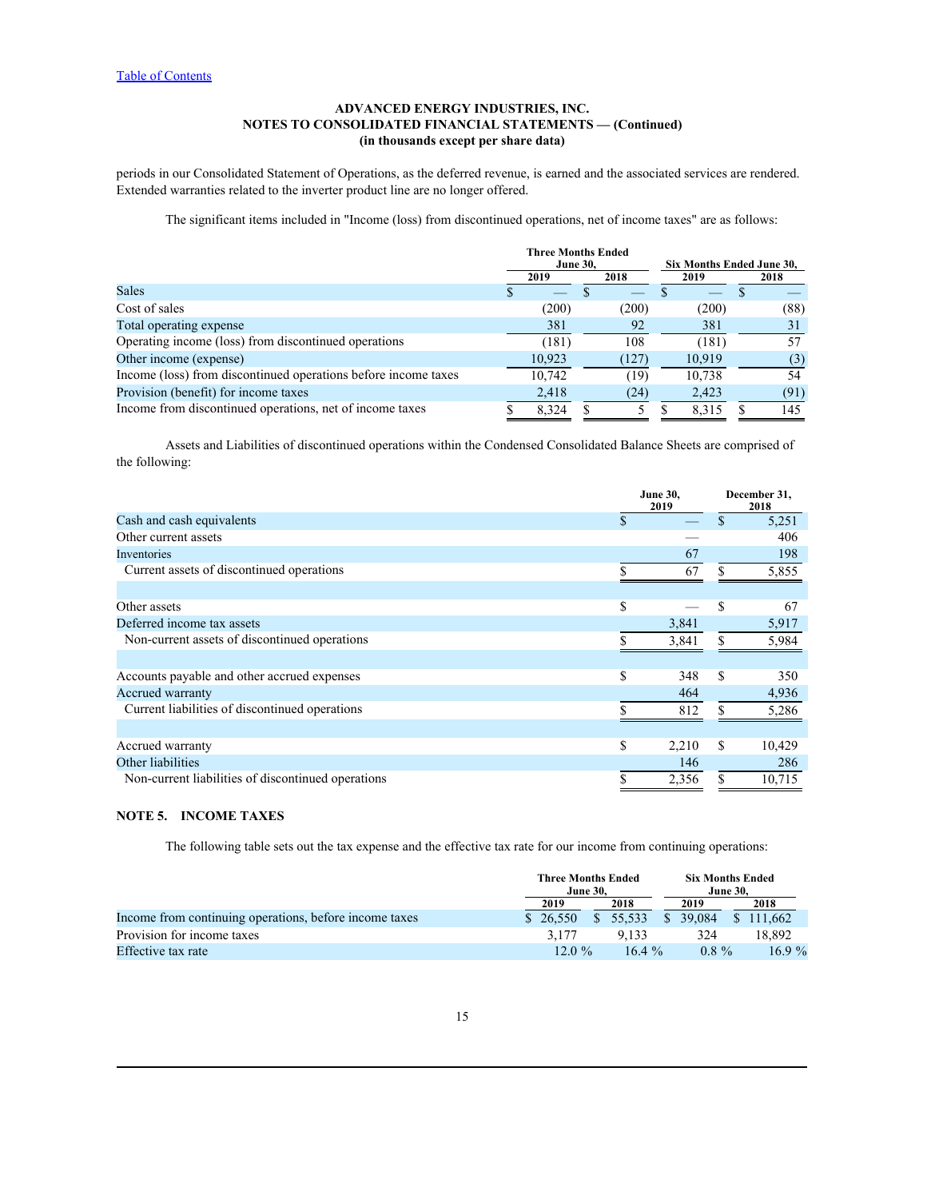[Table of Contents](#)

**ADVANCED ENERGY INDUSTRIES, INC.**
**NOTES TO CONSOLIDATED FINANCIAL STATEMENTS — (Continued)**
**(in thousands except per share data)**

periods in our Consolidated Statement of Operations, as the deferred revenue, is earned and the associated services are rendered. Extended warranties related to the inverter product line are no longer offered.

The significant items included in "Income (loss) from discontinued operations, net of income taxes" are as follows:

| | Three Months Ended June 30, | | Six Months Ended June 30, | |
|---|---|---|---|---|
| | 2019 | 2018 | 2019 | 2018 |
| Sales | $ — | $ — | $ — | $ — |
| Cost of sales | (200) | (200) | (200) | (88) |
| Total operating expense | 381 | 92 | 381 | 31 |
| Operating income (loss) from discontinued operations | (181) | 108 | (181) | 57 |
| Other income (expense) | 10,923 | (127) | 10,919 | (3) |
| Income (loss) from discontinued operations before income taxes | 10,742 | (19) | 10,738 | 54 |
| Provision (benefit) for income taxes | 2,418 | (24) | 2,423 | (91) |
| Income from discontinued operations, net of income taxes | $ 8,324 | $ 5 | $ 8,315 | $ 145 |

Assets and Liabilities of discontinued operations within the Condensed Consolidated Balance Sheets are comprised of the following:

| | June 30, 2019 | December 31, 2018 |
|---|---|---|
| Cash and cash equivalents | $ — | $ 5,251 |
| Other current assets | — | 406 |
| Inventories | 67 | 198 |
| Current assets of discontinued operations | $ 67 | $ 5,855 |
| | | |
| Other assets | $ — | $ 67 |
| Deferred income tax assets | 3,841 | 5,917 |
| Non-current assets of discontinued operations | $ 3,841 | $ 5,984 |
| | | |
| Accounts payable and other accrued expenses | $ 348 | $ 350 |
| Accrued warranty | 464 | 4,936 |
| Current liabilities of discontinued operations | $ 812 | $ 5,286 |
| | | |
| Accrued warranty | $ 2,210 | $ 10,429 |
| Other liabilities | 146 | 286 |
| Non-current liabilities of discontinued operations | $ 2,356 | $ 10,715 |

## NOTE 5. INCOME TAXES

The following table sets out the tax expense and the effective tax rate for our income from continuing operations:

| | Three Months Ended June 30, | | Six Months Ended June 30, | |
|---|---|---|---|---|
| | 2019 | 2018 | 2019 | 2018 |
| Income from continuing operations, before income taxes | $ 26,550 | $ 55,533 | $ 39,084 | $ 111,662 |
| Provision for income taxes | 3,177 | 9,133 | 324 | 18,892 |
| Effective tax rate | 12.0 % | 16.4 % | 0.8 % | 16.9 % |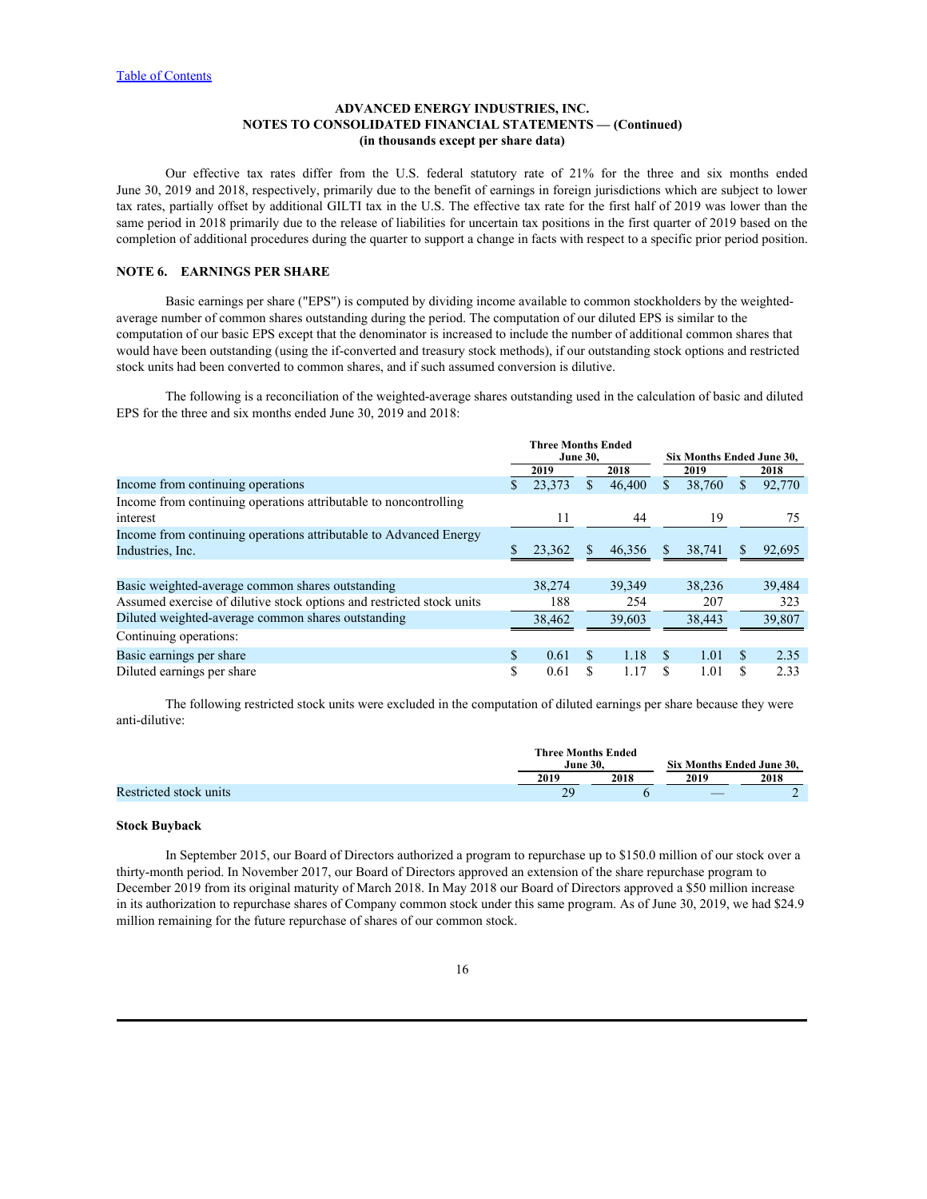[Table of Contents](#)

**ADVANCED ENERGY INDUSTRIES, INC.**
**NOTES TO CONSOLIDATED FINANCIAL STATEMENTS — (Continued)**
**(in thousands except per share data)**

Our effective tax rates differ from the U.S. federal statutory rate of 21% for the three and six months ended June 30, 2019 and 2018, respectively, primarily due to the benefit of earnings in foreign jurisdictions which are subject to lower tax rates, partially offset by additional GILTI tax in the U.S. The effective tax rate for the first half of 2019 was lower than the same period in 2018 primarily due to the release of liabilities for uncertain tax positions in the first quarter of 2019 based on the completion of additional procedures during the quarter to support a change in facts with respect to a specific prior period position.

## NOTE 6. EARNINGS PER SHARE

Basic earnings per share ("EPS") is computed by dividing income available to common stockholders by the weighted-average number of common shares outstanding during the period. The computation of our diluted EPS is similar to the computation of our basic EPS except that the denominator is increased to include the number of additional common shares that would have been outstanding (using the if-converted and treasury stock methods), if our outstanding stock options and restricted stock units had been converted to common shares, and if such assumed conversion is dilutive.

The following is a reconciliation of the weighted-average shares outstanding used in the calculation of basic and diluted EPS for the three and six months ended June 30, 2019 and 2018:

| | Three Months Ended June 30, | | Six Months Ended June 30, | |
|---|---|---|---|---|
| | 2019 | 2018 | 2019 | 2018 |
| Income from continuing operations | $ 23,373 | $ 46,400 | $ 38,760 | $ 92,770 |
| Income from continuing operations attributable to noncontrolling interest | 11 | 44 | 19 | 75 |
| Income from continuing operations attributable to Advanced Energy Industries, Inc. | $ 23,362 | $ 46,356 | $ 38,741 | $ 92,695 |
| | | | | |
| Basic weighted-average common shares outstanding | 38,274 | 39,349 | 38,236 | 39,484 |
| Assumed exercise of dilutive stock options and restricted stock units | 188 | 254 | 207 | 323 |
| Diluted weighted-average common shares outstanding | 38,462 | 39,603 | 38,443 | 39,807 |
| Continuing operations: | | | | |
| Basic earnings per share | $ 0.61 | $ 1.18 | $ 1.01 | $ 2.35 |
| Diluted earnings per share | $ 0.61 | $ 1.17 | $ 1.01 | $ 2.33 |

The following restricted stock units were excluded in the computation of diluted earnings per share because they were anti-dilutive:

| | Three Months Ended June 30, | | Six Months Ended June 30, | |
|---|---|---|---|---|
| | 2019 | 2018 | 2019 | 2018 |
| Restricted stock units | 29 | 6 | — | 2 |

### Stock Buyback

In September 2015, our Board of Directors authorized a program to repurchase up to $150.0 million of our stock over a thirty-month period. In November 2017, our Board of Directors approved an extension of the share repurchase program to December 2019 from its original maturity of March 2018. In May 2018 our Board of Directors approved a $50 million increase in its authorization to repurchase shares of Company common stock under this same program. As of June 30, 2019, we had $24.9 million remaining for the future repurchase of shares of our common stock.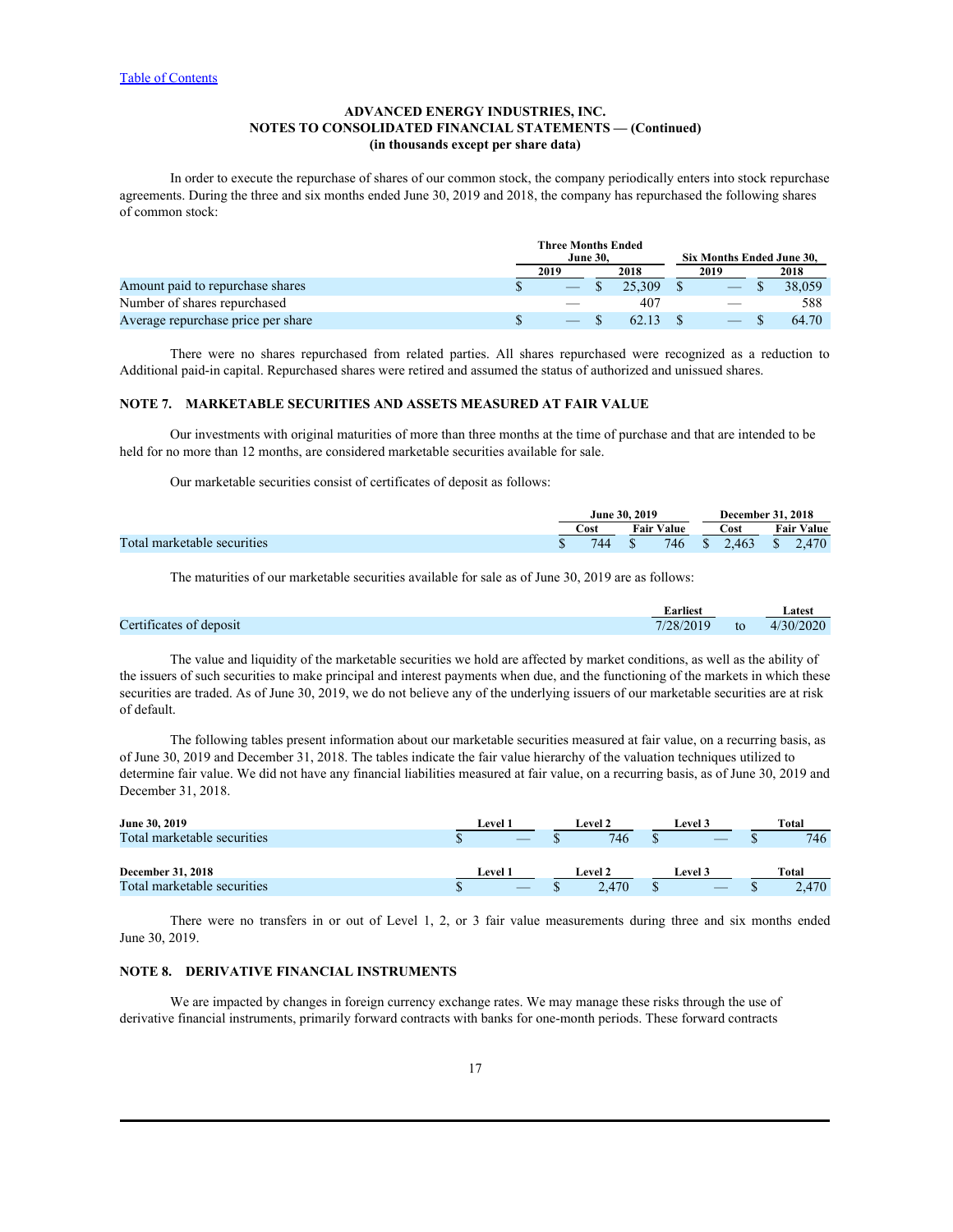ADVANCED ENERGY INDUSTRIES, INC.
NOTES TO CONSOLIDATED FINANCIAL STATEMENTS — (Continued)
(in thousands except per share data)

In order to execute the repurchase of shares of our common stock, the company periodically enters into stock repurchase agreements. During the three and six months ended June 30, 2019 and 2018, the company has repurchased the following shares of common stock:

| | Three Months Ended June 30, | | Six Months Ended June 30, | |
|---|---|---|---|---|
| | 2019 | 2018 | 2019 | 2018 |
| Amount paid to repurchase shares | $ — | $ 25,309 | $ — | $ 38,059 |
| Number of shares repurchased | — | 407 | — | 588 |
| Average repurchase price per share | $ — | $ 62.13 | $ — | $ 64.70 |

There were no shares repurchased from related parties. All shares repurchased were recognized as a reduction to Additional paid-in capital. Repurchased shares were retired and assumed the status of authorized and unissued shares.

## NOTE 7. MARKETABLE SECURITIES AND ASSETS MEASURED AT FAIR VALUE

Our investments with original maturities of more than three months at the time of purchase and that are intended to be held for no more than 12 months, are considered marketable securities available for sale.

Our marketable securities consist of certificates of deposit as follows:

| | June 30, 2019 | | December 31, 2018 | |
|---|---|---|---|---|
| | Cost | Fair Value | Cost | Fair Value |
| Total marketable securities | $ 744 | $ 746 | $ 2,463 | $ 2,470 |

The maturities of our marketable securities available for sale as of June 30, 2019 are as follows:

| | Earliest | | Latest |
|---|---|---|---|
| Certificates of deposit | 7/28/2019 | to | 4/30/2020 |

The value and liquidity of the marketable securities we hold are affected by market conditions, as well as the ability of the issuers of such securities to make principal and interest payments when due, and the functioning of the markets in which these securities are traded. As of June 30, 2019, we do not believe any of the underlying issuers of our marketable securities are at risk of default.

The following tables present information about our marketable securities measured at fair value, on a recurring basis, as of June 30, 2019 and December 31, 2018. The tables indicate the fair value hierarchy of the valuation techniques utilized to determine fair value. We did not have any financial liabilities measured at fair value, on a recurring basis, as of June 30, 2019 and December 31, 2018.

| June 30, 2019 | Level 1 | Level 2 | Level 3 | Total |
|---|---|---|---|---|
| Total marketable securities | $ — | $ 746 | $ — | $ 746 |

| December 31, 2018 | Level 1 | Level 2 | Level 3 | Total |
|---|---|---|---|---|
| Total marketable securities | $ — | $ 2,470 | $ — | $ 2,470 |

There were no transfers in or out of Level 1, 2, or 3 fair value measurements during three and six months ended June 30, 2019.

## NOTE 8. DERIVATIVE FINANCIAL INSTRUMENTS

We are impacted by changes in foreign currency exchange rates. We may manage these risks through the use of derivative financial instruments, primarily forward contracts with banks for one-month periods. These forward contracts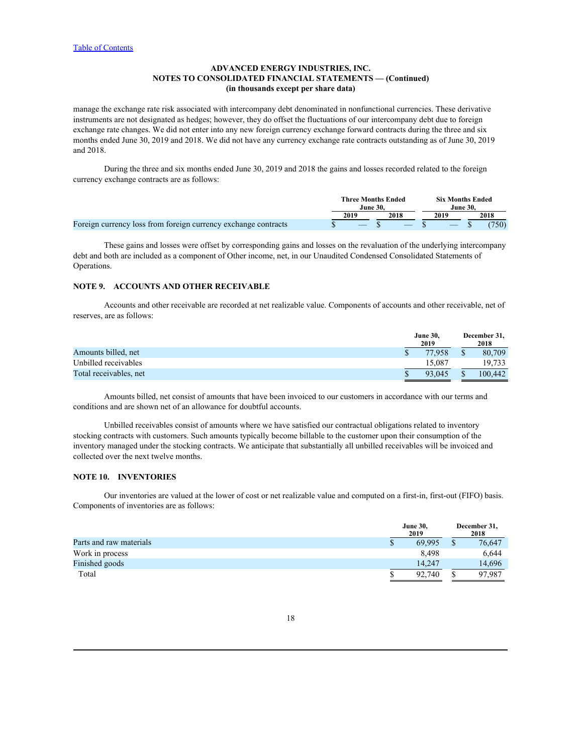manage the exchange rate risk associated with intercompany debt denominated in nonfunctional currencies. These derivative instruments are not designated as hedges; however, they do offset the fluctuations of our intercompany debt due to foreign exchange rate changes. We did not enter into any new foreign currency exchange forward contracts during the three and six months ended June 30, 2019 and 2018. We did not have any currency exchange rate contracts outstanding as of June 30, 2019 and 2018.

During the three and six months ended June 30, 2019 and 2018 the gains and losses recorded related to the foreign currency exchange contracts are as follows:

| | Three Months Ended June 30, | | Six Months Ended June 30, | |
|---|---|---|---|---|
| | 2019 | 2018 | 2019 | 2018 |
| Foreign currency loss from foreign currency exchange contracts | $ — | $ — | $ — | $ (750) |

These gains and losses were offset by corresponding gains and losses on the revaluation of the underlying intercompany debt and both are included as a component of Other income, net, in our Unaudited Condensed Consolidated Statements of Operations.

## NOTE 9. ACCOUNTS AND OTHER RECEIVABLE

Accounts and other receivable are recorded at net realizable value. Components of accounts and other receivable, net of reserves, are as follows:

| | June 30, 2019 | December 31, 2018 |
|---|---|---|
| Amounts billed, net | $ 77,958 | $ 80,709 |
| Unbilled receivables | 15,087 | 19,733 |
| Total receivables, net | $ 93,045 | $ 100,442 |

Amounts billed, net consist of amounts that have been invoiced to our customers in accordance with our terms and conditions and are shown net of an allowance for doubtful accounts.

Unbilled receivables consist of amounts where we have satisfied our contractual obligations related to inventory stocking contracts with customers. Such amounts typically become billable to the customer upon their consumption of the inventory managed under the stocking contracts. We anticipate that substantially all unbilled receivables will be invoiced and collected over the next twelve months.

## NOTE 10. INVENTORIES

Our inventories are valued at the lower of cost or net realizable value and computed on a first-in, first-out (FIFO) basis. Components of inventories are as follows:

| | June 30, 2019 | December 31, 2018 |
|---|---|---|
| Parts and raw materials | $ 69,995 | $ 76,647 |
| Work in process | 8,498 | 6,644 |
| Finished goods | 14,247 | 14,696 |
| Total | $ 92,740 | $ 97,987 |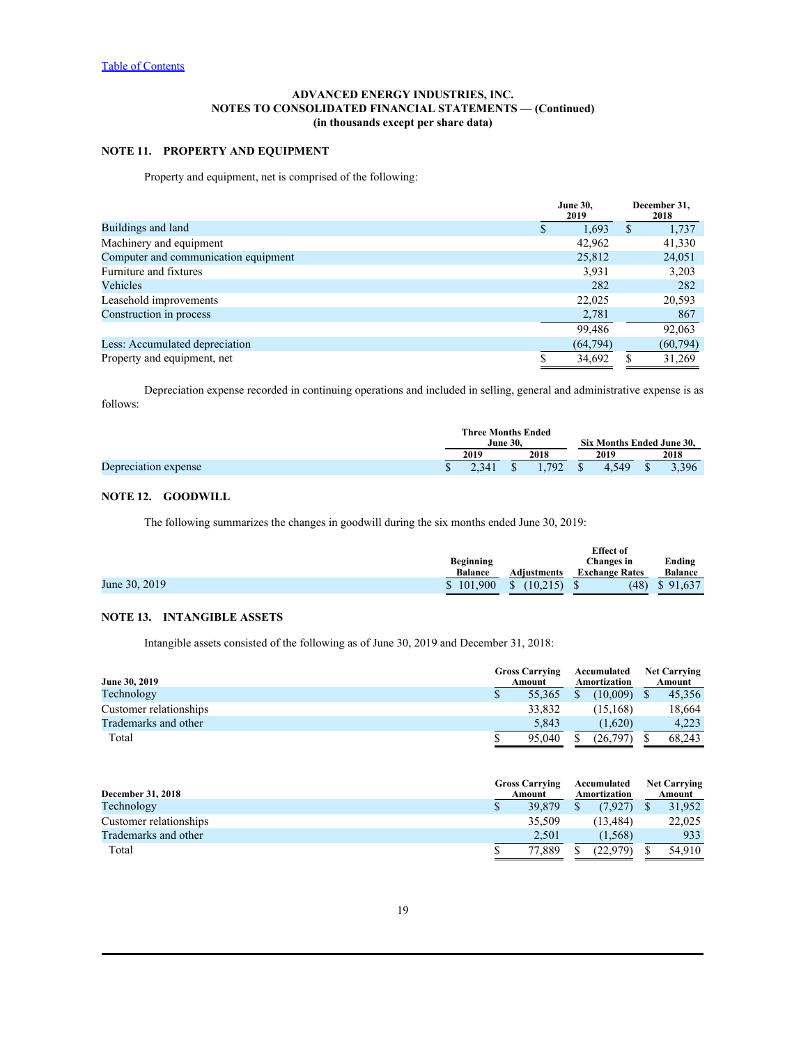[Table of Contents](#)

**ADVANCED ENERGY INDUSTRIES, INC.**
**NOTES TO CONSOLIDATED FINANCIAL STATEMENTS — (Continued)**
**(in thousands except per share data)**

## NOTE 11. PROPERTY AND EQUIPMENT

Property and equipment, net is comprised of the following:

| | June 30, 2019 | December 31, 2018 |
|---|---|---|
| Buildings and land | $ 1,693 | $ 1,737 |
| Machinery and equipment | 42,962 | 41,330 |
| Computer and communication equipment | 25,812 | 24,051 |
| Furniture and fixtures | 3,931 | 3,203 |
| Vehicles | 282 | 282 |
| Leasehold improvements | 22,025 | 20,593 |
| Construction in process | 2,781 | 867 |
| | 99,486 | 92,063 |
| Less: Accumulated depreciation | (64,794) | (60,794) |
| Property and equipment, net | $ 34,692 | $ 31,269 |

Depreciation expense recorded in continuing operations and included in selling, general and administrative expense is as follows:

| | Three Months Ended June 30, | | Six Months Ended June 30, | |
|---|---|---|---|---|
| | 2019 | 2018 | 2019 | 2018 |
| Depreciation expense | $ 2,341 | $ 1,792 | $ 4,549 | $ 3,396 |

## NOTE 12. GOODWILL

The following summarizes the changes in goodwill during the six months ended June 30, 2019:

| | Beginning Balance | Adjustments | Effect of Changes in Exchange Rates | Ending Balance |
|---|---|---|---|---|
| June 30, 2019 | $ 101,900 | $ (10,215) | $ (48) | $ 91,637 |

## NOTE 13. INTANGIBLE ASSETS

Intangible assets consisted of the following as of June 30, 2019 and December 31, 2018:

| June 30, 2019 | Gross Carrying Amount | Accumulated Amortization | Net Carrying Amount |
|---|---|---|---|
| Technology | $ 55,365 | $ (10,009) | $ 45,356 |
| Customer relationships | 33,832 | (15,168) | 18,664 |
| Trademarks and other | 5,843 | (1,620) | 4,223 |
| Total | $ 95,040 | $ (26,797) | $ 68,243 |

| December 31, 2018 | Gross Carrying Amount | Accumulated Amortization | Net Carrying Amount |
|---|---|---|---|
| Technology | $ 39,879 | $ (7,927) | $ 31,952 |
| Customer relationships | 35,509 | (13,484) | 22,025 |
| Trademarks and other | 2,501 | (1,568) | 933 |
| Total | $ 77,889 | $ (22,979) | $ 54,910 |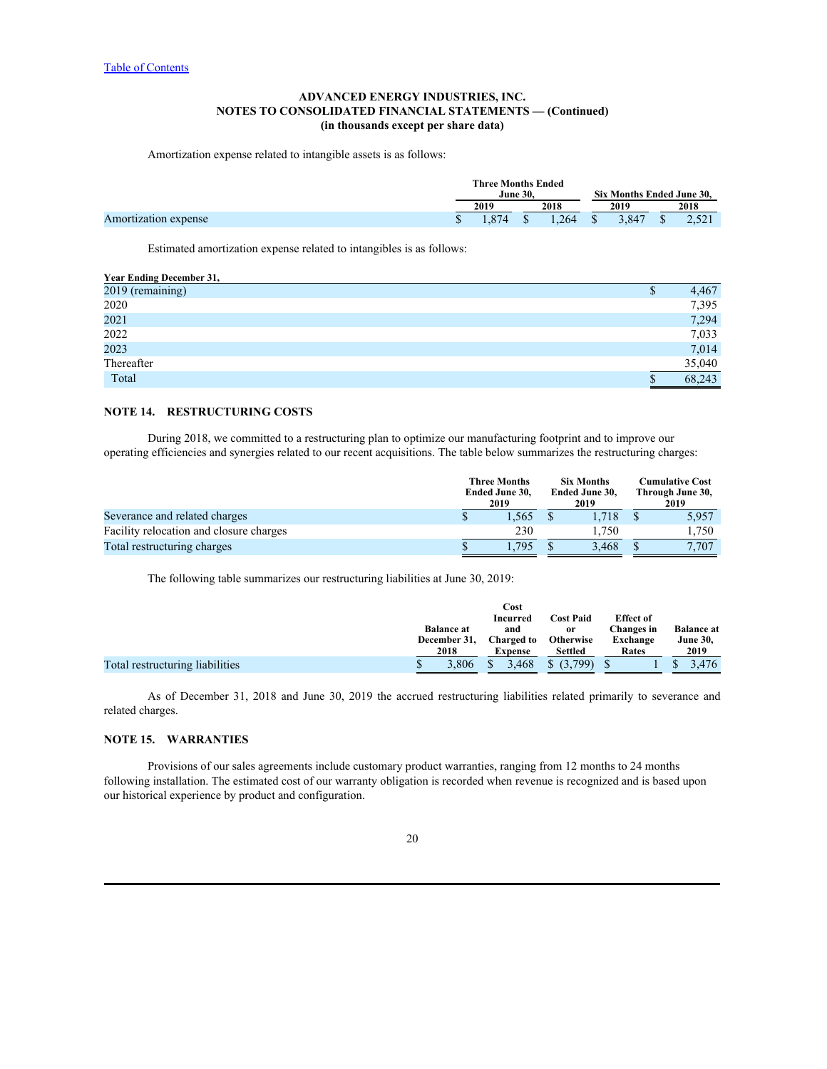**ADVANCED ENERGY INDUSTRIES, INC.**
**NOTES TO CONSOLIDATED FINANCIAL STATEMENTS — (Continued)**
**(in thousands except per share data)**

Amortization expense related to intangible assets is as follows:

| | Three Months Ended June 30, | | Six Months Ended June 30, | |
|---|---|---|---|---|
| | 2019 | 2018 | 2019 | 2018 |
| Amortization expense | $ 1,874 | $ 1,264 | $ 3,847 | $ 2,521 |

Estimated amortization expense related to intangibles is as follows:

| Year Ending December 31, | |
|---|---|
| 2019 (remaining) | $ 4,467 |
| 2020 | 7,395 |
| 2021 | 7,294 |
| 2022 | 7,033 |
| 2023 | 7,014 |
| Thereafter | 35,040 |
| Total | $ 68,243 |

## NOTE 14. RESTRUCTURING COSTS

During 2018, we committed to a restructuring plan to optimize our manufacturing footprint and to improve our operating efficiencies and synergies related to our recent acquisitions. The table below summarizes the restructuring charges:

| | Three Months Ended June 30, 2019 | Six Months Ended June 30, 2019 | Cumulative Cost Through June 30, 2019 |
|---|---|---|---|
| Severance and related charges | $ 1,565 | $ 1,718 | $ 5,957 |
| Facility relocation and closure charges | 230 | 1,750 | 1,750 |
| Total restructuring charges | $ 1,795 | $ 3,468 | $ 7,707 |

The following table summarizes our restructuring liabilities at June 30, 2019:

| | Balance at December 31, 2018 | Cost Incurred and Charged to Expense | Cost Paid or Otherwise Settled | Effect of Changes in Exchange Rates | Balance at June 30, 2019 |
|---|---|---|---|---|---|
| Total restructuring liabilities | $ 3,806 | $ 3,468 | $ (3,799) | $ 1 | $ 3,476 |

As of December 31, 2018 and June 30, 2019 the accrued restructuring liabilities related primarily to severance and related charges.

## NOTE 15. WARRANTIES

Provisions of our sales agreements include customary product warranties, ranging from 12 months to 24 months following installation. The estimated cost of our warranty obligation is recorded when revenue is recognized and is based upon our historical experience by product and configuration.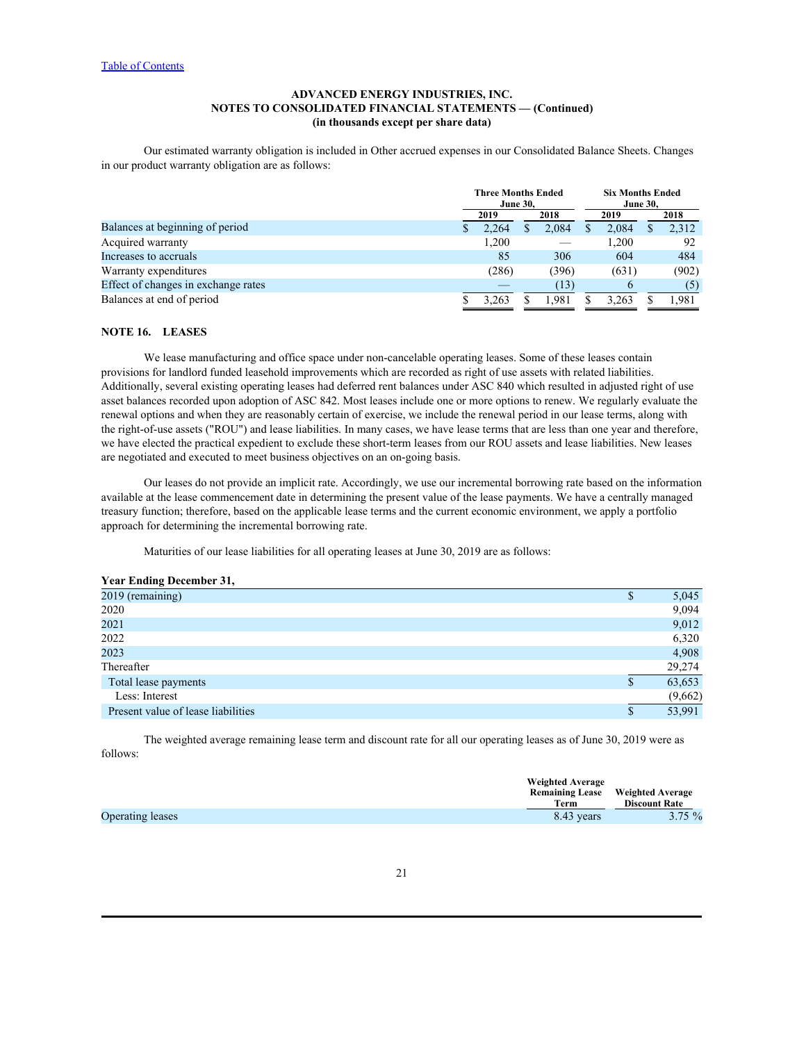ADVANCED ENERGY INDUSTRIES, INC.
NOTES TO CONSOLIDATED FINANCIAL STATEMENTS — (Continued)
(in thousands except per share data)

Our estimated warranty obligation is included in Other accrued expenses in our Consolidated Balance Sheets. Changes in our product warranty obligation are as follows:

| | Three Months Ended June 30, | | Six Months Ended June 30, | |
|---|---|---|---|---|
| | 2019 | 2018 | 2019 | 2018 |
| Balances at beginning of period | $ 2,264 | $ 2,084 | $ 2,084 | $ 2,312 |
| Acquired warranty | 1,200 | — | 1,200 | 92 |
| Increases to accruals | 85 | 306 | 604 | 484 |
| Warranty expenditures | (286) | (396) | (631) | (902) |
| Effect of changes in exchange rates | — | (13) | 6 | (5) |
| Balances at end of period | $ 3,263 | $ 1,981 | $ 3,263 | $ 1,981 |

## NOTE 16. LEASES

We lease manufacturing and office space under non-cancelable operating leases. Some of these leases contain provisions for landlord funded leasehold improvements which are recorded as right of use assets with related liabilities. Additionally, several existing operating leases had deferred rent balances under ASC 840 which resulted in adjusted right of use asset balances recorded upon adoption of ASC 842. Most leases include one or more options to renew. We regularly evaluate the renewal options and when they are reasonably certain of exercise, we include the renewal period in our lease terms, along with the right-of-use assets ("ROU") and lease liabilities. In many cases, we have lease terms that are less than one year and therefore, we have elected the practical expedient to exclude these short-term leases from our ROU assets and lease liabilities. New leases are negotiated and executed to meet business objectives on an on-going basis.

Our leases do not provide an implicit rate. Accordingly, we use our incremental borrowing rate based on the information available at the lease commencement date in determining the present value of the lease payments. We have a centrally managed treasury function; therefore, based on the applicable lease terms and the current economic environment, we apply a portfolio approach for determining the incremental borrowing rate.

Maturities of our lease liabilities for all operating leases at June 30, 2019 are as follows:

| Year Ending December 31, | |
|---|---|
| 2019 (remaining) | $ 5,045 |
| 2020 | 9,094 |
| 2021 | 9,012 |
| 2022 | 6,320 |
| 2023 | 4,908 |
| Thereafter | 29,274 |
| Total lease payments | $ 63,653 |
| Less: Interest | (9,662) |
| Present value of lease liabilities | $ 53,991 |

The weighted average remaining lease term and discount rate for all our operating leases as of June 30, 2019 were as follows:

| | Weighted Average Remaining Lease Term | Weighted Average Discount Rate |
|---|---|---|
| Operating leases | 8.43 years | 3.75 % |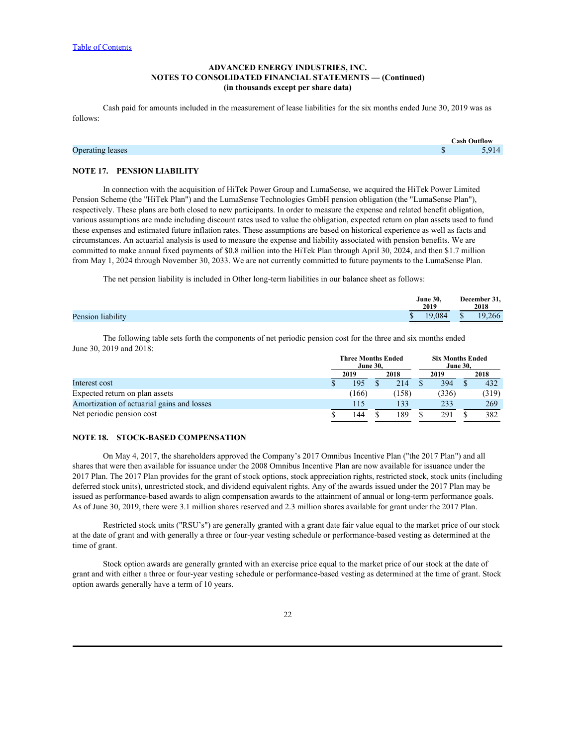ADVANCED ENERGY INDUSTRIES, INC.
NOTES TO CONSOLIDATED FINANCIAL STATEMENTS — (Continued)
(in thousands except per share data)

Cash paid for amounts included in the measurement of lease liabilities for the six months ended June 30, 2019 was as follows:

| | Cash Outflow |
|---|---|
| Operating leases | $ 5,914 |

## NOTE 17. PENSION LIABILITY

In connection with the acquisition of HiTek Power Group and LumaSense, we acquired the HiTek Power Limited Pension Scheme (the "HiTek Plan") and the LumaSense Technologies GmbH pension obligation (the "LumaSense Plan"), respectively. These plans are both closed to new participants. In order to measure the expense and related benefit obligation, various assumptions are made including discount rates used to value the obligation, expected return on plan assets used to fund these expenses and estimated future inflation rates. These assumptions are based on historical experience as well as facts and circumstances. An actuarial analysis is used to measure the expense and liability associated with pension benefits. We are committed to make annual fixed payments of $0.8 million into the HiTek Plan through April 30, 2024, and then $1.7 million from May 1, 2024 through November 30, 2033. We are not currently committed to future payments to the LumaSense Plan.

The net pension liability is included in Other long-term liabilities in our balance sheet as follows:

| | June 30, 2019 | December 31, 2018 |
|---|---|---|
| Pension liability | $ 19,084 | $ 19,266 |

The following table sets forth the components of net periodic pension cost for the three and six months ended June 30, 2019 and 2018:

| | Three Months Ended June 30, | | Six Months Ended June 30, | |
|---|---|---|---|---|
| | 2019 | 2018 | 2019 | 2018 |
| Interest cost | $ 195 | $ 214 | $ 394 | $ 432 |
| Expected return on plan assets | (166) | (158) | (336) | (319) |
| Amortization of actuarial gains and losses | 115 | 133 | 233 | 269 |
| Net periodic pension cost | $ 144 | $ 189 | $ 291 | $ 382 |

## NOTE 18. STOCK-BASED COMPENSATION

On May 4, 2017, the shareholders approved the Company's 2017 Omnibus Incentive Plan ("the 2017 Plan") and all shares that were then available for issuance under the 2008 Omnibus Incentive Plan are now available for issuance under the 2017 Plan. The 2017 Plan provides for the grant of stock options, stock appreciation rights, restricted stock, stock units (including deferred stock units), unrestricted stock, and dividend equivalent rights. Any of the awards issued under the 2017 Plan may be issued as performance-based awards to align compensation awards to the attainment of annual or long-term performance goals. As of June 30, 2019, there were 3.1 million shares reserved and 2.3 million shares available for grant under the 2017 Plan.

Restricted stock units ("RSU's") are generally granted with a grant date fair value equal to the market price of our stock at the date of grant and with generally a three or four-year vesting schedule or performance-based vesting as determined at the time of grant.

Stock option awards are generally granted with an exercise price equal to the market price of our stock at the date of grant and with either a three or four-year vesting schedule or performance-based vesting as determined at the time of grant. Stock option awards generally have a term of 10 years.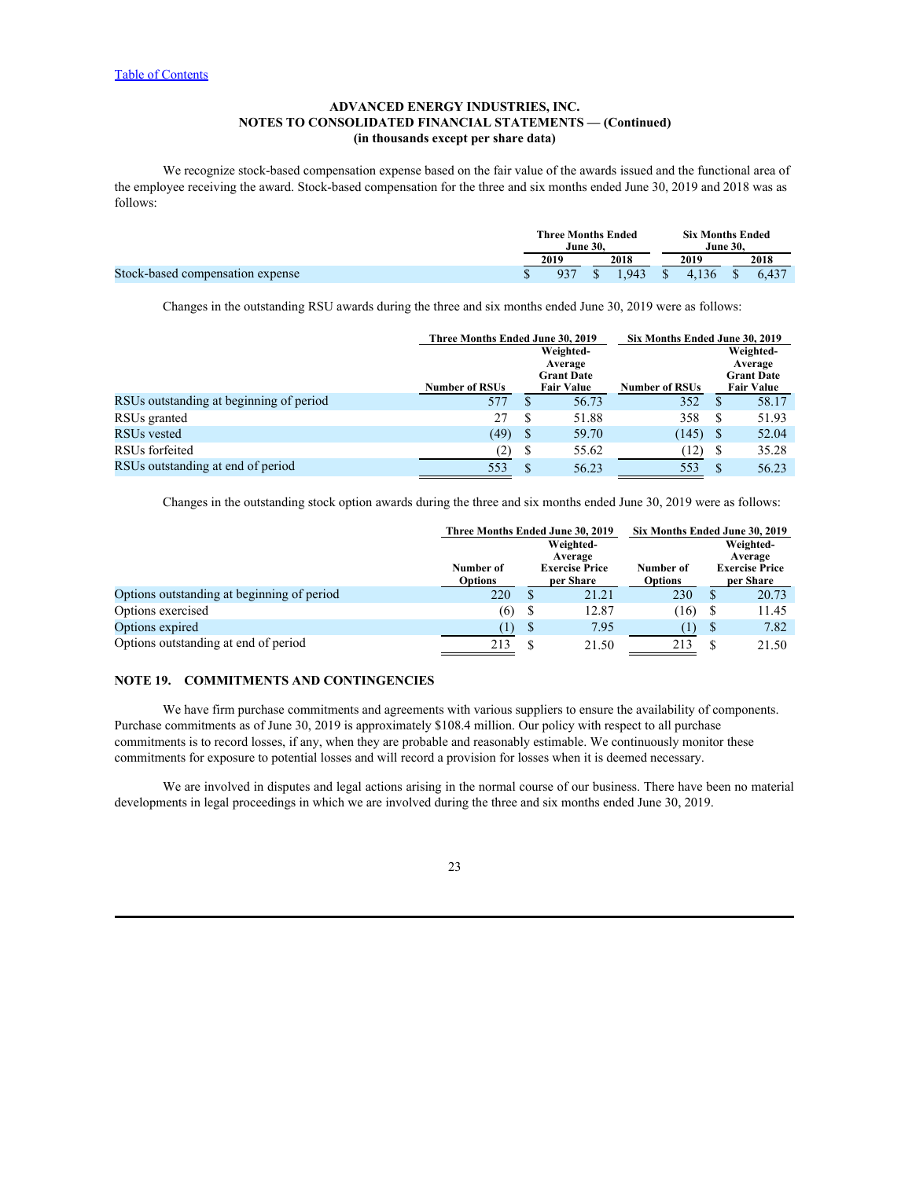Table of Contents

**ADVANCED ENERGY INDUSTRIES, INC.**
**NOTES TO CONSOLIDATED FINANCIAL STATEMENTS — (Continued)**
**(in thousands except per share data)**

We recognize stock-based compensation expense based on the fair value of the awards issued and the functional area of the employee receiving the award. Stock-based compensation for the three and six months ended June 30, 2019 and 2018 was as follows:

| | Three Months Ended June 30, | | Six Months Ended June 30, | |
|---|---|---|---|---|
| | 2019 | 2018 | 2019 | 2018 |
| Stock-based compensation expense | $ 937 | $ 1,943 | $ 4,136 | $ 6,437 |

Changes in the outstanding RSU awards during the three and six months ended June 30, 2019 were as follows:

| | Three Months Ended June 30, 2019 | | Six Months Ended June 30, 2019 | |
|---|---|---|---|---|
| | Number of RSUs | Weighted-Average Grant Date Fair Value | Number of RSUs | Weighted-Average Grant Date Fair Value |
| RSUs outstanding at beginning of period | 577 | $ 56.73 | 352 | $ 58.17 |
| RSUs granted | 27 | $ 51.88 | 358 | $ 51.93 |
| RSUs vested | (49) | $ 59.70 | (145) | $ 52.04 |
| RSUs forfeited | (2) | $ 55.62 | (12) | $ 35.28 |
| RSUs outstanding at end of period | 553 | $ 56.23 | 553 | $ 56.23 |

Changes in the outstanding stock option awards during the three and six months ended June 30, 2019 were as follows:

| | Three Months Ended June 30, 2019 | | Six Months Ended June 30, 2019 | |
|---|---|---|---|---|
| | Number of Options | Weighted-Average Exercise Price per Share | Number of Options | Weighted-Average Exercise Price per Share |
| Options outstanding at beginning of period | 220 | $ 21.21 | 230 | $ 20.73 |
| Options exercised | (6) | $ 12.87 | (16) | $ 11.45 |
| Options expired | (1) | $ 7.95 | (1) | $ 7.82 |
| Options outstanding at end of period | 213 | $ 21.50 | 213 | $ 21.50 |

## NOTE 19. COMMITMENTS AND CONTINGENCIES

We have firm purchase commitments and agreements with various suppliers to ensure the availability of components. Purchase commitments as of June 30, 2019 is approximately $108.4 million. Our policy with respect to all purchase commitments is to record losses, if any, when they are probable and reasonably estimable. We continuously monitor these commitments for exposure to potential losses and will record a provision for losses when it is deemed necessary.

We are involved in disputes and legal actions arising in the normal course of our business. There have been no material developments in legal proceedings in which we are involved during the three and six months ended June 30, 2019.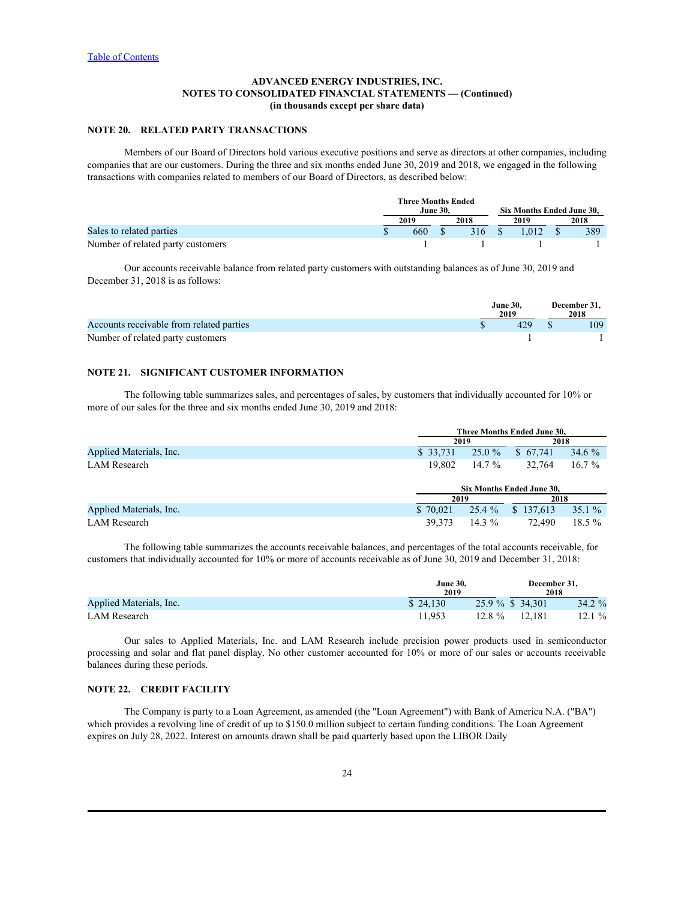[Table of Contents]

**ADVANCED ENERGY INDUSTRIES, INC.**
**NOTES TO CONSOLIDATED FINANCIAL STATEMENTS — (Continued)**
**(in thousands except per share data)**

## NOTE 20. RELATED PARTY TRANSACTIONS

Members of our Board of Directors hold various executive positions and serve as directors at other companies, including companies that are our customers. During the three and six months ended June 30, 2019 and 2018, we engaged in the following transactions with companies related to members of our Board of Directors, as described below:

| | Three Months Ended June 30, | | Six Months Ended June 30, | |
|---|---|---|---|---|
| | 2019 | 2018 | 2019 | 2018 |
| Sales to related parties | $ 660 | $ 316 | $ 1,012 | $ 389 |
| Number of related party customers | 1 | 1 | 1 | 1 |

Our accounts receivable balance from related party customers with outstanding balances as of June 30, 2019 and December 31, 2018 is as follows:

| | June 30, 2019 | December 31, 2018 |
|---|---|---|
| Accounts receivable from related parties | $ 429 | $ 109 |
| Number of related party customers | 1 | 1 |

## NOTE 21. SIGNIFICANT CUSTOMER INFORMATION

The following table summarizes sales, and percentages of sales, by customers that individually accounted for 10% or more of our sales for the three and six months ended June 30, 2019 and 2018:

| | Three Months Ended June 30, | | | |
|---|---|---|---|---|
| | 2019 | | 2018 | |
| Applied Materials, Inc. | $ 33,731 | 25.0 % | $ 67,741 | 34.6 % |
| LAM Research | 19,802 | 14.7 % | 32,764 | 16.7 % |

| | Six Months Ended June 30, | | | |
|---|---|---|---|---|
| | 2019 | | 2018 | |
| Applied Materials, Inc. | $ 70,021 | 25.4 % | $ 137,613 | 35.1 % |
| LAM Research | 39,373 | 14.3 % | 72,490 | 18.5 % |

The following table summarizes the accounts receivable balances, and percentages of the total accounts receivable, for customers that individually accounted for 10% or more of accounts receivable as of June 30, 2019 and December 31, 2018:

| | June 30, 2019 | | December 31, 2018 | |
|---|---|---|---|---|
| Applied Materials, Inc. | $ 24,130 | 25.9 % | $ 34,301 | 34.2 % |
| LAM Research | 11,953 | 12.8 % | 12,181 | 12.1 % |

Our sales to Applied Materials, Inc. and LAM Research include precision power products used in semiconductor processing and solar and flat panel display. No other customer accounted for 10% or more of our sales or accounts receivable balances during these periods.

## NOTE 22. CREDIT FACILITY

The Company is party to a Loan Agreement, as amended (the "Loan Agreement") with Bank of America N.A. ("BA") which provides a revolving line of credit of up to $150.0 million subject to certain funding conditions. The Loan Agreement expires on July 28, 2022. Interest on amounts drawn shall be paid quarterly based upon the LIBOR Daily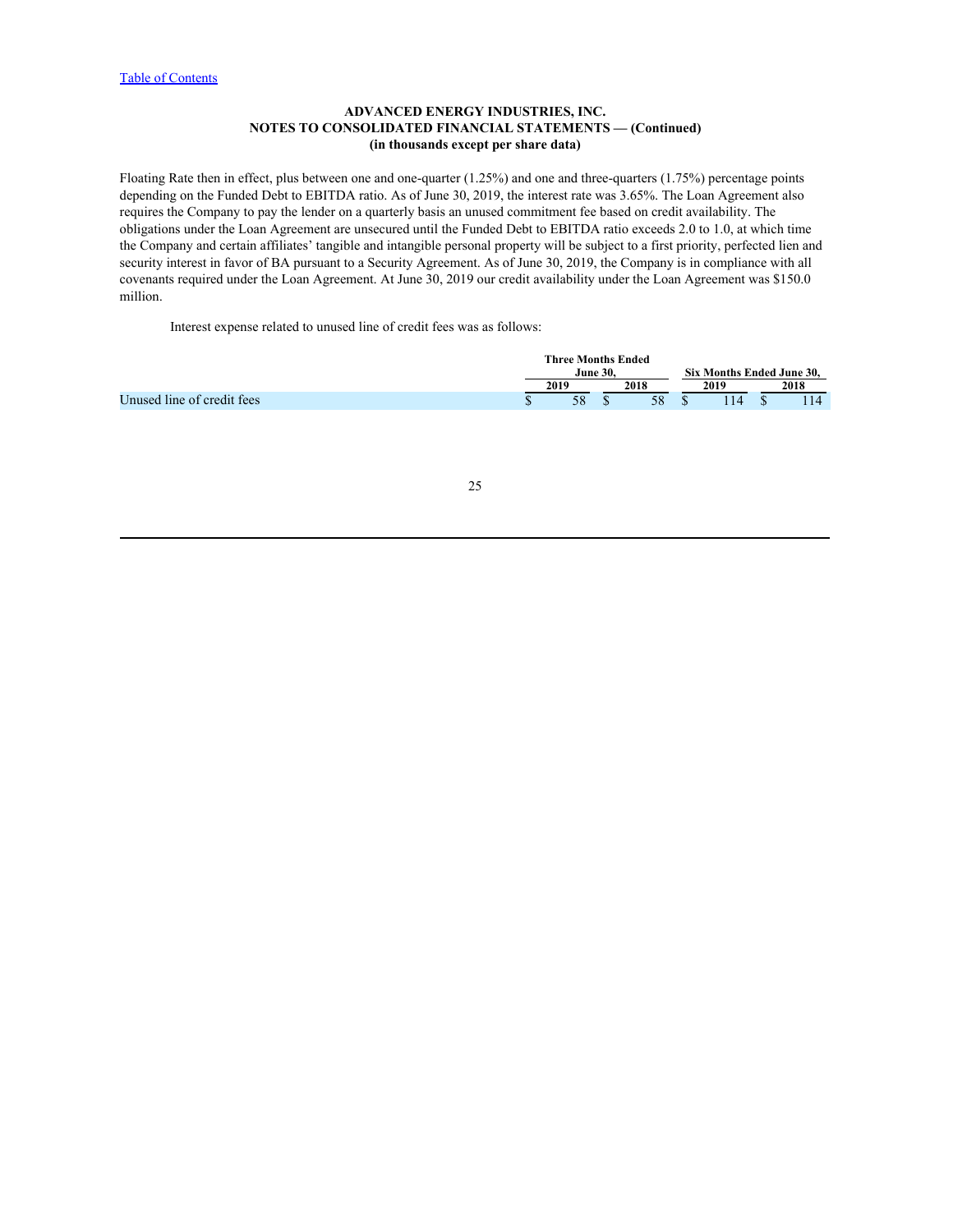Floating Rate then in effect, plus between one and one-quarter (1.25%) and one and three-quarters (1.75%) percentage points depending on the Funded Debt to EBITDA ratio. As of June 30, 2019, the interest rate was 3.65%. The Loan Agreement also requires the Company to pay the lender on a quarterly basis an unused commitment fee based on credit availability. The obligations under the Loan Agreement are unsecured until the Funded Debt to EBITDA ratio exceeds 2.0 to 1.0, at which time the Company and certain affiliates' tangible and intangible personal property will be subject to a first priority, perfected lien and security interest in favor of BA pursuant to a Security Agreement. As of June 30, 2019, the Company is in compliance with all covenants required under the Loan Agreement. At June 30, 2019 our credit availability under the Loan Agreement was $150.0 million.

Interest expense related to unused line of credit fees was as follows:

| | Three Months Ended June 30, | | Six Months Ended June 30, | |
|---|---|---|---|---|
| | 2019 | 2018 | 2019 | 2018 |
| Unused line of credit fees | $ 58 | $ 58 | $ 114 | $ 114 |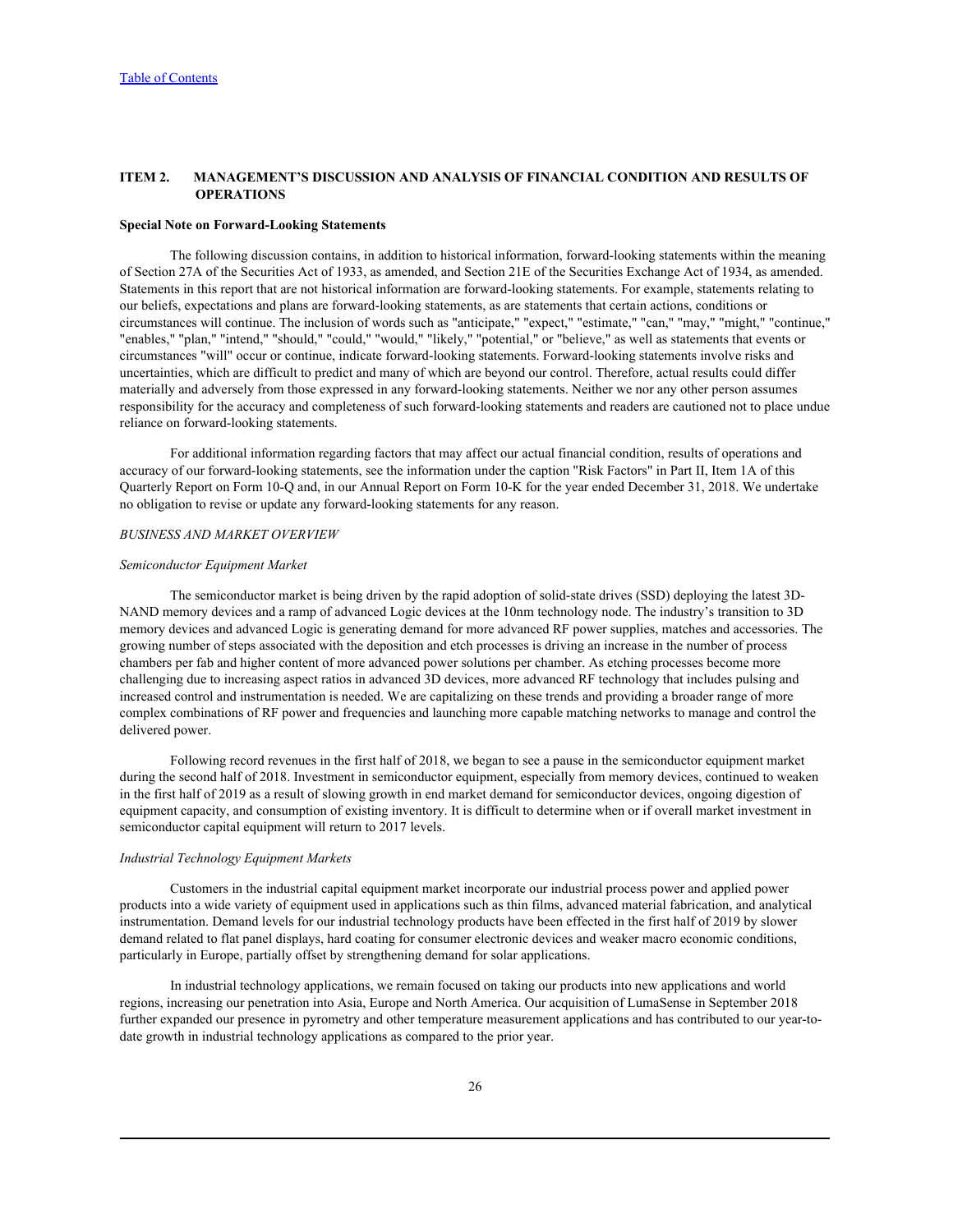## ITEM 2. MANAGEMENT'S DISCUSSION AND ANALYSIS OF FINANCIAL CONDITION AND RESULTS OF OPERATIONS

**Special Note on Forward-Looking Statements**

The following discussion contains, in addition to historical information, forward-looking statements within the meaning of Section 27A of the Securities Act of 1933, as amended, and Section 21E of the Securities Exchange Act of 1934, as amended. Statements in this report that are not historical information are forward-looking statements. For example, statements relating to our beliefs, expectations and plans are forward-looking statements, as are statements that certain actions, conditions or circumstances will continue. The inclusion of words such as "anticipate," "expect," "estimate," "can," "may," "might," "continue," "enables," "plan," "intend," "should," "could," "would," "likely," "potential," or "believe," as well as statements that events or circumstances "will" occur or continue, indicate forward-looking statements. Forward-looking statements involve risks and uncertainties, which are difficult to predict and many of which are beyond our control. Therefore, actual results could differ materially and adversely from those expressed in any forward-looking statements. Neither we nor any other person assumes responsibility for the accuracy and completeness of such forward-looking statements and readers are cautioned not to place undue reliance on forward-looking statements.

For additional information regarding factors that may affect our actual financial condition, results of operations and accuracy of our forward-looking statements, see the information under the caption "Risk Factors" in Part II, Item 1A of this Quarterly Report on Form 10-Q and, in our Annual Report on Form 10-K for the year ended December 31, 2018. We undertake no obligation to revise or update any forward-looking statements for any reason.

*BUSINESS AND MARKET OVERVIEW*

*Semiconductor Equipment Market*

The semiconductor market is being driven by the rapid adoption of solid-state drives (SSD) deploying the latest 3D-NAND memory devices and a ramp of advanced Logic devices at the 10nm technology node. The industry's transition to 3D memory devices and advanced Logic is generating demand for more advanced RF power supplies, matches and accessories. The growing number of steps associated with the deposition and etch processes is driving an increase in the number of process chambers per fab and higher content of more advanced power solutions per chamber. As etching processes become more challenging due to increasing aspect ratios in advanced 3D devices, more advanced RF technology that includes pulsing and increased control and instrumentation is needed. We are capitalizing on these trends and providing a broader range of more complex combinations of RF power and frequencies and launching more capable matching networks to manage and control the delivered power.

Following record revenues in the first half of 2018, we began to see a pause in the semiconductor equipment market during the second half of 2018. Investment in semiconductor equipment, especially from memory devices, continued to weaken in the first half of 2019 as a result of slowing growth in end market demand for semiconductor devices, ongoing digestion of equipment capacity, and consumption of existing inventory. It is difficult to determine when or if overall market investment in semiconductor capital equipment will return to 2017 levels.

*Industrial Technology Equipment Markets*

Customers in the industrial capital equipment market incorporate our industrial process power and applied power products into a wide variety of equipment used in applications such as thin films, advanced material fabrication, and analytical instrumentation. Demand levels for our industrial technology products have been effected in the first half of 2019 by slower demand related to flat panel displays, hard coating for consumer electronic devices and weaker macro economic conditions, particularly in Europe, partially offset by strengthening demand for solar applications.

In industrial technology applications, we remain focused on taking our products into new applications and world regions, increasing our penetration into Asia, Europe and North America. Our acquisition of LumaSense in September 2018 further expanded our presence in pyrometry and other temperature measurement applications and has contributed to our year-to-date growth in industrial technology applications as compared to the prior year.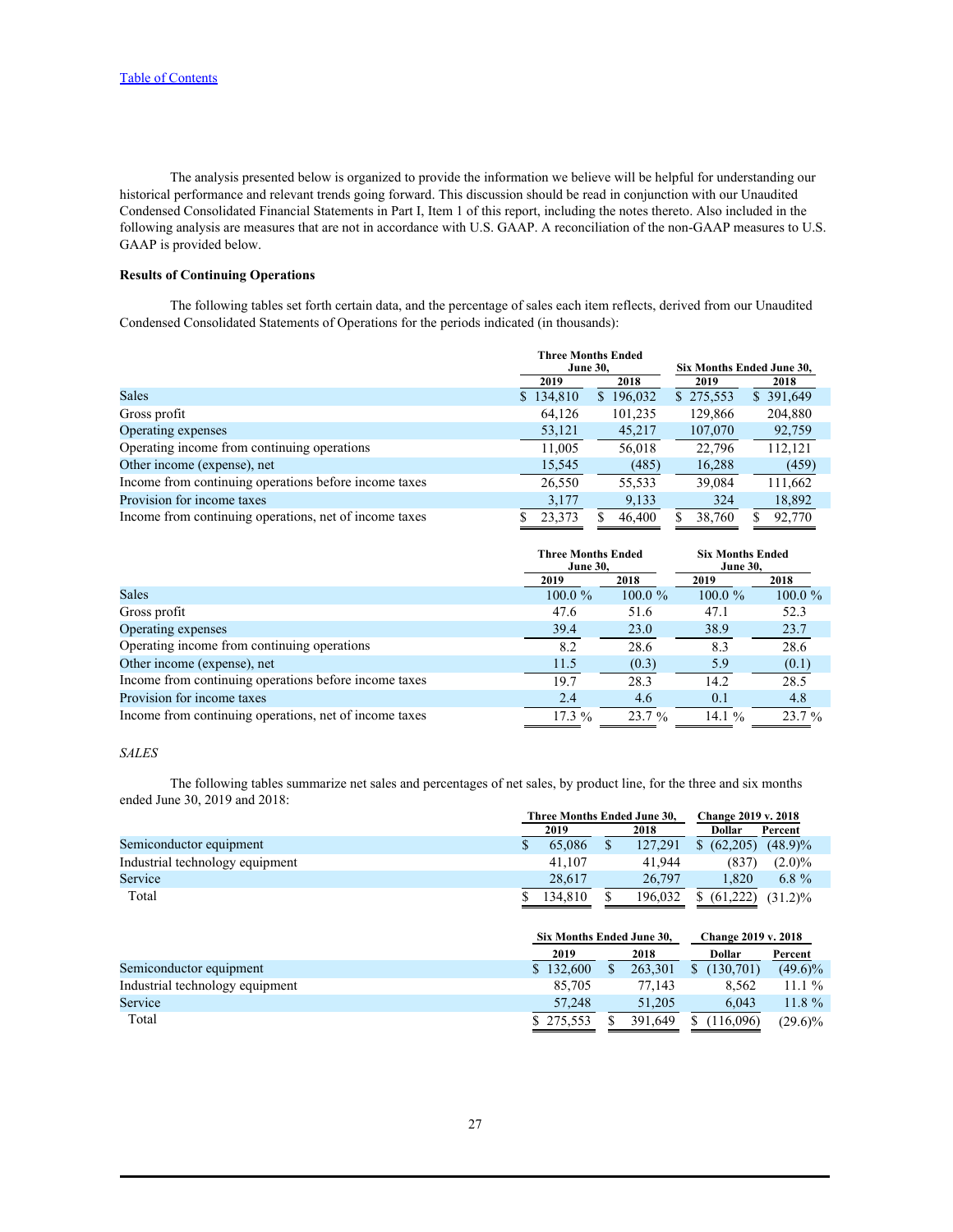[Table of Contents](#)

The analysis presented below is organized to provide the information we believe will be helpful for understanding our historical performance and relevant trends going forward. This discussion should be read in conjunction with our Unaudited Condensed Consolidated Financial Statements in Part I, Item 1 of this report, including the notes thereto. Also included in the following analysis are measures that are not in accordance with U.S. GAAP. A reconciliation of the non-GAAP measures to U.S. GAAP is provided below.

**Results of Continuing Operations**

The following tables set forth certain data, and the percentage of sales each item reflects, derived from our Unaudited Condensed Consolidated Statements of Operations for the periods indicated (in thousands):

| | Three Months Ended June 30, | | Six Months Ended June 30, | |
|---|---|---|---|---|
| | 2019 | 2018 | 2019 | 2018 |
| Sales | $ 134,810 | $ 196,032 | $ 275,553 | $ 391,649 |
| Gross profit | 64,126 | 101,235 | 129,866 | 204,880 |
| Operating expenses | 53,121 | 45,217 | 107,070 | 92,759 |
| Operating income from continuing operations | 11,005 | 56,018 | 22,796 | 112,121 |
| Other income (expense), net | 15,545 | (485) | 16,288 | (459) |
| Income from continuing operations before income taxes | 26,550 | 55,533 | 39,084 | 111,662 |
| Provision for income taxes | 3,177 | 9,133 | 324 | 18,892 |
| Income from continuing operations, net of income taxes | $ 23,373 | $ 46,400 | $ 38,760 | $ 92,770 |

| | Three Months Ended June 30, | | Six Months Ended June 30, | |
|---|---|---|---|---|
| | 2019 | 2018 | 2019 | 2018 |
| Sales | 100.0 % | 100.0 % | 100.0 % | 100.0 % |
| Gross profit | 47.6 | 51.6 | 47.1 | 52.3 |
| Operating expenses | 39.4 | 23.0 | 38.9 | 23.7 |
| Operating income from continuing operations | 8.2 | 28.6 | 8.3 | 28.6 |
| Other income (expense), net | 11.5 | (0.3) | 5.9 | (0.1) |
| Income from continuing operations before income taxes | 19.7 | 28.3 | 14.2 | 28.5 |
| Provision for income taxes | 2.4 | 4.6 | 0.1 | 4.8 |
| Income from continuing operations, net of income taxes | 17.3 % | 23.7 % | 14.1 % | 23.7 % |

*SALES*

The following tables summarize net sales and percentages of net sales, by product line, for the three and six months ended June 30, 2019 and 2018:

| | Three Months Ended June 30, | | Change 2019 v. 2018 | |
|---|---|---|---|---|
| | 2019 | 2018 | Dollar | Percent |
| Semiconductor equipment | $ 65,086 | $ 127,291 | $ (62,205) | (48.9)% |
| Industrial technology equipment | 41,107 | 41,944 | (837) | (2.0)% |
| Service | 28,617 | 26,797 | 1,820 | 6.8 % |
| Total | $ 134,810 | $ 196,032 | $ (61,222) | (31.2)% |

| | Six Months Ended June 30, | | Change 2019 v. 2018 | |
|---|---|---|---|---|
| | 2019 | 2018 | Dollar | Percent |
| Semiconductor equipment | $ 132,600 | $ 263,301 | $ (130,701) | (49.6)% |
| Industrial technology equipment | 85,705 | 77,143 | 8,562 | 11.1 % |
| Service | 57,248 | 51,205 | 6,043 | 11.8 % |
| Total | $ 275,553 | $ 391,649 | $ (116,096) | (29.6)% |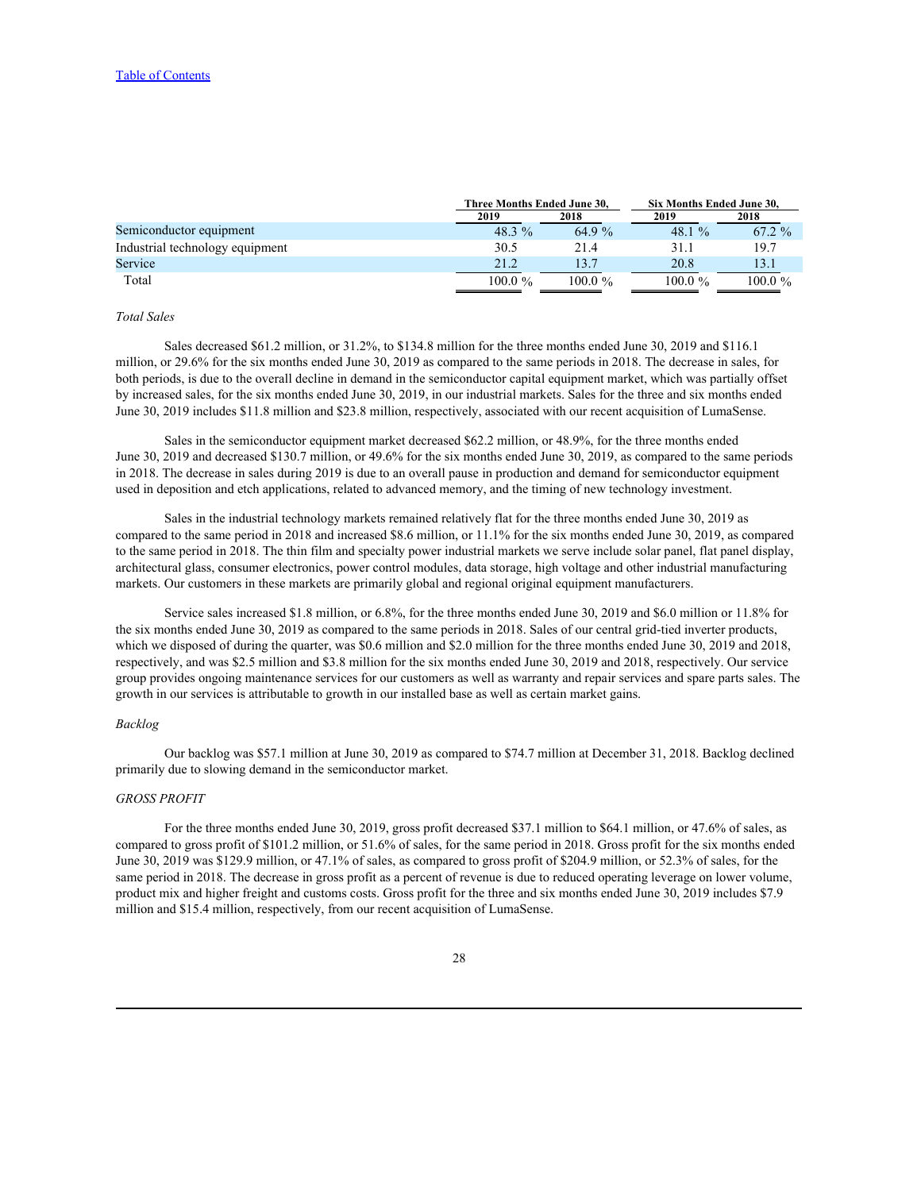| | Three Months Ended June 30, | | Six Months Ended June 30, | |
|---|---|---|---|---|
| | 2019 | 2018 | 2019 | 2018 |
| Semiconductor equipment | 48.3 % | 64.9 % | 48.1 % | 67.2 % |
| Industrial technology equipment | 30.5 | 21.4 | 31.1 | 19.7 |
| Service | 21.2 | 13.7 | 20.8 | 13.1 |
| Total | 100.0 % | 100.0 % | 100.0 % | 100.0 % |

*Total Sales*

Sales decreased $61.2 million, or 31.2%, to $134.8 million for the three months ended June 30, 2019 and $116.1 million, or 29.6% for the six months ended June 30, 2019 as compared to the same periods in 2018. The decrease in sales, for both periods, is due to the overall decline in demand in the semiconductor capital equipment market, which was partially offset by increased sales, for the six months ended June 30, 2019, in our industrial markets. Sales for the three and six months ended June 30, 2019 includes $11.8 million and $23.8 million, respectively, associated with our recent acquisition of LumaSense.

Sales in the semiconductor equipment market decreased $62.2 million, or 48.9%, for the three months ended June 30, 2019 and decreased $130.7 million, or 49.6% for the six months ended June 30, 2019, as compared to the same periods in 2018. The decrease in sales during 2019 is due to an overall pause in production and demand for semiconductor equipment used in deposition and etch applications, related to advanced memory, and the timing of new technology investment.

Sales in the industrial technology markets remained relatively flat for the three months ended June 30, 2019 as compared to the same period in 2018 and increased $8.6 million, or 11.1% for the six months ended June 30, 2019, as compared to the same period in 2018. The thin film and specialty power industrial markets we serve include solar panel, flat panel display, architectural glass, consumer electronics, power control modules, data storage, high voltage and other industrial manufacturing markets. Our customers in these markets are primarily global and regional original equipment manufacturers.

Service sales increased $1.8 million, or 6.8%, for the three months ended June 30, 2019 and $6.0 million or 11.8% for the six months ended June 30, 2019 as compared to the same periods in 2018. Sales of our central grid-tied inverter products, which we disposed of during the quarter, was $0.6 million and $2.0 million for the three months ended June 30, 2019 and 2018, respectively, and was $2.5 million and $3.8 million for the six months ended June 30, 2019 and 2018, respectively. Our service group provides ongoing maintenance services for our customers as well as warranty and repair services and spare parts sales. The growth in our services is attributable to growth in our installed base as well as certain market gains.

*Backlog*

Our backlog was $57.1 million at June 30, 2019 as compared to $74.7 million at December 31, 2018. Backlog declined primarily due to slowing demand in the semiconductor market.

*GROSS PROFIT*

For the three months ended June 30, 2019, gross profit decreased $37.1 million to $64.1 million, or 47.6% of sales, as compared to gross profit of $101.2 million, or 51.6% of sales, for the same period in 2018. Gross profit for the six months ended June 30, 2019 was $129.9 million, or 47.1% of sales, as compared to gross profit of $204.9 million, or 52.3% of sales, for the same period in 2018. The decrease in gross profit as a percent of revenue is due to reduced operating leverage on lower volume, product mix and higher freight and customs costs. Gross profit for the three and six months ended June 30, 2019 includes $7.9 million and $15.4 million, respectively, from our recent acquisition of LumaSense.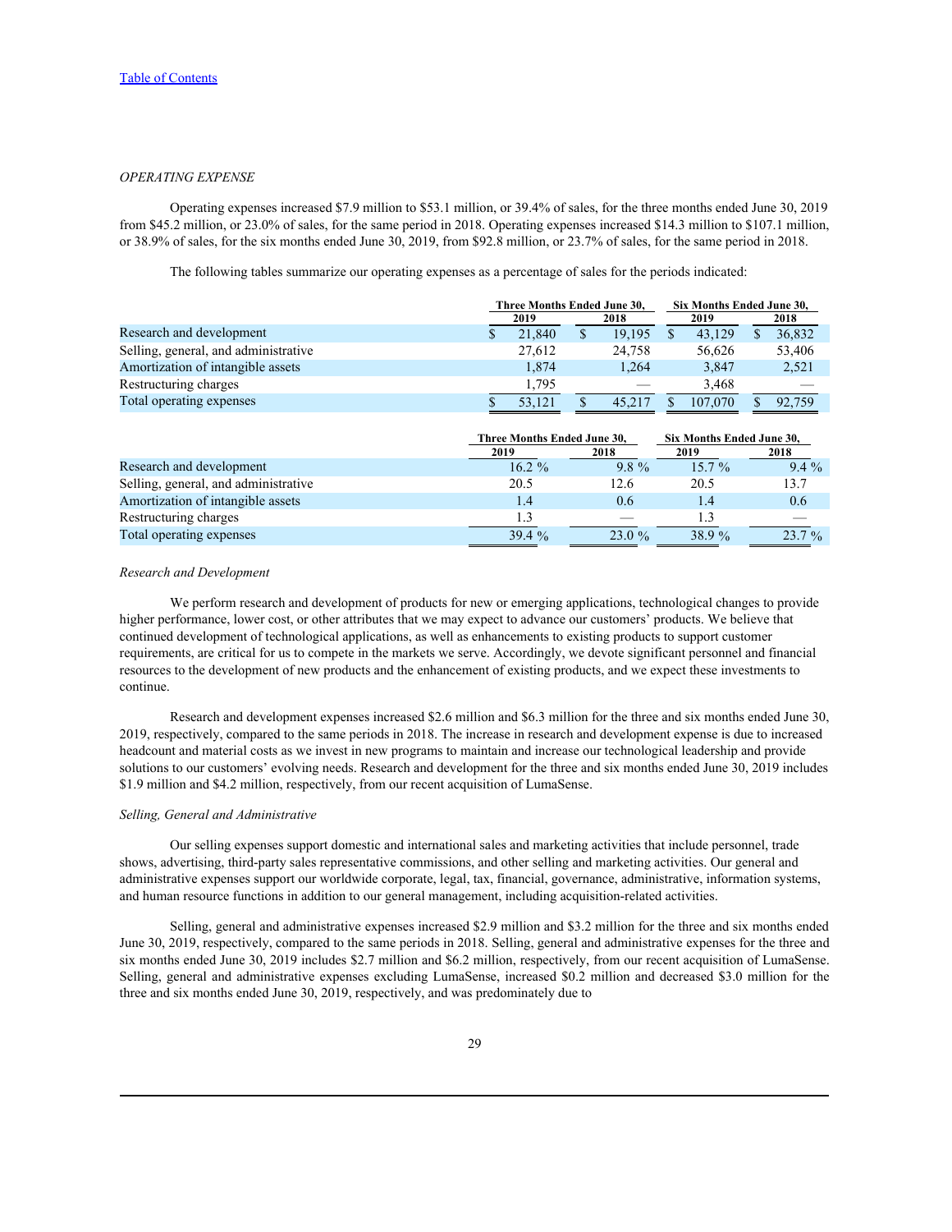*OPERATING EXPENSE*

Operating expenses increased $7.9 million to $53.1 million, or 39.4% of sales, for the three months ended June 30, 2019 from $45.2 million, or 23.0% of sales, for the same period in 2018. Operating expenses increased $14.3 million to $107.1 million, or 38.9% of sales, for the six months ended June 30, 2019, from $92.8 million, or 23.7% of sales, for the same period in 2018.

The following tables summarize our operating expenses as a percentage of sales for the periods indicated:

| | Three Months Ended June 30, | | Six Months Ended June 30, | |
|---|---|---|---|---|
| | 2019 | 2018 | 2019 | 2018 |
| Research and development | $ 21,840 | $ 19,195 | $ 43,129 | $ 36,832 |
| Selling, general, and administrative | 27,612 | 24,758 | 56,626 | 53,406 |
| Amortization of intangible assets | 1,874 | 1,264 | 3,847 | 2,521 |
| Restructuring charges | 1,795 | — | 3,468 | — |
| Total operating expenses | $ 53,121 | $ 45,217 | $ 107,070 | $ 92,759 |

| | Three Months Ended June 30, | | Six Months Ended June 30, | |
|---|---|---|---|---|
| | 2019 | 2018 | 2019 | 2018 |
| Research and development | 16.2 % | 9.8 % | 15.7 % | 9.4 % |
| Selling, general, and administrative | 20.5 | 12.6 | 20.5 | 13.7 |
| Amortization of intangible assets | 1.4 | 0.6 | 1.4 | 0.6 |
| Restructuring charges | 1.3 | — | 1.3 | — |
| Total operating expenses | 39.4 % | 23.0 % | 38.9 % | 23.7 % |

*Research and Development*

We perform research and development of products for new or emerging applications, technological changes to provide higher performance, lower cost, or other attributes that we may expect to advance our customers' products. We believe that continued development of technological applications, as well as enhancements to existing products to support customer requirements, are critical for us to compete in the markets we serve. Accordingly, we devote significant personnel and financial resources to the development of new products and the enhancement of existing products, and we expect these investments to continue.

Research and development expenses increased $2.6 million and $6.3 million for the three and six months ended June 30, 2019, respectively, compared to the same periods in 2018. The increase in research and development expense is due to increased headcount and material costs as we invest in new programs to maintain and increase our technological leadership and provide solutions to our customers' evolving needs. Research and development for the three and six months ended June 30, 2019 includes $1.9 million and $4.2 million, respectively, from our recent acquisition of LumaSense.

*Selling, General and Administrative*

Our selling expenses support domestic and international sales and marketing activities that include personnel, trade shows, advertising, third-party sales representative commissions, and other selling and marketing activities. Our general and administrative expenses support our worldwide corporate, legal, tax, financial, governance, administrative, information systems, and human resource functions in addition to our general management, including acquisition-related activities.

Selling, general and administrative expenses increased $2.9 million and $3.2 million for the three and six months ended June 30, 2019, respectively, compared to the same periods in 2018. Selling, general and administrative expenses for the three and six months ended June 30, 2019 includes $2.7 million and $6.2 million, respectively, from our recent acquisition of LumaSense. Selling, general and administrative expenses excluding LumaSense, increased $0.2 million and decreased $3.0 million for the three and six months ended June 30, 2019, respectively, and was predominately due to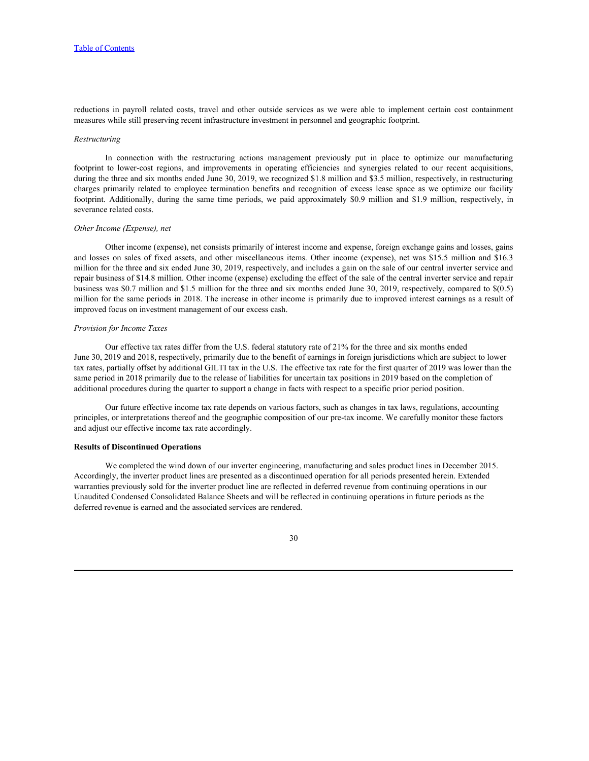reductions in payroll related costs, travel and other outside services as we were able to implement certain cost containment measures while still preserving recent infrastructure investment in personnel and geographic footprint.

*Restructuring*

In connection with the restructuring actions management previously put in place to optimize our manufacturing footprint to lower-cost regions, and improvements in operating efficiencies and synergies related to our recent acquisitions, during the three and six months ended June 30, 2019, we recognized $1.8 million and $3.5 million, respectively, in restructuring charges primarily related to employee termination benefits and recognition of excess lease space as we optimize our facility footprint. Additionally, during the same time periods, we paid approximately $0.9 million and $1.9 million, respectively, in severance related costs.

*Other Income (Expense), net*

Other income (expense), net consists primarily of interest income and expense, foreign exchange gains and losses, gains and losses on sales of fixed assets, and other miscellaneous items. Other income (expense), net was $15.5 million and $16.3 million for the three and six ended June 30, 2019, respectively, and includes a gain on the sale of our central inverter service and repair business of $14.8 million. Other income (expense) excluding the effect of the sale of the central inverter service and repair business was $0.7 million and $1.5 million for the three and six months ended June 30, 2019, respectively, compared to $(0.5) million for the same periods in 2018. The increase in other income is primarily due to improved interest earnings as a result of improved focus on investment management of our excess cash.

*Provision for Income Taxes*

Our effective tax rates differ from the U.S. federal statutory rate of 21% for the three and six months ended June 30, 2019 and 2018, respectively, primarily due to the benefit of earnings in foreign jurisdictions which are subject to lower tax rates, partially offset by additional GILTI tax in the U.S. The effective tax rate for the first quarter of 2019 was lower than the same period in 2018 primarily due to the release of liabilities for uncertain tax positions in 2019 based on the completion of additional procedures during the quarter to support a change in facts with respect to a specific prior period position.

Our future effective income tax rate depends on various factors, such as changes in tax laws, regulations, accounting principles, or interpretations thereof and the geographic composition of our pre-tax income. We carefully monitor these factors and adjust our effective income tax rate accordingly.

**Results of Discontinued Operations**

We completed the wind down of our inverter engineering, manufacturing and sales product lines in December 2015. Accordingly, the inverter product lines are presented as a discontinued operation for all periods presented herein. Extended warranties previously sold for the inverter product line are reflected in deferred revenue from continuing operations in our Unaudited Condensed Consolidated Balance Sheets and will be reflected in continuing operations in future periods as the deferred revenue is earned and the associated services are rendered.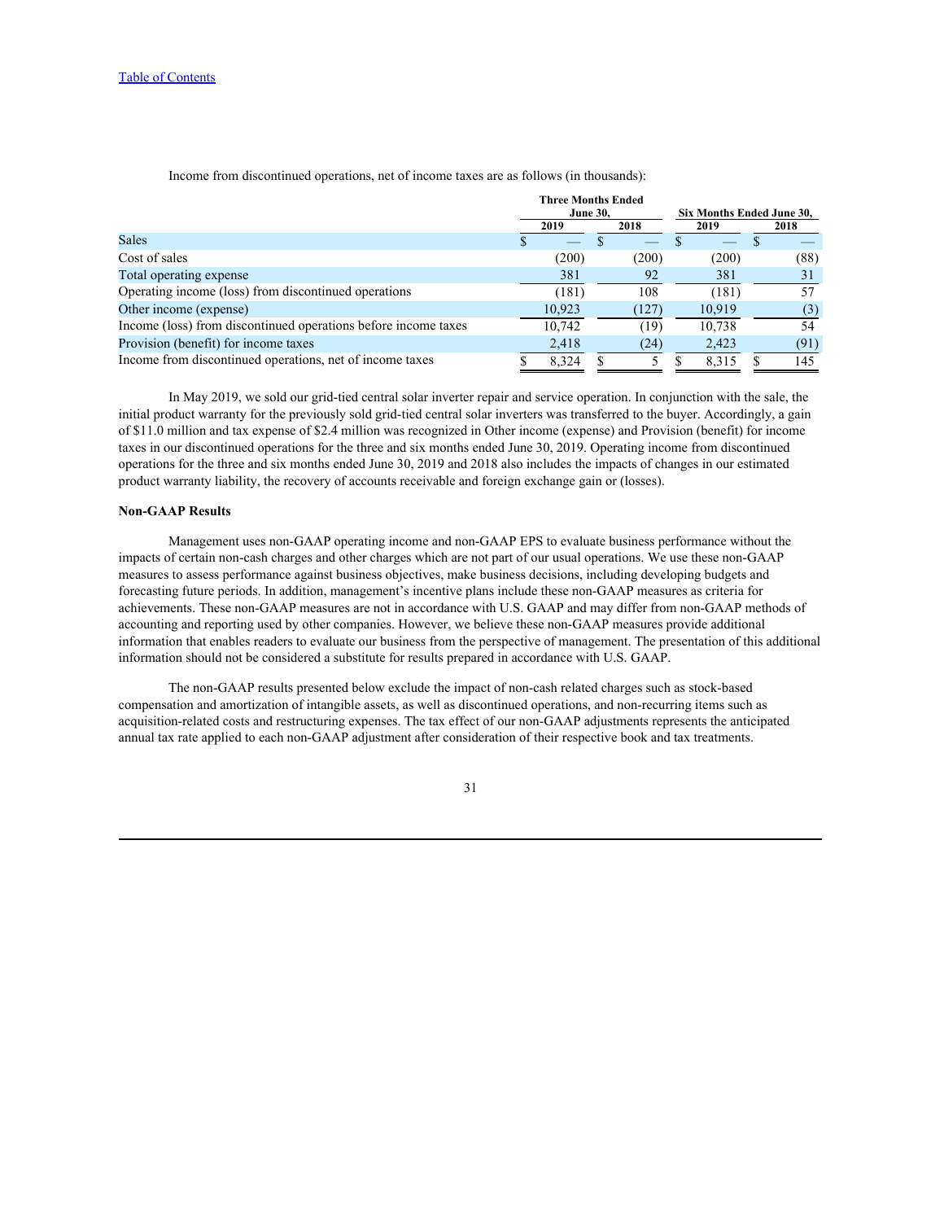Income from discontinued operations, net of income taxes are as follows (in thousands):

| | Three Months Ended June 30, | | Six Months Ended June 30, | |
|---|---|---|---|---|
| | 2019 | 2018 | 2019 | 2018 |
| Sales | $ — | $ — | $ — | $ — |
| Cost of sales | (200) | (200) | (200) | (88) |
| Total operating expense | 381 | 92 | 381 | 31 |
| Operating income (loss) from discontinued operations | (181) | 108 | (181) | 57 |
| Other income (expense) | 10,923 | (127) | 10,919 | (3) |
| Income (loss) from discontinued operations before income taxes | 10,742 | (19) | 10,738 | 54 |
| Provision (benefit) for income taxes | 2,418 | (24) | 2,423 | (91) |
| Income from discontinued operations, net of income taxes | $ 8,324 | $ 5 | $ 8,315 | $ 145 |

In May 2019, we sold our grid-tied central solar inverter repair and service operation. In conjunction with the sale, the initial product warranty for the previously sold grid-tied central solar inverters was transferred to the buyer. Accordingly, a gain of $11.0 million and tax expense of $2.4 million was recognized in Other income (expense) and Provision (benefit) for income taxes in our discontinued operations for the three and six months ended June 30, 2019. Operating income from discontinued operations for the three and six months ended June 30, 2019 and 2018 also includes the impacts of changes in our estimated product warranty liability, the recovery of accounts receivable and foreign exchange gain or (losses).

**Non-GAAP Results**

Management uses non-GAAP operating income and non-GAAP EPS to evaluate business performance without the impacts of certain non-cash charges and other charges which are not part of our usual operations. We use these non-GAAP measures to assess performance against business objectives, make business decisions, including developing budgets and forecasting future periods. In addition, management's incentive plans include these non-GAAP measures as criteria for achievements. These non-GAAP measures are not in accordance with U.S. GAAP and may differ from non-GAAP methods of accounting and reporting used by other companies. However, we believe these non-GAAP measures provide additional information that enables readers to evaluate our business from the perspective of management. The presentation of this additional information should not be considered a substitute for results prepared in accordance with U.S. GAAP.

The non-GAAP results presented below exclude the impact of non-cash related charges such as stock-based compensation and amortization of intangible assets, as well as discontinued operations, and non-recurring items such as acquisition-related costs and restructuring expenses. The tax effect of our non-GAAP adjustments represents the anticipated annual tax rate applied to each non-GAAP adjustment after consideration of their respective book and tax treatments.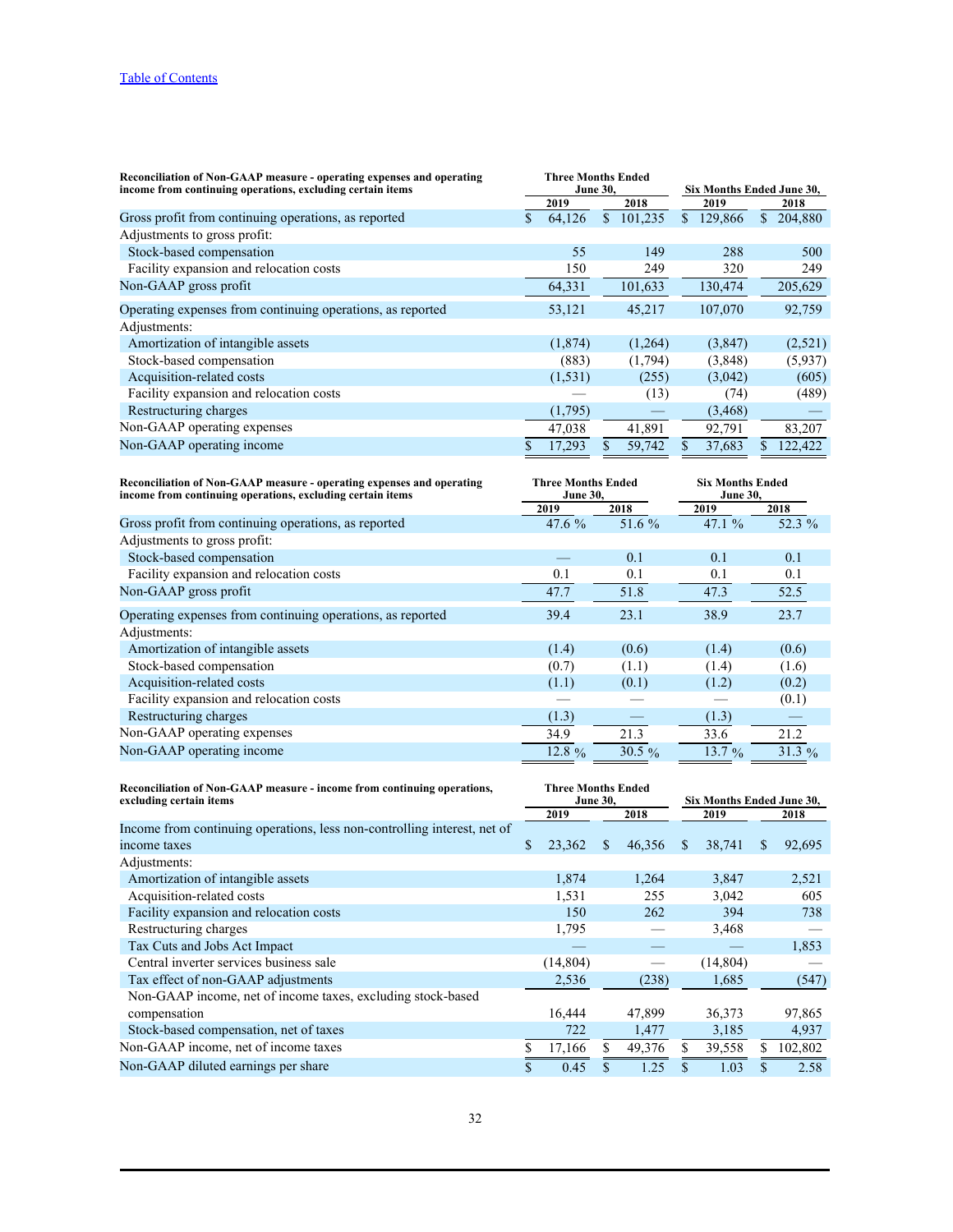[Table of Contents](#)

| Reconciliation of Non-GAAP measure - operating expenses and operating income from continuing operations, excluding certain items | Three Months Ended June 30, | | Six Months Ended June 30, | |
|---|---|---|---|---|
| | 2019 | 2018 | 2019 | 2018 |
| Gross profit from continuing operations, as reported | $ 64,126 | $ 101,235 | $ 129,866 | $ 204,880 |
| Adjustments to gross profit: | | | | |
| Stock-based compensation | 55 | 149 | 288 | 500 |
| Facility expansion and relocation costs | 150 | 249 | 320 | 249 |
| Non-GAAP gross profit | 64,331 | 101,633 | 130,474 | 205,629 |
| Operating expenses from continuing operations, as reported | 53,121 | 45,217 | 107,070 | 92,759 |
| Adjustments: | | | | |
| Amortization of intangible assets | (1,874) | (1,264) | (3,847) | (2,521) |
| Stock-based compensation | (883) | (1,794) | (3,848) | (5,937) |
| Acquisition-related costs | (1,531) | (255) | (3,042) | (605) |
| Facility expansion and relocation costs | — | (13) | (74) | (489) |
| Restructuring charges | (1,795) | — | (3,468) | — |
| Non-GAAP operating expenses | 47,038 | 41,891 | 92,791 | 83,207 |
| Non-GAAP operating income | $ 17,293 | $ 59,742 | $ 37,683 | $ 122,422 |

| Reconciliation of Non-GAAP measure - operating expenses and operating income from continuing operations, excluding certain items | Three Months Ended June 30, | | Six Months Ended June 30, | |
|---|---|---|---|---|
| | 2019 | 2018 | 2019 | 2018 |
| Gross profit from continuing operations, as reported | 47.6 % | 51.6 % | 47.1 % | 52.3 % |
| Adjustments to gross profit: | | | | |
| Stock-based compensation | — | 0.1 | 0.1 | 0.1 |
| Facility expansion and relocation costs | 0.1 | 0.1 | 0.1 | 0.1 |
| Non-GAAP gross profit | 47.7 | 51.8 | 47.3 | 52.5 |
| Operating expenses from continuing operations, as reported | 39.4 | 23.1 | 38.9 | 23.7 |
| Adjustments: | | | | |
| Amortization of intangible assets | (1.4) | (0.6) | (1.4) | (0.6) |
| Stock-based compensation | (0.7) | (1.1) | (1.4) | (1.6) |
| Acquisition-related costs | (1.1) | (0.1) | (1.2) | (0.2) |
| Facility expansion and relocation costs | — | — | — | (0.1) |
| Restructuring charges | (1.3) | — | (1.3) | — |
| Non-GAAP operating expenses | 34.9 | 21.3 | 33.6 | 21.2 |
| Non-GAAP operating income | 12.8 % | 30.5 % | 13.7 % | 31.3 % |

| Reconciliation of Non-GAAP measure - income from continuing operations, excluding certain items | Three Months Ended June 30, | | Six Months Ended June 30, | |
|---|---|---|---|---|
| | 2019 | 2018 | 2019 | 2018 |
| Income from continuing operations, less non-controlling interest, net of income taxes | $ 23,362 | $ 46,356 | $ 38,741 | $ 92,695 |
| Adjustments: | | | | |
| Amortization of intangible assets | 1,874 | 1,264 | 3,847 | 2,521 |
| Acquisition-related costs | 1,531 | 255 | 3,042 | 605 |
| Facility expansion and relocation costs | 150 | 262 | 394 | 738 |
| Restructuring charges | 1,795 | — | 3,468 | — |
| Tax Cuts and Jobs Act Impact | — | — | — | 1,853 |
| Central inverter services business sale | (14,804) | — | (14,804) | — |
| Tax effect of non-GAAP adjustments | 2,536 | (238) | 1,685 | (547) |
| Non-GAAP income, net of income taxes, excluding stock-based compensation | 16,444 | 47,899 | 36,373 | 97,865 |
| Stock-based compensation, net of taxes | 722 | 1,477 | 3,185 | 4,937 |
| Non-GAAP income, net of income taxes | $ 17,166 | $ 49,376 | $ 39,558 | $ 102,802 |
| Non-GAAP diluted earnings per share | $ 0.45 | $ 1.25 | $ 1.03 | $ 2.58 |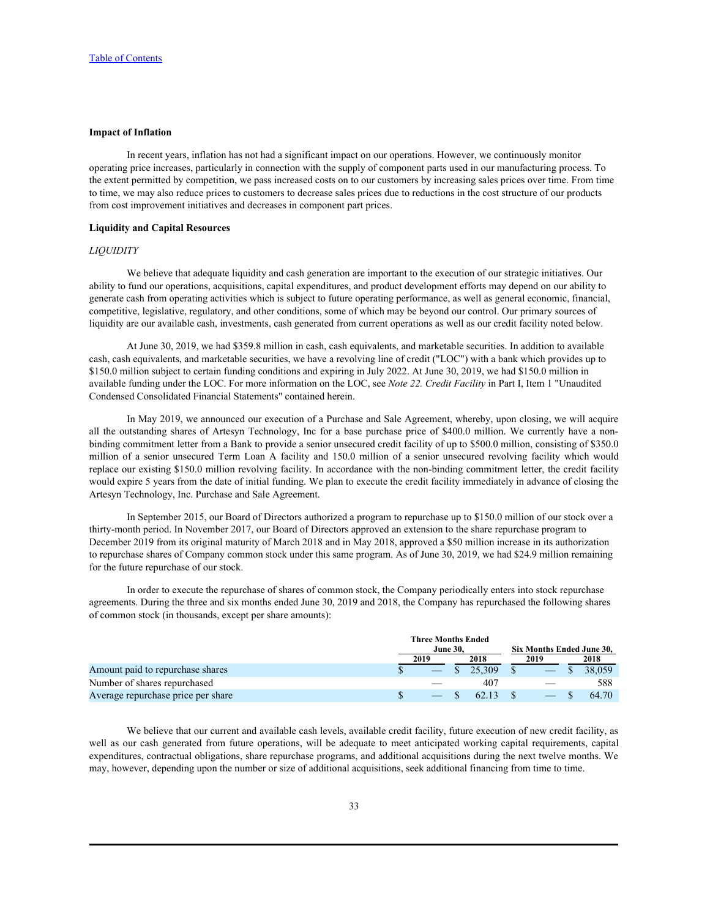**Impact of Inflation**

In recent years, inflation has not had a significant impact on our operations. However, we continuously monitor operating price increases, particularly in connection with the supply of component parts used in our manufacturing process. To the extent permitted by competition, we pass increased costs on to our customers by increasing sales prices over time. From time to time, we may also reduce prices to customers to decrease sales prices due to reductions in the cost structure of our products from cost improvement initiatives and decreases in component part prices.

**Liquidity and Capital Resources**

*LIQUIDITY*

We believe that adequate liquidity and cash generation are important to the execution of our strategic initiatives. Our ability to fund our operations, acquisitions, capital expenditures, and product development efforts may depend on our ability to generate cash from operating activities which is subject to future operating performance, as well as general economic, financial, competitive, legislative, regulatory, and other conditions, some of which may be beyond our control. Our primary sources of liquidity are our available cash, investments, cash generated from current operations as well as our credit facility noted below.

At June 30, 2019, we had $359.8 million in cash, cash equivalents, and marketable securities. In addition to available cash, cash equivalents, and marketable securities, we have a revolving line of credit ("LOC") with a bank which provides up to $150.0 million subject to certain funding conditions and expiring in July 2022. At June 30, 2019, we had $150.0 million in available funding under the LOC. For more information on the LOC, see *Note 22. Credit Facility* in Part I, Item 1 "Unaudited Condensed Consolidated Financial Statements" contained herein.

In May 2019, we announced our execution of a Purchase and Sale Agreement, whereby, upon closing, we will acquire all the outstanding shares of Artesyn Technology, Inc for a base purchase price of $400.0 million. We currently have a non-binding commitment letter from a Bank to provide a senior unsecured credit facility of up to $500.0 million, consisting of $350.0 million of a senior unsecured Term Loan A facility and 150.0 million of a senior unsecured revolving facility which would replace our existing $150.0 million revolving facility. In accordance with the non-binding commitment letter, the credit facility would expire 5 years from the date of initial funding. We plan to execute the credit facility immediately in advance of closing the Artesyn Technology, Inc. Purchase and Sale Agreement.

In September 2015, our Board of Directors authorized a program to repurchase up to $150.0 million of our stock over a thirty-month period. In November 2017, our Board of Directors approved an extension to the share repurchase program to December 2019 from its original maturity of March 2018 and in May 2018, approved a $50 million increase in its authorization to repurchase shares of Company common stock under this same program. As of June 30, 2019, we had $24.9 million remaining for the future repurchase of our stock.

In order to execute the repurchase of shares of common stock, the Company periodically enters into stock repurchase agreements. During the three and six months ended June 30, 2019 and 2018, the Company has repurchased the following shares of common stock (in thousands, except per share amounts):

| | Three Months Ended June 30, | | Six Months Ended June 30, | |
|---|---|---|---|---|
| | 2019 | 2018 | 2019 | 2018 |
| Amount paid to repurchase shares | $ — | $ 25,309 | $ — | $ 38,059 |
| Number of shares repurchased | — | 407 | — | 588 |
| Average repurchase price per share | $ — | $ 62.13 | $ — | $ 64.70 |

We believe that our current and available cash levels, available credit facility, future execution of new credit facility, as well as our cash generated from future operations, will be adequate to meet anticipated working capital requirements, capital expenditures, contractual obligations, share repurchase programs, and additional acquisitions during the next twelve months. We may, however, depending upon the number or size of additional acquisitions, seek additional financing from time to time.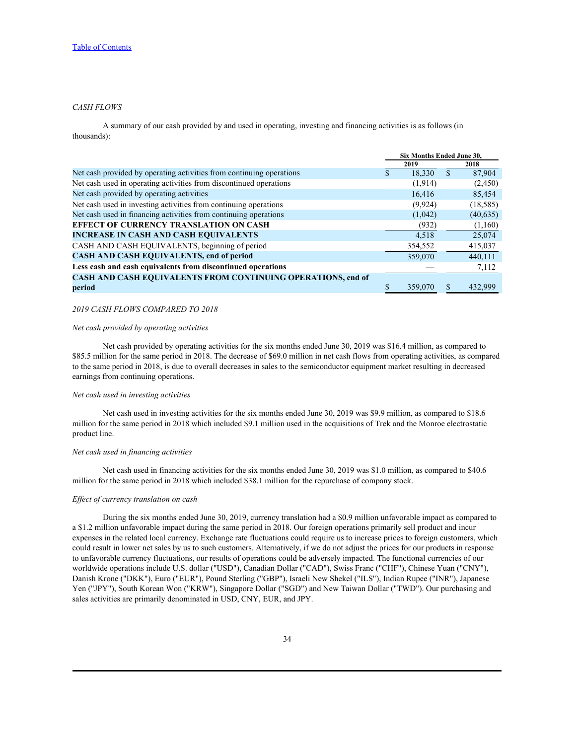*CASH FLOWS*

A summary of our cash provided by and used in operating, investing and financing activities is as follows (in thousands):

| | Six Months Ended June 30, | |
|---|---|---|
| | 2019 | 2018 |
| Net cash provided by operating activities from continuing operations | $ 18,330 | $ 87,904 |
| Net cash used in operating activities from discontinued operations | (1,914) | (2,450) |
| Net cash provided by operating activities | 16,416 | 85,454 |
| Net cash used in investing activities from continuing operations | (9,924) | (18,585) |
| Net cash used in financing activities from continuing operations | (1,042) | (40,635) |
| **EFFECT OF CURRENCY TRANSLATION ON CASH** | (932) | (1,160) |
| **INCREASE IN CASH AND CASH EQUIVALENTS** | 4,518 | 25,074 |
| CASH AND CASH EQUIVALENTS, beginning of period | 354,552 | 415,037 |
| **CASH AND CASH EQUIVALENTS, end of period** | 359,070 | 440,111 |
| **Less cash and cash equivalents from discontinued operations** | — | 7,112 |
| **CASH AND CASH EQUIVALENTS FROM CONTINUING OPERATIONS, end of period** | $ 359,070 | $ 432,999 |

*2019 CASH FLOWS COMPARED TO 2018*

*Net cash provided by operating activities*

Net cash provided by operating activities for the six months ended June 30, 2019 was $16.4 million, as compared to $85.5 million for the same period in 2018. The decrease of $69.0 million in net cash flows from operating activities, as compared to the same period in 2018, is due to overall decreases in sales to the semiconductor equipment market resulting in decreased earnings from continuing operations.

*Net cash used in investing activities*

Net cash used in investing activities for the six months ended June 30, 2019 was $9.9 million, as compared to $18.6 million for the same period in 2018 which included $9.1 million used in the acquisitions of Trek and the Monroe electrostatic product line.

*Net cash used in financing activities*

Net cash used in financing activities for the six months ended June 30, 2019 was $1.0 million, as compared to $40.6 million for the same period in 2018 which included $38.1 million for the repurchase of company stock.

*Effect of currency translation on cash*

During the six months ended June 30, 2019, currency translation had a $0.9 million unfavorable impact as compared to a $1.2 million unfavorable impact during the same period in 2018. Our foreign operations primarily sell product and incur expenses in the related local currency. Exchange rate fluctuations could require us to increase prices to foreign customers, which could result in lower net sales by us to such customers. Alternatively, if we do not adjust the prices for our products in response to unfavorable currency fluctuations, our results of operations could be adversely impacted. The functional currencies of our worldwide operations include U.S. dollar ("USD"), Canadian Dollar ("CAD"), Swiss Franc ("CHF"), Chinese Yuan ("CNY"), Danish Krone ("DKK"), Euro ("EUR"), Pound Sterling ("GBP"), Israeli New Shekel ("ILS"), Indian Rupee ("INR"), Japanese Yen ("JPY"), South Korean Won ("KRW"), Singapore Dollar ("SGD") and New Taiwan Dollar ("TWD"). Our purchasing and sales activities are primarily denominated in USD, CNY, EUR, and JPY.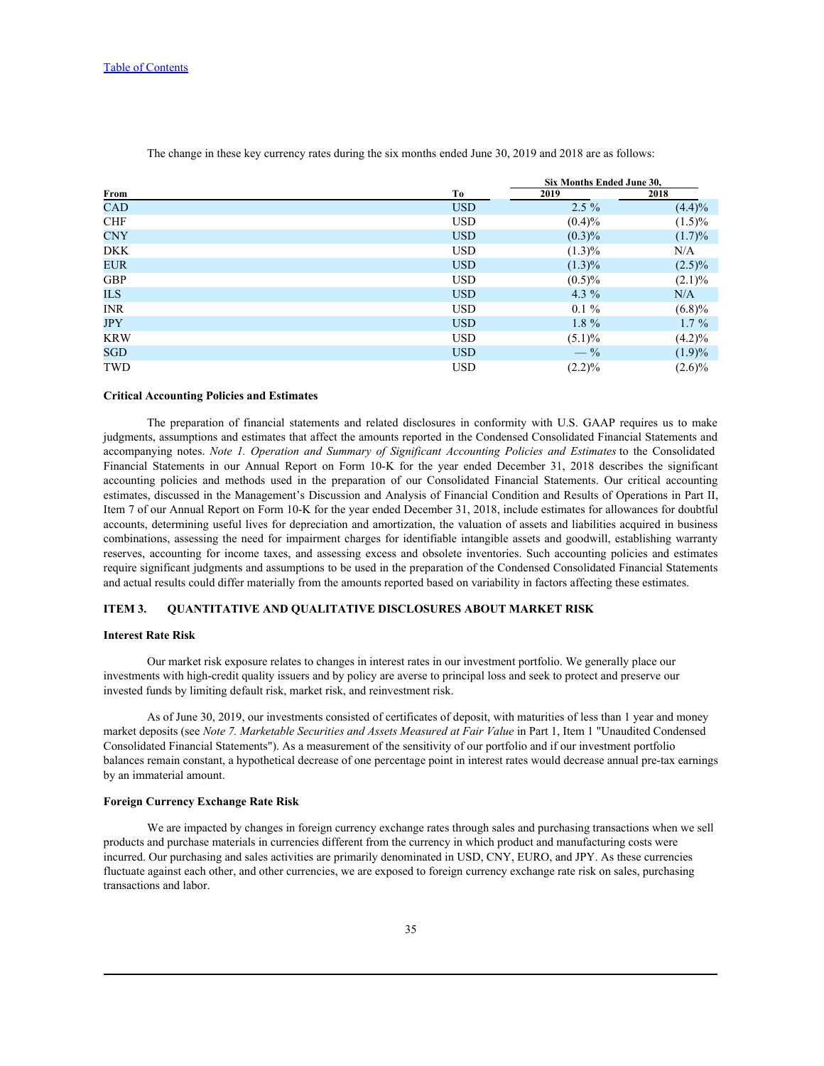The change in these key currency rates during the six months ended June 30, 2019 and 2018 are as follows:

| | | Six Months Ended June 30, | |
|---|---|---|---|
| From | To | 2019 | 2018 |
| CAD | USD | 2.5 % | (4.4)% |
| CHF | USD | (0.4)% | (1.5)% |
| CNY | USD | (0.3)% | (1.7)% |
| DKK | USD | (1.3)% | N/A |
| EUR | USD | (1.3)% | (2.5)% |
| GBP | USD | (0.5)% | (2.1)% |
| ILS | USD | 4.3 % | N/A |
| INR | USD | 0.1 % | (6.8)% |
| JPY | USD | 1.8 % | 1.7 % |
| KRW | USD | (5.1)% | (4.2)% |
| SGD | USD | — % | (1.9)% |
| TWD | USD | (2.2)% | (2.6)% |

**Critical Accounting Policies and Estimates**

The preparation of financial statements and related disclosures in conformity with U.S. GAAP requires us to make judgments, assumptions and estimates that affect the amounts reported in the Condensed Consolidated Financial Statements and accompanying notes. *Note 1. Operation and Summary of Significant Accounting Policies and Estimates* to the Consolidated Financial Statements in our Annual Report on Form 10-K for the year ended December 31, 2018 describes the significant accounting policies and methods used in the preparation of our Consolidated Financial Statements. Our critical accounting estimates, discussed in the Management's Discussion and Analysis of Financial Condition and Results of Operations in Part II, Item 7 of our Annual Report on Form 10-K for the year ended December 31, 2018, include estimates for allowances for doubtful accounts, determining useful lives for depreciation and amortization, the valuation of assets and liabilities acquired in business combinations, assessing the need for impairment charges for identifiable intangible assets and goodwill, establishing warranty reserves, accounting for income taxes, and assessing excess and obsolete inventories. Such accounting policies and estimates require significant judgments and assumptions to be used in the preparation of the Condensed Consolidated Financial Statements and actual results could differ materially from the amounts reported based on variability in factors affecting these estimates.

## ITEM 3. QUANTITATIVE AND QUALITATIVE DISCLOSURES ABOUT MARKET RISK

**Interest Rate Risk**

Our market risk exposure relates to changes in interest rates in our investment portfolio. We generally place our investments with high-credit quality issuers and by policy are averse to principal loss and seek to protect and preserve our invested funds by limiting default risk, market risk, and reinvestment risk.

As of June 30, 2019, our investments consisted of certificates of deposit, with maturities of less than 1 year and money market deposits (see *Note 7. Marketable Securities and Assets Measured at Fair Value* in Part 1, Item 1 "Unaudited Condensed Consolidated Financial Statements"). As a measurement of the sensitivity of our portfolio and if our investment portfolio balances remain constant, a hypothetical decrease of one percentage point in interest rates would decrease annual pre-tax earnings by an immaterial amount.

**Foreign Currency Exchange Rate Risk**

We are impacted by changes in foreign currency exchange rates through sales and purchasing transactions when we sell products and purchase materials in currencies different from the currency in which product and manufacturing costs were incurred. Our purchasing and sales activities are primarily denominated in USD, CNY, EURO, and JPY. As these currencies fluctuate against each other, and other currencies, we are exposed to foreign currency exchange rate risk on sales, purchasing transactions and labor.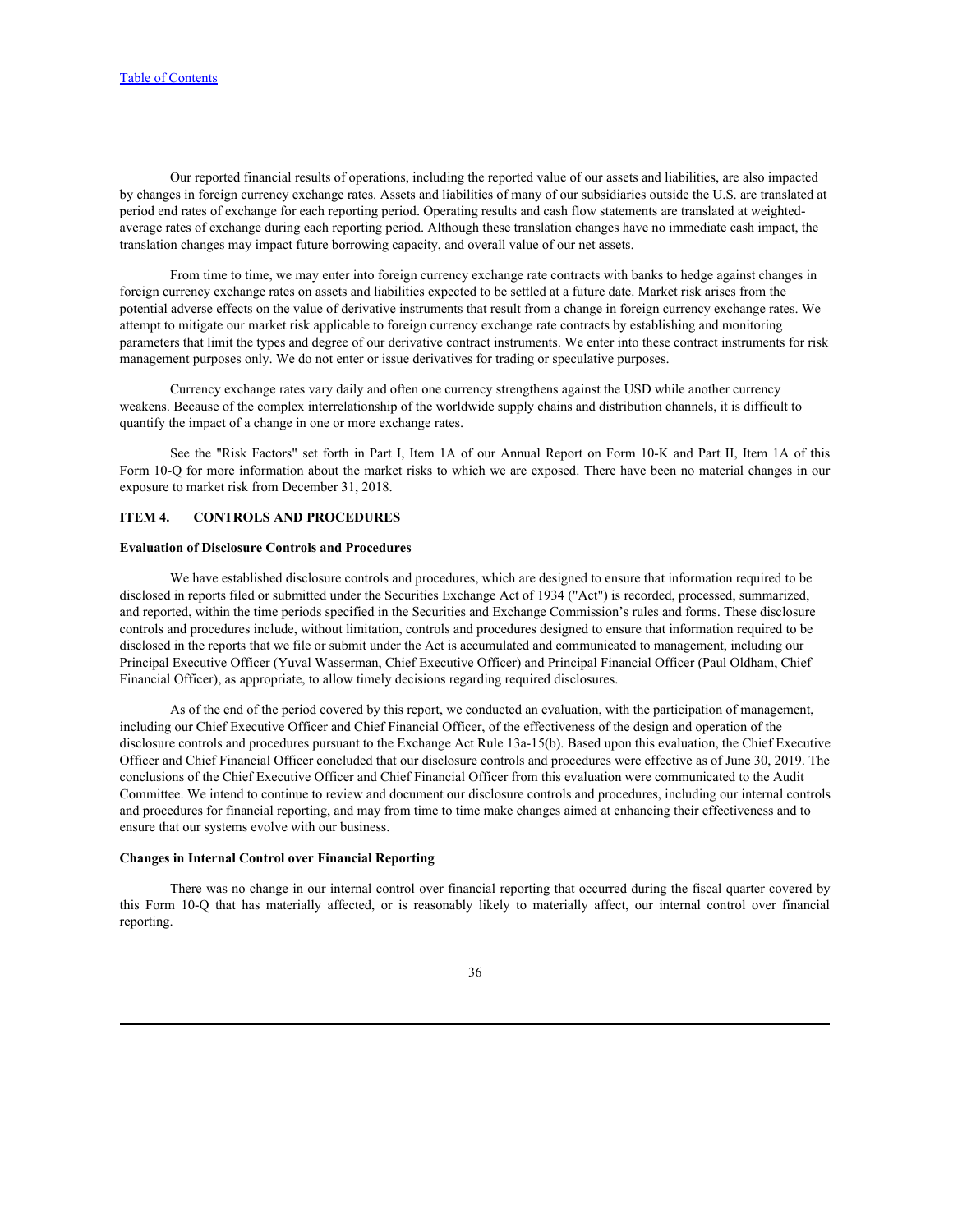Our reported financial results of operations, including the reported value of our assets and liabilities, are also impacted by changes in foreign currency exchange rates. Assets and liabilities of many of our subsidiaries outside the U.S. are translated at period end rates of exchange for each reporting period. Operating results and cash flow statements are translated at weighted-average rates of exchange during each reporting period. Although these translation changes have no immediate cash impact, the translation changes may impact future borrowing capacity, and overall value of our net assets.

From time to time, we may enter into foreign currency exchange rate contracts with banks to hedge against changes in foreign currency exchange rates on assets and liabilities expected to be settled at a future date. Market risk arises from the potential adverse effects on the value of derivative instruments that result from a change in foreign currency exchange rates. We attempt to mitigate our market risk applicable to foreign currency exchange rate contracts by establishing and monitoring parameters that limit the types and degree of our derivative contract instruments. We enter into these contract instruments for risk management purposes only. We do not enter or issue derivatives for trading or speculative purposes.

Currency exchange rates vary daily and often one currency strengthens against the USD while another currency weakens. Because of the complex interrelationship of the worldwide supply chains and distribution channels, it is difficult to quantify the impact of a change in one or more exchange rates.

See the "Risk Factors" set forth in Part I, Item 1A of our Annual Report on Form 10-K and Part II, Item 1A of this Form 10-Q for more information about the market risks to which we are exposed. There have been no material changes in our exposure to market risk from December 31, 2018.

## ITEM 4. CONTROLS AND PROCEDURES

### Evaluation of Disclosure Controls and Procedures

We have established disclosure controls and procedures, which are designed to ensure that information required to be disclosed in reports filed or submitted under the Securities Exchange Act of 1934 ("Act") is recorded, processed, summarized, and reported, within the time periods specified in the Securities and Exchange Commission's rules and forms. These disclosure controls and procedures include, without limitation, controls and procedures designed to ensure that information required to be disclosed in the reports that we file or submit under the Act is accumulated and communicated to management, including our Principal Executive Officer (Yuval Wasserman, Chief Executive Officer) and Principal Financial Officer (Paul Oldham, Chief Financial Officer), as appropriate, to allow timely decisions regarding required disclosures.

As of the end of the period covered by this report, we conducted an evaluation, with the participation of management, including our Chief Executive Officer and Chief Financial Officer, of the effectiveness of the design and operation of the disclosure controls and procedures pursuant to the Exchange Act Rule 13a-15(b). Based upon this evaluation, the Chief Executive Officer and Chief Financial Officer concluded that our disclosure controls and procedures were effective as of June 30, 2019. The conclusions of the Chief Executive Officer and Chief Financial Officer from this evaluation were communicated to the Audit Committee. We intend to continue to review and document our disclosure controls and procedures, including our internal controls and procedures for financial reporting, and may from time to time make changes aimed at enhancing their effectiveness and to ensure that our systems evolve with our business.

### Changes in Internal Control over Financial Reporting

There was no change in our internal control over financial reporting that occurred during the fiscal quarter covered by this Form 10-Q that has materially affected, or is reasonably likely to materially affect, our internal control over financial reporting.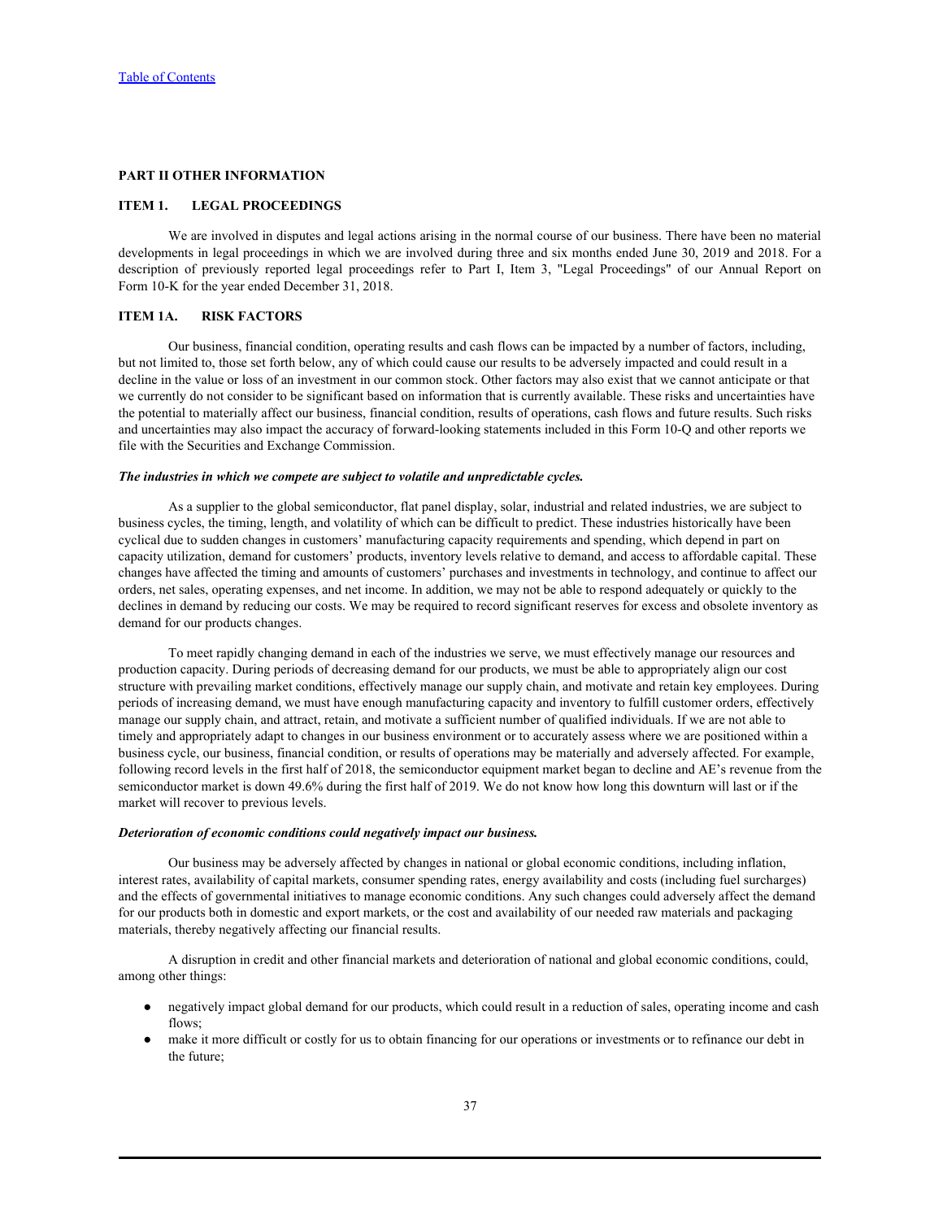## PART II OTHER INFORMATION

### ITEM 1. LEGAL PROCEEDINGS

We are involved in disputes and legal actions arising in the normal course of our business. There have been no material developments in legal proceedings in which we are involved during three and six months ended June 30, 2019 and 2018. For a description of previously reported legal proceedings refer to Part I, Item 3, "Legal Proceedings" of our Annual Report on Form 10-K for the year ended December 31, 2018.

### ITEM 1A. RISK FACTORS

Our business, financial condition, operating results and cash flows can be impacted by a number of factors, including, but not limited to, those set forth below, any of which could cause our results to be adversely impacted and could result in a decline in the value or loss of an investment in our common stock. Other factors may also exist that we cannot anticipate or that we currently do not consider to be significant based on information that is currently available. These risks and uncertainties have the potential to materially affect our business, financial condition, results of operations, cash flows and future results. Such risks and uncertainties may also impact the accuracy of forward-looking statements included in this Form 10-Q and other reports we file with the Securities and Exchange Commission.

***The industries in which we compete are subject to volatile and unpredictable cycles.***

As a supplier to the global semiconductor, flat panel display, solar, industrial and related industries, we are subject to business cycles, the timing, length, and volatility of which can be difficult to predict. These industries historically have been cyclical due to sudden changes in customers' manufacturing capacity requirements and spending, which depend in part on capacity utilization, demand for customers' products, inventory levels relative to demand, and access to affordable capital. These changes have affected the timing and amounts of customers' purchases and investments in technology, and continue to affect our orders, net sales, operating expenses, and net income. In addition, we may not be able to respond adequately or quickly to the declines in demand by reducing our costs. We may be required to record significant reserves for excess and obsolete inventory as demand for our products changes.

To meet rapidly changing demand in each of the industries we serve, we must effectively manage our resources and production capacity. During periods of decreasing demand for our products, we must be able to appropriately align our cost structure with prevailing market conditions, effectively manage our supply chain, and motivate and retain key employees. During periods of increasing demand, we must have enough manufacturing capacity and inventory to fulfill customer orders, effectively manage our supply chain, and attract, retain, and motivate a sufficient number of qualified individuals. If we are not able to timely and appropriately adapt to changes in our business environment or to accurately assess where we are positioned within a business cycle, our business, financial condition, or results of operations may be materially and adversely affected. For example, following record levels in the first half of 2018, the semiconductor equipment market began to decline and AE's revenue from the semiconductor market is down 49.6% during the first half of 2019. We do not know how long this downturn will last or if the market will recover to previous levels.

***Deterioration of economic conditions could negatively impact our business.***

Our business may be adversely affected by changes in national or global economic conditions, including inflation, interest rates, availability of capital markets, consumer spending rates, energy availability and costs (including fuel surcharges) and the effects of governmental initiatives to manage economic conditions. Any such changes could adversely affect the demand for our products both in domestic and export markets, or the cost and availability of our needed raw materials and packaging materials, thereby negatively affecting our financial results.

A disruption in credit and other financial markets and deterioration of national and global economic conditions, could, among other things:

- negatively impact global demand for our products, which could result in a reduction of sales, operating income and cash flows;
- make it more difficult or costly for us to obtain financing for our operations or investments or to refinance our debt in the future;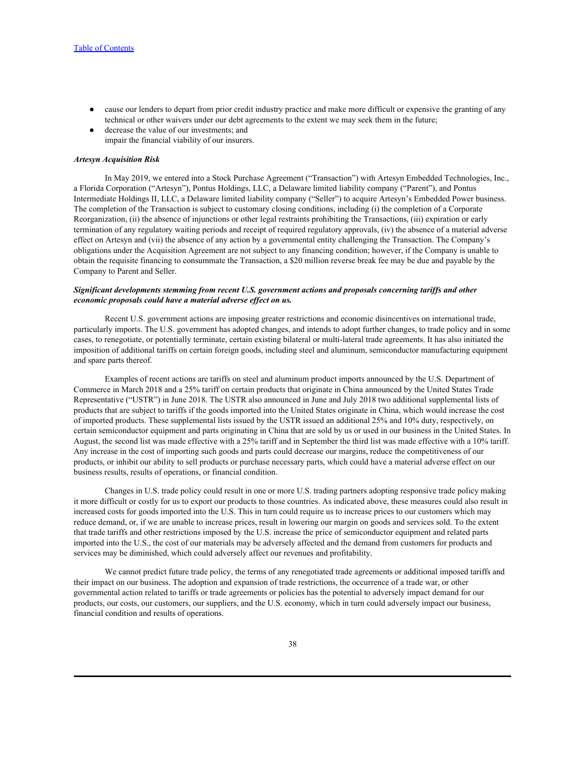- cause our lenders to depart from prior credit industry practice and make more difficult or expensive the granting of any technical or other waivers under our debt agreements to the extent we may seek them in the future;
- decrease the value of our investments; and
impair the financial viability of our insurers.

***Artesyn Acquisition Risk***

In May 2019, we entered into a Stock Purchase Agreement ("Transaction") with Artesyn Embedded Technologies, Inc., a Florida Corporation ("Artesyn"), Pontus Holdings, LLC, a Delaware limited liability company ("Parent"), and Pontus Intermediate Holdings II, LLC, a Delaware limited liability company ("Seller") to acquire Artesyn's Embedded Power business. The completion of the Transaction is subject to customary closing conditions, including (i) the completion of a Corporate Reorganization, (ii) the absence of injunctions or other legal restraints prohibiting the Transactions, (iii) expiration or early termination of any regulatory waiting periods and receipt of required regulatory approvals, (iv) the absence of a material adverse effect on Artesyn and (vii) the absence of any action by a governmental entity challenging the Transaction. The Company's obligations under the Acquisition Agreement are not subject to any financing condition; however, if the Company is unable to obtain the requisite financing to consummate the Transaction, a $20 million reverse break fee may be due and payable by the Company to Parent and Seller.

***Significant developments stemming from recent U.S. government actions and proposals concerning tariffs and other economic proposals could have a material adverse effect on us.***

Recent U.S. government actions are imposing greater restrictions and economic disincentives on international trade, particularly imports. The U.S. government has adopted changes, and intends to adopt further changes, to trade policy and in some cases, to renegotiate, or potentially terminate, certain existing bilateral or multi-lateral trade agreements. It has also initiated the imposition of additional tariffs on certain foreign goods, including steel and aluminum, semiconductor manufacturing equipment and spare parts thereof.

Examples of recent actions are tariffs on steel and aluminum product imports announced by the U.S. Department of Commerce in March 2018 and a 25% tariff on certain products that originate in China announced by the United States Trade Representative ("USTR") in June 2018. The USTR also announced in June and July 2018 two additional supplemental lists of products that are subject to tariffs if the goods imported into the United States originate in China, which would increase the cost of imported products. These supplemental lists issued by the USTR issued an additional 25% and 10% duty, respectively, on certain semiconductor equipment and parts originating in China that are sold by us or used in our business in the United States. In August, the second list was made effective with a 25% tariff and in September the third list was made effective with a 10% tariff. Any increase in the cost of importing such goods and parts could decrease our margins, reduce the competitiveness of our products, or inhibit our ability to sell products or purchase necessary parts, which could have a material adverse effect on our business results, results of operations, or financial condition.

Changes in U.S. trade policy could result in one or more U.S. trading partners adopting responsive trade policy making it more difficult or costly for us to export our products to those countries. As indicated above, these measures could also result in increased costs for goods imported into the U.S. This in turn could require us to increase prices to our customers which may reduce demand, or, if we are unable to increase prices, result in lowering our margin on goods and services sold. To the extent that trade tariffs and other restrictions imposed by the U.S. increase the price of semiconductor equipment and related parts imported into the U.S., the cost of our materials may be adversely affected and the demand from customers for products and services may be diminished, which could adversely affect our revenues and profitability.

We cannot predict future trade policy, the terms of any renegotiated trade agreements or additional imposed tariffs and their impact on our business. The adoption and expansion of trade restrictions, the occurrence of a trade war, or other governmental action related to tariffs or trade agreements or policies has the potential to adversely impact demand for our products, our costs, our customers, our suppliers, and the U.S. economy, which in turn could adversely impact our business, financial condition and results of operations.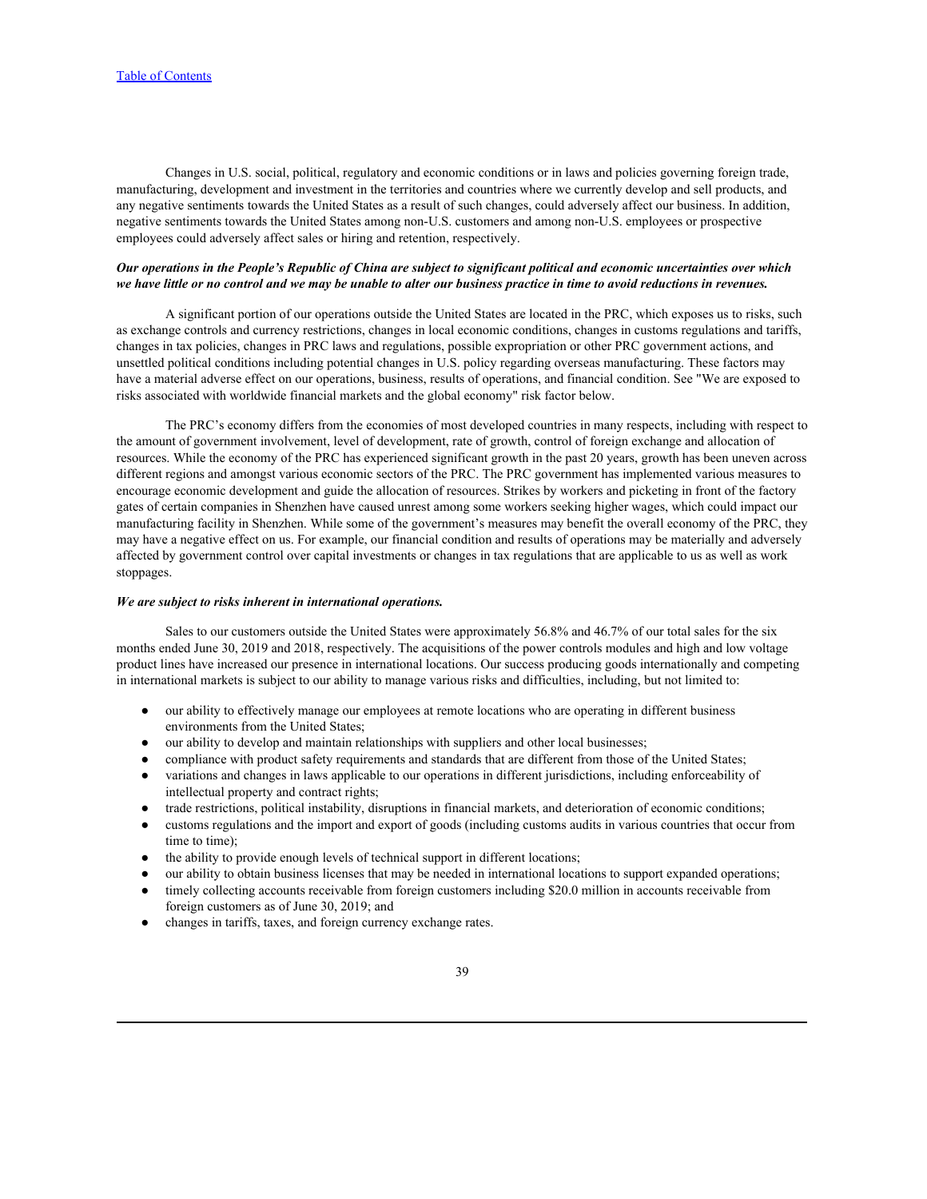Changes in U.S. social, political, regulatory and economic conditions or in laws and policies governing foreign trade, manufacturing, development and investment in the territories and countries where we currently develop and sell products, and any negative sentiments towards the United States as a result of such changes, could adversely affect our business. In addition, negative sentiments towards the United States among non-U.S. customers and among non-U.S. employees or prospective employees could adversely affect sales or hiring and retention, respectively.

***Our operations in the People's Republic of China are subject to significant political and economic uncertainties over which we have little or no control and we may be unable to alter our business practice in time to avoid reductions in revenues.***

A significant portion of our operations outside the United States are located in the PRC, which exposes us to risks, such as exchange controls and currency restrictions, changes in local economic conditions, changes in customs regulations and tariffs, changes in tax policies, changes in PRC laws and regulations, possible expropriation or other PRC government actions, and unsettled political conditions including potential changes in U.S. policy regarding overseas manufacturing. These factors may have a material adverse effect on our operations, business, results of operations, and financial condition. See "We are exposed to risks associated with worldwide financial markets and the global economy" risk factor below.

The PRC's economy differs from the economies of most developed countries in many respects, including with respect to the amount of government involvement, level of development, rate of growth, control of foreign exchange and allocation of resources. While the economy of the PRC has experienced significant growth in the past 20 years, growth has been uneven across different regions and amongst various economic sectors of the PRC. The PRC government has implemented various measures to encourage economic development and guide the allocation of resources. Strikes by workers and picketing in front of the factory gates of certain companies in Shenzhen have caused unrest among some workers seeking higher wages, which could impact our manufacturing facility in Shenzhen. While some of the government's measures may benefit the overall economy of the PRC, they may have a negative effect on us. For example, our financial condition and results of operations may be materially and adversely affected by government control over capital investments or changes in tax regulations that are applicable to us as well as work stoppages.

***We are subject to risks inherent in international operations.***

Sales to our customers outside the United States were approximately 56.8% and 46.7% of our total sales for the six months ended June 30, 2019 and 2018, respectively. The acquisitions of the power controls modules and high and low voltage product lines have increased our presence in international locations. Our success producing goods internationally and competing in international markets is subject to our ability to manage various risks and difficulties, including, but not limited to:

- our ability to effectively manage our employees at remote locations who are operating in different business environments from the United States;
- our ability to develop and maintain relationships with suppliers and other local businesses;
- compliance with product safety requirements and standards that are different from those of the United States;
- variations and changes in laws applicable to our operations in different jurisdictions, including enforceability of intellectual property and contract rights;
- trade restrictions, political instability, disruptions in financial markets, and deterioration of economic conditions;
- customs regulations and the import and export of goods (including customs audits in various countries that occur from time to time);
- the ability to provide enough levels of technical support in different locations;
- our ability to obtain business licenses that may be needed in international locations to support expanded operations;
- timely collecting accounts receivable from foreign customers including $20.0 million in accounts receivable from foreign customers as of June 30, 2019; and
- changes in tariffs, taxes, and foreign currency exchange rates.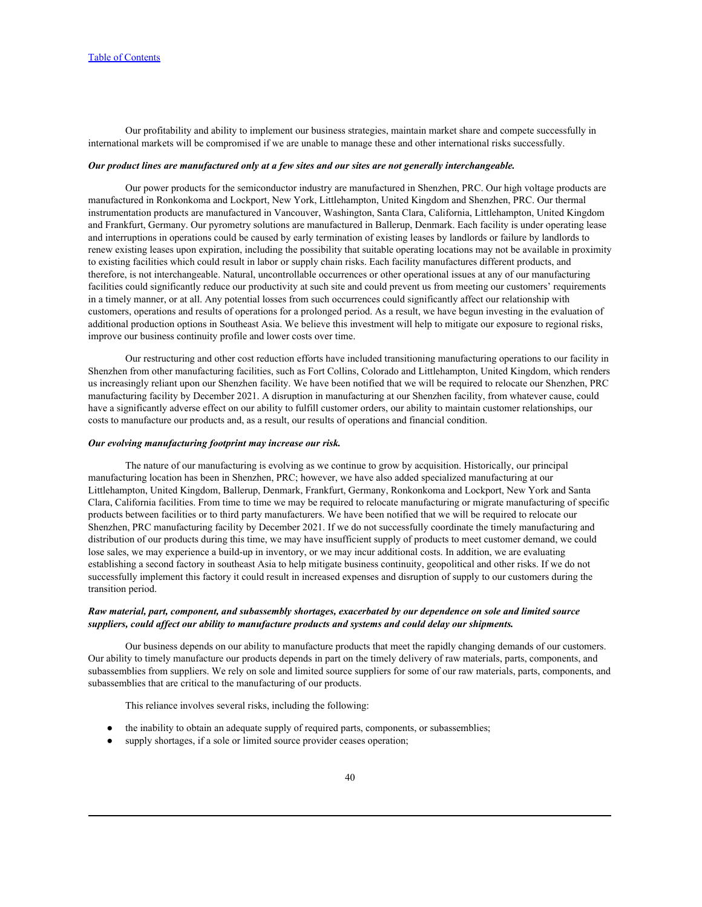Our profitability and ability to implement our business strategies, maintain market share and compete successfully in international markets will be compromised if we are unable to manage these and other international risks successfully.

***Our product lines are manufactured only at a few sites and our sites are not generally interchangeable.***

Our power products for the semiconductor industry are manufactured in Shenzhen, PRC. Our high voltage products are manufactured in Ronkonkoma and Lockport, New York, Littlehampton, United Kingdom and Shenzhen, PRC. Our thermal instrumentation products are manufactured in Vancouver, Washington, Santa Clara, California, Littlehampton, United Kingdom and Frankfurt, Germany. Our pyrometry solutions are manufactured in Ballerup, Denmark. Each facility is under operating lease and interruptions in operations could be caused by early termination of existing leases by landlords or failure by landlords to renew existing leases upon expiration, including the possibility that suitable operating locations may not be available in proximity to existing facilities which could result in labor or supply chain risks. Each facility manufactures different products, and therefore, is not interchangeable. Natural, uncontrollable occurrences or other operational issues at any of our manufacturing facilities could significantly reduce our productivity at such site and could prevent us from meeting our customers' requirements in a timely manner, or at all. Any potential losses from such occurrences could significantly affect our relationship with customers, operations and results of operations for a prolonged period. As a result, we have begun investing in the evaluation of additional production options in Southeast Asia. We believe this investment will help to mitigate our exposure to regional risks, improve our business continuity profile and lower costs over time.

Our restructuring and other cost reduction efforts have included transitioning manufacturing operations to our facility in Shenzhen from other manufacturing facilities, such as Fort Collins, Colorado and Littlehampton, United Kingdom, which renders us increasingly reliant upon our Shenzhen facility. We have been notified that we will be required to relocate our Shenzhen, PRC manufacturing facility by December 2021. A disruption in manufacturing at our Shenzhen facility, from whatever cause, could have a significantly adverse effect on our ability to fulfill customer orders, our ability to maintain customer relationships, our costs to manufacture our products and, as a result, our results of operations and financial condition.

***Our evolving manufacturing footprint may increase our risk.***

The nature of our manufacturing is evolving as we continue to grow by acquisition. Historically, our principal manufacturing location has been in Shenzhen, PRC; however, we have also added specialized manufacturing at our Littlehampton, United Kingdom, Ballerup, Denmark, Frankfurt, Germany, Ronkonkoma and Lockport, New York and Santa Clara, California facilities. From time to time we may be required to relocate manufacturing or migrate manufacturing of specific products between facilities or to third party manufacturers. We have been notified that we will be required to relocate our Shenzhen, PRC manufacturing facility by December 2021. If we do not successfully coordinate the timely manufacturing and distribution of our products during this time, we may have insufficient supply of products to meet customer demand, we could lose sales, we may experience a build-up in inventory, or we may incur additional costs. In addition, we are evaluating establishing a second factory in southeast Asia to help mitigate business continuity, geopolitical and other risks. If we do not successfully implement this factory it could result in increased expenses and disruption of supply to our customers during the transition period.

***Raw material, part, component, and subassembly shortages, exacerbated by our dependence on sole and limited source suppliers, could affect our ability to manufacture products and systems and could delay our shipments.***

Our business depends on our ability to manufacture products that meet the rapidly changing demands of our customers. Our ability to timely manufacture our products depends in part on the timely delivery of raw materials, parts, components, and subassemblies from suppliers. We rely on sole and limited source suppliers for some of our raw materials, parts, components, and subassemblies that are critical to the manufacturing of our products.

This reliance involves several risks, including the following:

- the inability to obtain an adequate supply of required parts, components, or subassemblies;
- supply shortages, if a sole or limited source provider ceases operation;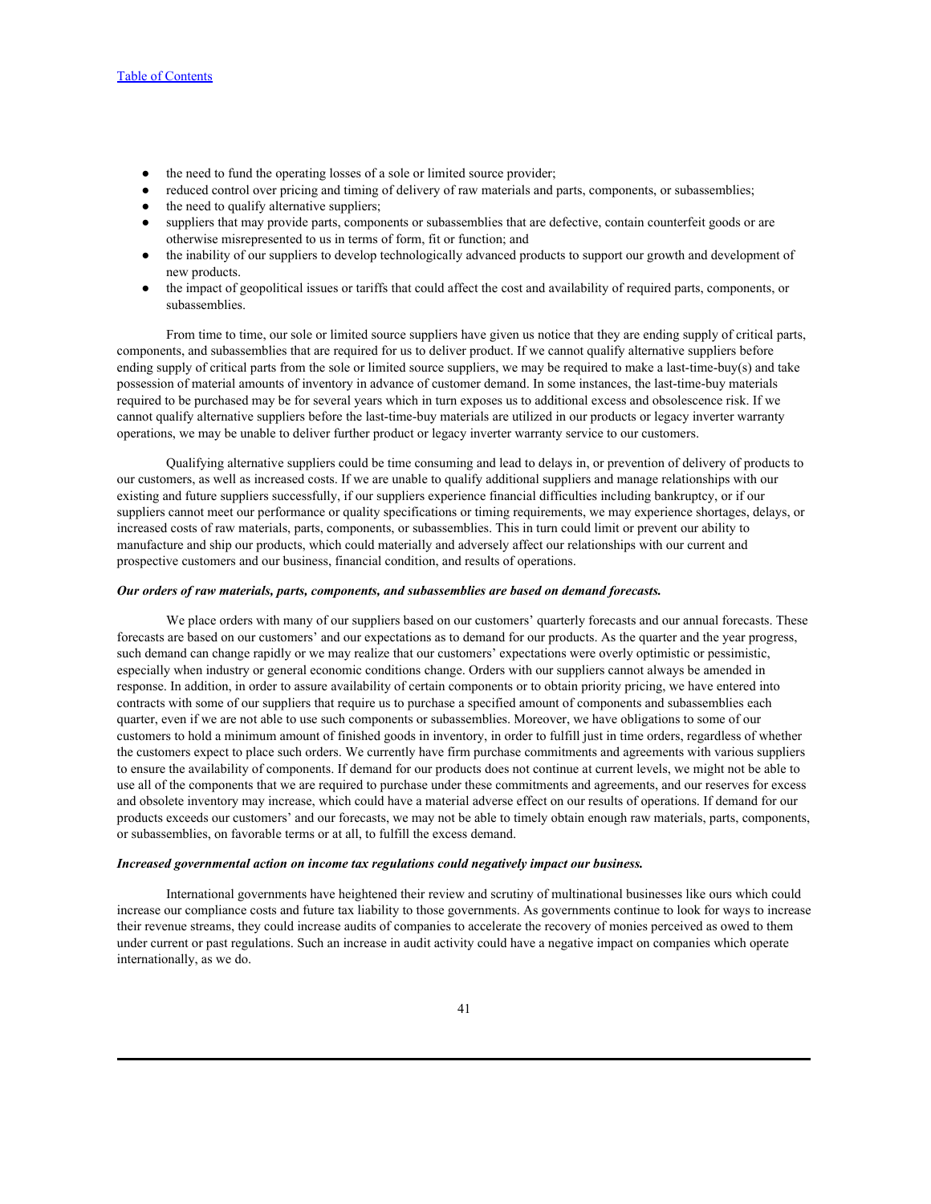- the need to fund the operating losses of a sole or limited source provider;
- reduced control over pricing and timing of delivery of raw materials and parts, components, or subassemblies;
- the need to qualify alternative suppliers;
- suppliers that may provide parts, components or subassemblies that are defective, contain counterfeit goods or are otherwise misrepresented to us in terms of form, fit or function; and
- the inability of our suppliers to develop technologically advanced products to support our growth and development of new products.
- the impact of geopolitical issues or tariffs that could affect the cost and availability of required parts, components, or subassemblies.

From time to time, our sole or limited source suppliers have given us notice that they are ending supply of critical parts, components, and subassemblies that are required for us to deliver product. If we cannot qualify alternative suppliers before ending supply of critical parts from the sole or limited source suppliers, we may be required to make a last-time-buy(s) and take possession of material amounts of inventory in advance of customer demand. In some instances, the last-time-buy materials required to be purchased may be for several years which in turn exposes us to additional excess and obsolescence risk. If we cannot qualify alternative suppliers before the last-time-buy materials are utilized in our products or legacy inverter warranty operations, we may be unable to deliver further product or legacy inverter warranty service to our customers.

Qualifying alternative suppliers could be time consuming and lead to delays in, or prevention of delivery of products to our customers, as well as increased costs. If we are unable to qualify additional suppliers and manage relationships with our existing and future suppliers successfully, if our suppliers experience financial difficulties including bankruptcy, or if our suppliers cannot meet our performance or quality specifications or timing requirements, we may experience shortages, delays, or increased costs of raw materials, parts, components, or subassemblies. This in turn could limit or prevent our ability to manufacture and ship our products, which could materially and adversely affect our relationships with our current and prospective customers and our business, financial condition, and results of operations.

***Our orders of raw materials, parts, components, and subassemblies are based on demand forecasts.***

We place orders with many of our suppliers based on our customers' quarterly forecasts and our annual forecasts. These forecasts are based on our customers' and our expectations as to demand for our products. As the quarter and the year progress, such demand can change rapidly or we may realize that our customers' expectations were overly optimistic or pessimistic, especially when industry or general economic conditions change. Orders with our suppliers cannot always be amended in response. In addition, in order to assure availability of certain components or to obtain priority pricing, we have entered into contracts with some of our suppliers that require us to purchase a specified amount of components and subassemblies each quarter, even if we are not able to use such components or subassemblies. Moreover, we have obligations to some of our customers to hold a minimum amount of finished goods in inventory, in order to fulfill just in time orders, regardless of whether the customers expect to place such orders. We currently have firm purchase commitments and agreements with various suppliers to ensure the availability of components. If demand for our products does not continue at current levels, we might not be able to use all of the components that we are required to purchase under these commitments and agreements, and our reserves for excess and obsolete inventory may increase, which could have a material adverse effect on our results of operations. If demand for our products exceeds our customers' and our forecasts, we may not be able to timely obtain enough raw materials, parts, components, or subassemblies, on favorable terms or at all, to fulfill the excess demand.

***Increased governmental action on income tax regulations could negatively impact our business.***

International governments have heightened their review and scrutiny of multinational businesses like ours which could increase our compliance costs and future tax liability to those governments. As governments continue to look for ways to increase their revenue streams, they could increase audits of companies to accelerate the recovery of monies perceived as owed to them under current or past regulations. Such an increase in audit activity could have a negative impact on companies which operate internationally, as we do.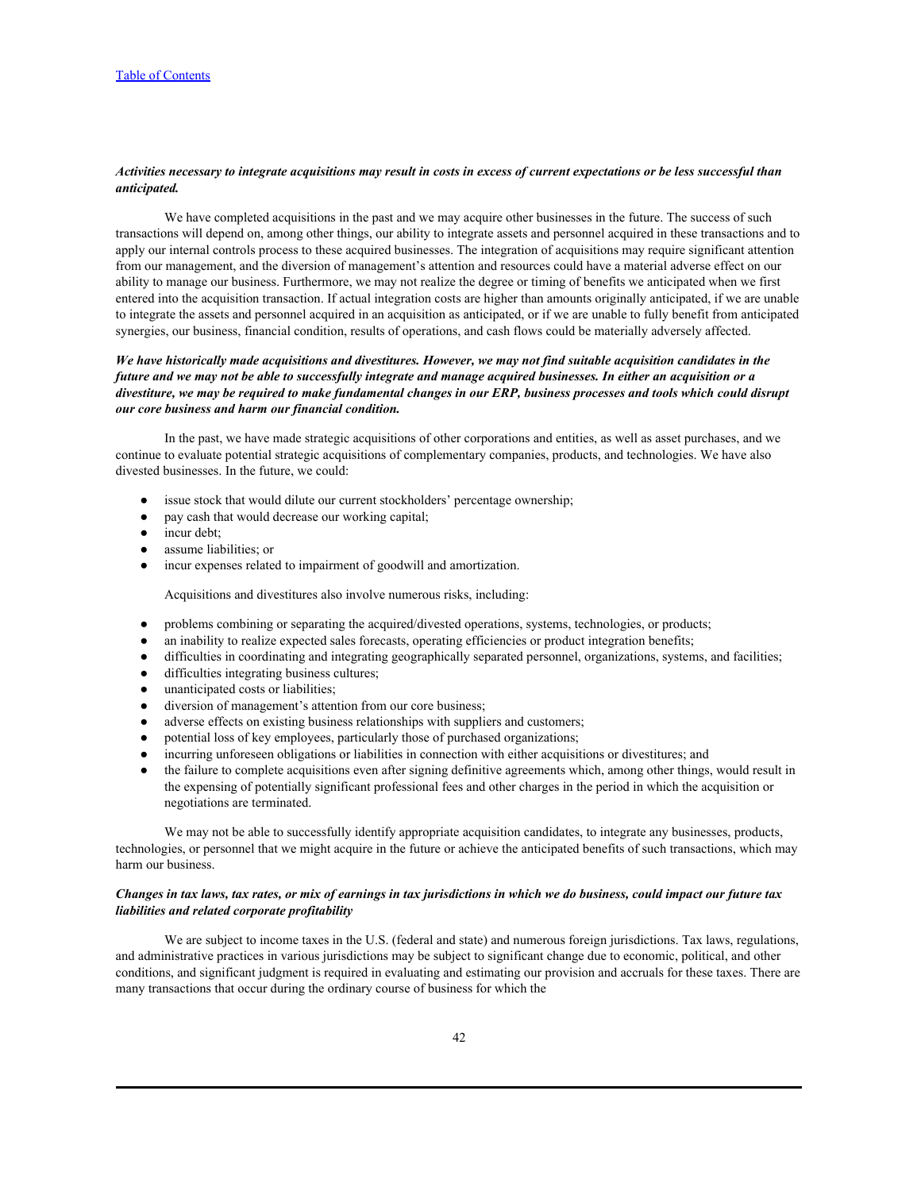***Activities necessary to integrate acquisitions may result in costs in excess of current expectations or be less successful than anticipated.***

We have completed acquisitions in the past and we may acquire other businesses in the future. The success of such transactions will depend on, among other things, our ability to integrate assets and personnel acquired in these transactions and to apply our internal controls process to these acquired businesses. The integration of acquisitions may require significant attention from our management, and the diversion of management's attention and resources could have a material adverse effect on our ability to manage our business. Furthermore, we may not realize the degree or timing of benefits we anticipated when we first entered into the acquisition transaction. If actual integration costs are higher than amounts originally anticipated, if we are unable to integrate the assets and personnel acquired in an acquisition as anticipated, or if we are unable to fully benefit from anticipated synergies, our business, financial condition, results of operations, and cash flows could be materially adversely affected.

***We have historically made acquisitions and divestitures. However, we may not find suitable acquisition candidates in the future and we may not be able to successfully integrate and manage acquired businesses. In either an acquisition or a divestiture, we may be required to make fundamental changes in our ERP, business processes and tools which could disrupt our core business and harm our financial condition.***

In the past, we have made strategic acquisitions of other corporations and entities, as well as asset purchases, and we continue to evaluate potential strategic acquisitions of complementary companies, products, and technologies. We have also divested businesses. In the future, we could:

- issue stock that would dilute our current stockholders' percentage ownership;
- pay cash that would decrease our working capital;
- incur debt;
- assume liabilities; or
- incur expenses related to impairment of goodwill and amortization.

Acquisitions and divestitures also involve numerous risks, including:

- problems combining or separating the acquired/divested operations, systems, technologies, or products;
- an inability to realize expected sales forecasts, operating efficiencies or product integration benefits;
- difficulties in coordinating and integrating geographically separated personnel, organizations, systems, and facilities;
- difficulties integrating business cultures;
- unanticipated costs or liabilities;
- diversion of management's attention from our core business;
- adverse effects on existing business relationships with suppliers and customers;
- potential loss of key employees, particularly those of purchased organizations;
- incurring unforeseen obligations or liabilities in connection with either acquisitions or divestitures; and
- the failure to complete acquisitions even after signing definitive agreements which, among other things, would result in the expensing of potentially significant professional fees and other charges in the period in which the acquisition or negotiations are terminated.

We may not be able to successfully identify appropriate acquisition candidates, to integrate any businesses, products, technologies, or personnel that we might acquire in the future or achieve the anticipated benefits of such transactions, which may harm our business.

***Changes in tax laws, tax rates, or mix of earnings in tax jurisdictions in which we do business, could impact our future tax liabilities and related corporate profitability***

We are subject to income taxes in the U.S. (federal and state) and numerous foreign jurisdictions. Tax laws, regulations, and administrative practices in various jurisdictions may be subject to significant change due to economic, political, and other conditions, and significant judgment is required in evaluating and estimating our provision and accruals for these taxes. There are many transactions that occur during the ordinary course of business for which the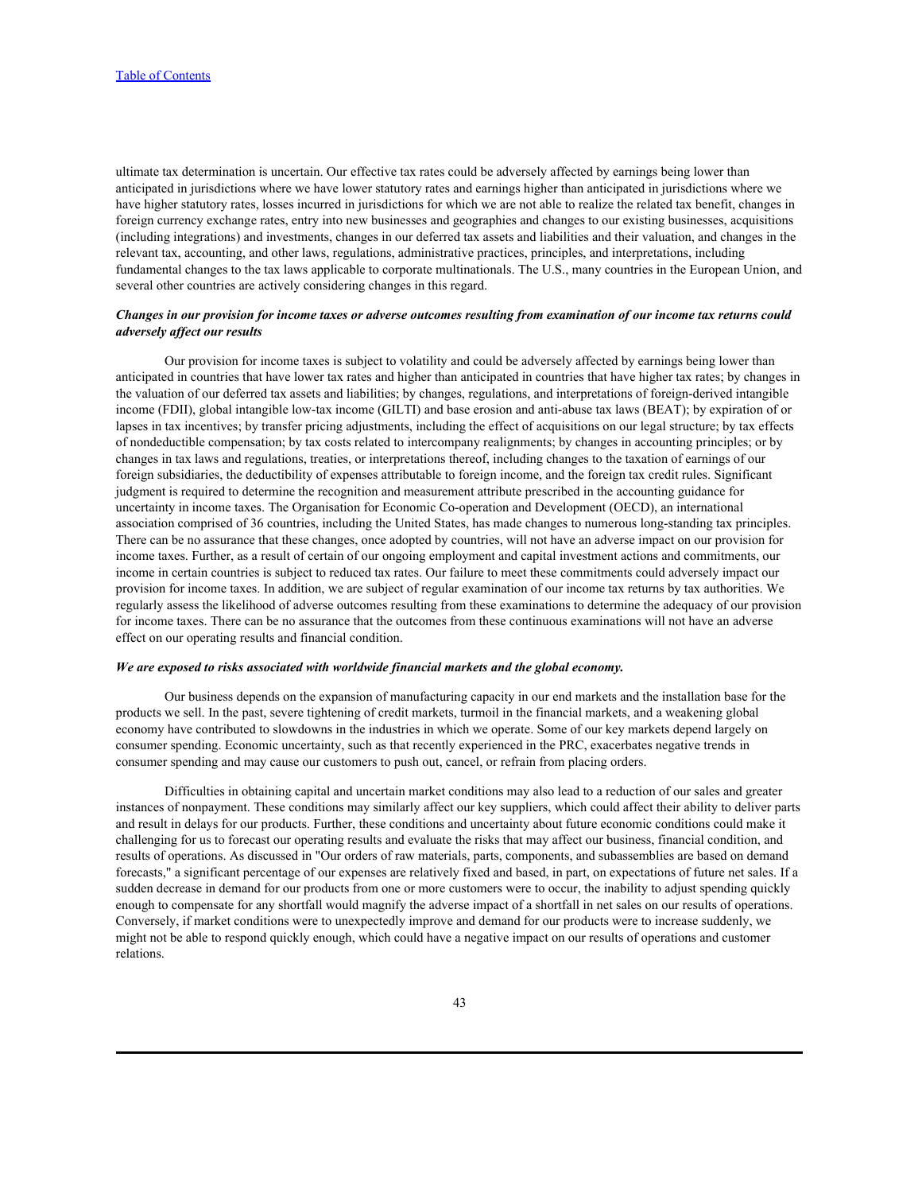ultimate tax determination is uncertain. Our effective tax rates could be adversely affected by earnings being lower than anticipated in jurisdictions where we have lower statutory rates and earnings higher than anticipated in jurisdictions where we have higher statutory rates, losses incurred in jurisdictions for which we are not able to realize the related tax benefit, changes in foreign currency exchange rates, entry into new businesses and geographies and changes to our existing businesses, acquisitions (including integrations) and investments, changes in our deferred tax assets and liabilities and their valuation, and changes in the relevant tax, accounting, and other laws, regulations, administrative practices, principles, and interpretations, including fundamental changes to the tax laws applicable to corporate multinationals. The U.S., many countries in the European Union, and several other countries are actively considering changes in this regard.

***Changes in our provision for income taxes or adverse outcomes resulting from examination of our income tax returns could adversely affect our results***

Our provision for income taxes is subject to volatility and could be adversely affected by earnings being lower than anticipated in countries that have lower tax rates and higher than anticipated in countries that have higher tax rates; by changes in the valuation of our deferred tax assets and liabilities; by changes, regulations, and interpretations of foreign-derived intangible income (FDII), global intangible low-tax income (GILTI) and base erosion and anti-abuse tax laws (BEAT); by expiration of or lapses in tax incentives; by transfer pricing adjustments, including the effect of acquisitions on our legal structure; by tax effects of nondeductible compensation; by tax costs related to intercompany realignments; by changes in accounting principles; or by changes in tax laws and regulations, treaties, or interpretations thereof, including changes to the taxation of earnings of our foreign subsidiaries, the deductibility of expenses attributable to foreign income, and the foreign tax credit rules. Significant judgment is required to determine the recognition and measurement attribute prescribed in the accounting guidance for uncertainty in income taxes. The Organisation for Economic Co-operation and Development (OECD), an international association comprised of 36 countries, including the United States, has made changes to numerous long-standing tax principles. There can be no assurance that these changes, once adopted by countries, will not have an adverse impact on our provision for income taxes. Further, as a result of certain of our ongoing employment and capital investment actions and commitments, our income in certain countries is subject to reduced tax rates. Our failure to meet these commitments could adversely impact our provision for income taxes. In addition, we are subject of regular examination of our income tax returns by tax authorities. We regularly assess the likelihood of adverse outcomes resulting from these examinations to determine the adequacy of our provision for income taxes. There can be no assurance that the outcomes from these continuous examinations will not have an adverse effect on our operating results and financial condition.

***We are exposed to risks associated with worldwide financial markets and the global economy.***

Our business depends on the expansion of manufacturing capacity in our end markets and the installation base for the products we sell. In the past, severe tightening of credit markets, turmoil in the financial markets, and a weakening global economy have contributed to slowdowns in the industries in which we operate. Some of our key markets depend largely on consumer spending. Economic uncertainty, such as that recently experienced in the PRC, exacerbates negative trends in consumer spending and may cause our customers to push out, cancel, or refrain from placing orders.

Difficulties in obtaining capital and uncertain market conditions may also lead to a reduction of our sales and greater instances of nonpayment. These conditions may similarly affect our key suppliers, which could affect their ability to deliver parts and result in delays for our products. Further, these conditions and uncertainty about future economic conditions could make it challenging for us to forecast our operating results and evaluate the risks that may affect our business, financial condition, and results of operations. As discussed in "Our orders of raw materials, parts, components, and subassemblies are based on demand forecasts," a significant percentage of our expenses are relatively fixed and based, in part, on expectations of future net sales. If a sudden decrease in demand for our products from one or more customers were to occur, the inability to adjust spending quickly enough to compensate for any shortfall would magnify the adverse impact of a shortfall in net sales on our results of operations. Conversely, if market conditions were to unexpectedly improve and demand for our products were to increase suddenly, we might not be able to respond quickly enough, which could have a negative impact on our results of operations and customer relations.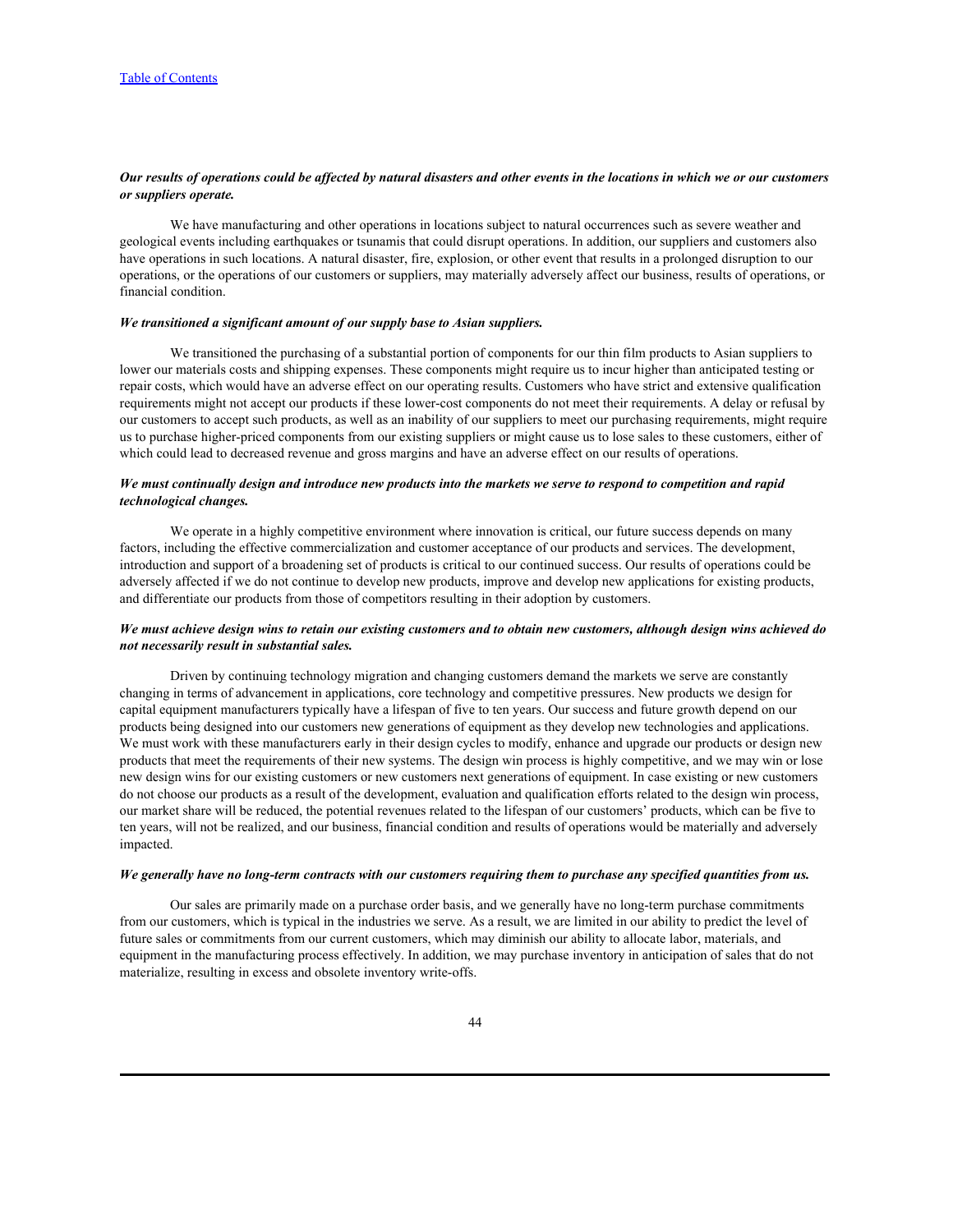***Our results of operations could be affected by natural disasters and other events in the locations in which we or our customers or suppliers operate.***

We have manufacturing and other operations in locations subject to natural occurrences such as severe weather and geological events including earthquakes or tsunamis that could disrupt operations. In addition, our suppliers and customers also have operations in such locations. A natural disaster, fire, explosion, or other event that results in a prolonged disruption to our operations, or the operations of our customers or suppliers, may materially adversely affect our business, results of operations, or financial condition.

***We transitioned a significant amount of our supply base to Asian suppliers.***

We transitioned the purchasing of a substantial portion of components for our thin film products to Asian suppliers to lower our materials costs and shipping expenses. These components might require us to incur higher than anticipated testing or repair costs, which would have an adverse effect on our operating results. Customers who have strict and extensive qualification requirements might not accept our products if these lower-cost components do not meet their requirements. A delay or refusal by our customers to accept such products, as well as an inability of our suppliers to meet our purchasing requirements, might require us to purchase higher-priced components from our existing suppliers or might cause us to lose sales to these customers, either of which could lead to decreased revenue and gross margins and have an adverse effect on our results of operations.

***We must continually design and introduce new products into the markets we serve to respond to competition and rapid technological changes.***

We operate in a highly competitive environment where innovation is critical, our future success depends on many factors, including the effective commercialization and customer acceptance of our products and services. The development, introduction and support of a broadening set of products is critical to our continued success. Our results of operations could be adversely affected if we do not continue to develop new products, improve and develop new applications for existing products, and differentiate our products from those of competitors resulting in their adoption by customers.

***We must achieve design wins to retain our existing customers and to obtain new customers, although design wins achieved do not necessarily result in substantial sales.***

Driven by continuing technology migration and changing customers demand the markets we serve are constantly changing in terms of advancement in applications, core technology and competitive pressures. New products we design for capital equipment manufacturers typically have a lifespan of five to ten years. Our success and future growth depend on our products being designed into our customers new generations of equipment as they develop new technologies and applications. We must work with these manufacturers early in their design cycles to modify, enhance and upgrade our products or design new products that meet the requirements of their new systems. The design win process is highly competitive, and we may win or lose new design wins for our existing customers or new customers next generations of equipment. In case existing or new customers do not choose our products as a result of the development, evaluation and qualification efforts related to the design win process, our market share will be reduced, the potential revenues related to the lifespan of our customers' products, which can be five to ten years, will not be realized, and our business, financial condition and results of operations would be materially and adversely impacted.

***We generally have no long-term contracts with our customers requiring them to purchase any specified quantities from us.***

Our sales are primarily made on a purchase order basis, and we generally have no long-term purchase commitments from our customers, which is typical in the industries we serve. As a result, we are limited in our ability to predict the level of future sales or commitments from our current customers, which may diminish our ability to allocate labor, materials, and equipment in the manufacturing process effectively. In addition, we may purchase inventory in anticipation of sales that do not materialize, resulting in excess and obsolete inventory write-offs.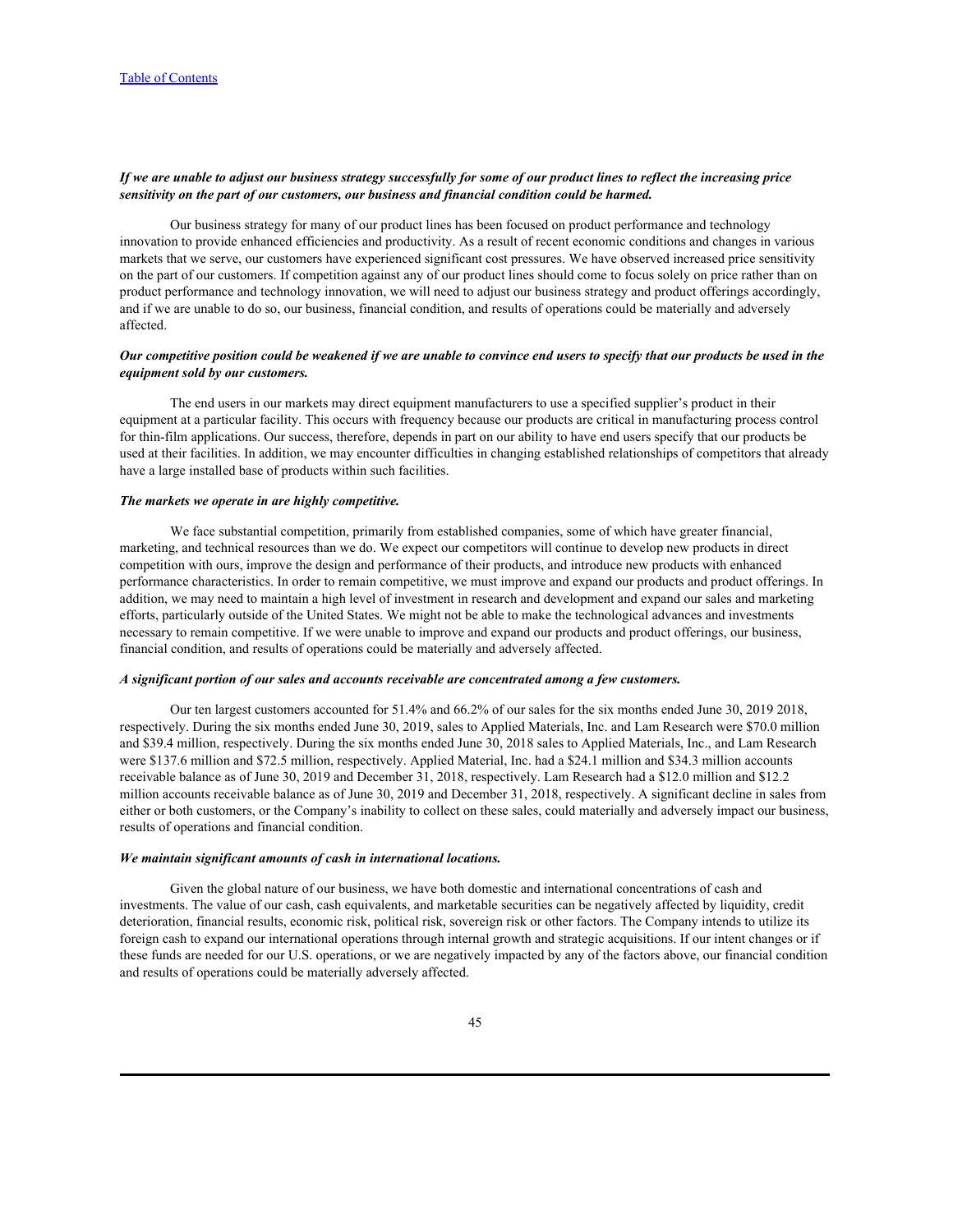***If we are unable to adjust our business strategy successfully for some of our product lines to reflect the increasing price sensitivity on the part of our customers, our business and financial condition could be harmed.***

Our business strategy for many of our product lines has been focused on product performance and technology innovation to provide enhanced efficiencies and productivity. As a result of recent economic conditions and changes in various markets that we serve, our customers have experienced significant cost pressures. We have observed increased price sensitivity on the part of our customers. If competition against any of our product lines should come to focus solely on price rather than on product performance and technology innovation, we will need to adjust our business strategy and product offerings accordingly, and if we are unable to do so, our business, financial condition, and results of operations could be materially and adversely affected.

***Our competitive position could be weakened if we are unable to convince end users to specify that our products be used in the equipment sold by our customers.***

The end users in our markets may direct equipment manufacturers to use a specified supplier's product in their equipment at a particular facility. This occurs with frequency because our products are critical in manufacturing process control for thin-film applications. Our success, therefore, depends in part on our ability to have end users specify that our products be used at their facilities. In addition, we may encounter difficulties in changing established relationships of competitors that already have a large installed base of products within such facilities.

***The markets we operate in are highly competitive.***

We face substantial competition, primarily from established companies, some of which have greater financial, marketing, and technical resources than we do. We expect our competitors will continue to develop new products in direct competition with ours, improve the design and performance of their products, and introduce new products with enhanced performance characteristics. In order to remain competitive, we must improve and expand our products and product offerings. In addition, we may need to maintain a high level of investment in research and development and expand our sales and marketing efforts, particularly outside of the United States. We might not be able to make the technological advances and investments necessary to remain competitive. If we were unable to improve and expand our products and product offerings, our business, financial condition, and results of operations could be materially and adversely affected.

***A significant portion of our sales and accounts receivable are concentrated among a few customers.***

Our ten largest customers accounted for 51.4% and 66.2% of our sales for the six months ended June 30, 2019 2018, respectively. During the six months ended June 30, 2019, sales to Applied Materials, Inc. and Lam Research were $70.0 million and $39.4 million, respectively. During the six months ended June 30, 2018 sales to Applied Materials, Inc., and Lam Research were $137.6 million and $72.5 million, respectively. Applied Material, Inc. had a $24.1 million and $34.3 million accounts receivable balance as of June 30, 2019 and December 31, 2018, respectively. Lam Research had a $12.0 million and $12.2 million accounts receivable balance as of June 30, 2019 and December 31, 2018, respectively. A significant decline in sales from either or both customers, or the Company's inability to collect on these sales, could materially and adversely impact our business, results of operations and financial condition.

***We maintain significant amounts of cash in international locations.***

Given the global nature of our business, we have both domestic and international concentrations of cash and investments. The value of our cash, cash equivalents, and marketable securities can be negatively affected by liquidity, credit deterioration, financial results, economic risk, political risk, sovereign risk or other factors. The Company intends to utilize its foreign cash to expand our international operations through internal growth and strategic acquisitions. If our intent changes or if these funds are needed for our U.S. operations, or we are negatively impacted by any of the factors above, our financial condition and results of operations could be materially adversely affected.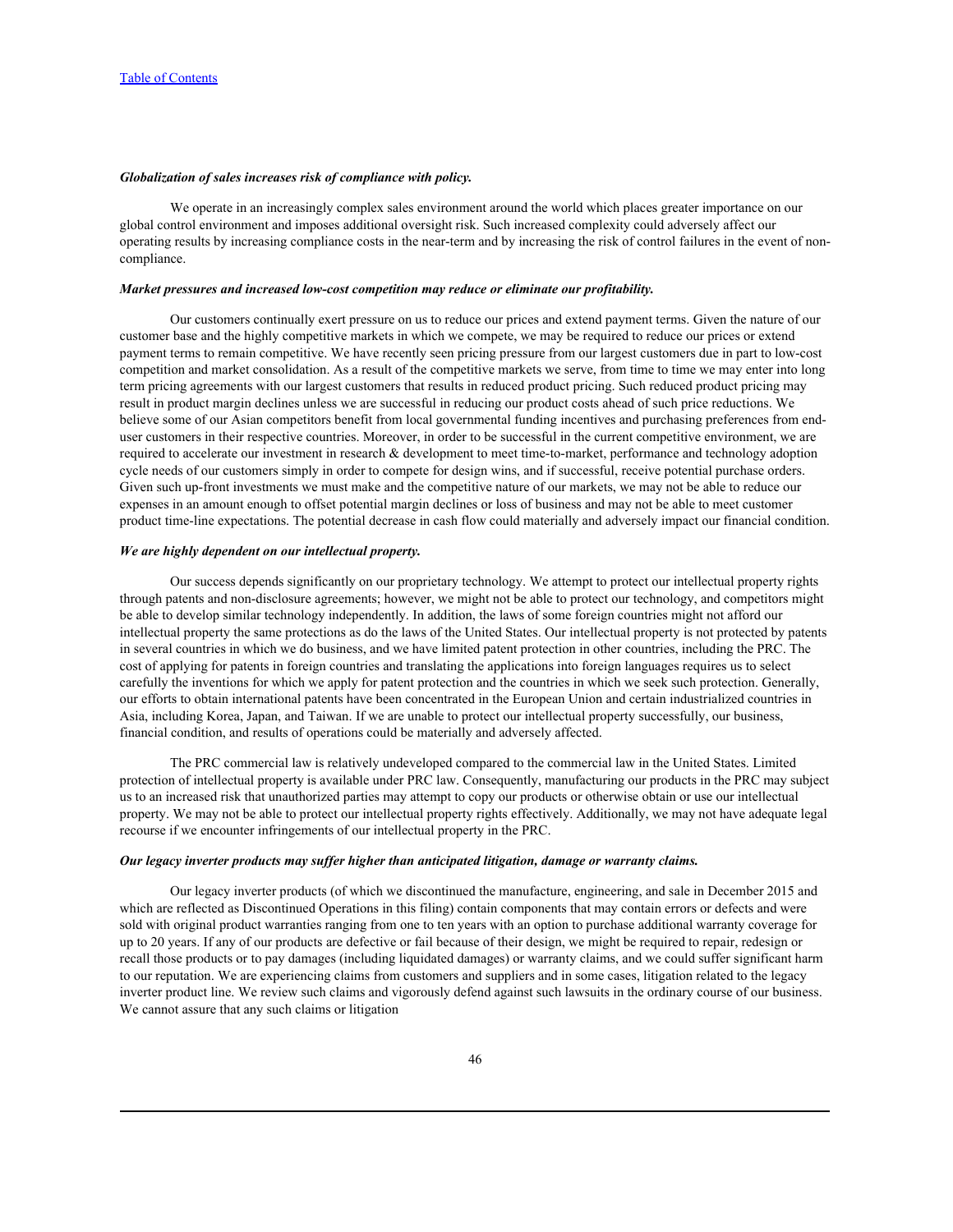***Globalization of sales increases risk of compliance with policy.***

We operate in an increasingly complex sales environment around the world which places greater importance on our global control environment and imposes additional oversight risk. Such increased complexity could adversely affect our operating results by increasing compliance costs in the near-term and by increasing the risk of control failures in the event of non-compliance.

***Market pressures and increased low-cost competition may reduce or eliminate our profitability.***

Our customers continually exert pressure on us to reduce our prices and extend payment terms. Given the nature of our customer base and the highly competitive markets in which we compete, we may be required to reduce our prices or extend payment terms to remain competitive. We have recently seen pricing pressure from our largest customers due in part to low-cost competition and market consolidation. As a result of the competitive markets we serve, from time to time we may enter into long term pricing agreements with our largest customers that results in reduced product pricing. Such reduced product pricing may result in product margin declines unless we are successful in reducing our product costs ahead of such price reductions. We believe some of our Asian competitors benefit from local governmental funding incentives and purchasing preferences from end-user customers in their respective countries. Moreover, in order to be successful in the current competitive environment, we are required to accelerate our investment in research & development to meet time-to-market, performance and technology adoption cycle needs of our customers simply in order to compete for design wins, and if successful, receive potential purchase orders. Given such up-front investments we must make and the competitive nature of our markets, we may not be able to reduce our expenses in an amount enough to offset potential margin declines or loss of business and may not be able to meet customer product time-line expectations. The potential decrease in cash flow could materially and adversely impact our financial condition.

***We are highly dependent on our intellectual property.***

Our success depends significantly on our proprietary technology. We attempt to protect our intellectual property rights through patents and non-disclosure agreements; however, we might not be able to protect our technology, and competitors might be able to develop similar technology independently. In addition, the laws of some foreign countries might not afford our intellectual property the same protections as do the laws of the United States. Our intellectual property is not protected by patents in several countries in which we do business, and we have limited patent protection in other countries, including the PRC. The cost of applying for patents in foreign countries and translating the applications into foreign languages requires us to select carefully the inventions for which we apply for patent protection and the countries in which we seek such protection. Generally, our efforts to obtain international patents have been concentrated in the European Union and certain industrialized countries in Asia, including Korea, Japan, and Taiwan. If we are unable to protect our intellectual property successfully, our business, financial condition, and results of operations could be materially and adversely affected.

The PRC commercial law is relatively undeveloped compared to the commercial law in the United States. Limited protection of intellectual property is available under PRC law. Consequently, manufacturing our products in the PRC may subject us to an increased risk that unauthorized parties may attempt to copy our products or otherwise obtain or use our intellectual property. We may not be able to protect our intellectual property rights effectively. Additionally, we may not have adequate legal recourse if we encounter infringements of our intellectual property in the PRC.

***Our legacy inverter products may suffer higher than anticipated litigation, damage or warranty claims.***

Our legacy inverter products (of which we discontinued the manufacture, engineering, and sale in December 2015 and which are reflected as Discontinued Operations in this filing) contain components that may contain errors or defects and were sold with original product warranties ranging from one to ten years with an option to purchase additional warranty coverage for up to 20 years. If any of our products are defective or fail because of their design, we might be required to repair, redesign or recall those products or to pay damages (including liquidated damages) or warranty claims, and we could suffer significant harm to our reputation. We are experiencing claims from customers and suppliers and in some cases, litigation related to the legacy inverter product line. We review such claims and vigorously defend against such lawsuits in the ordinary course of our business. We cannot assure that any such claims or litigation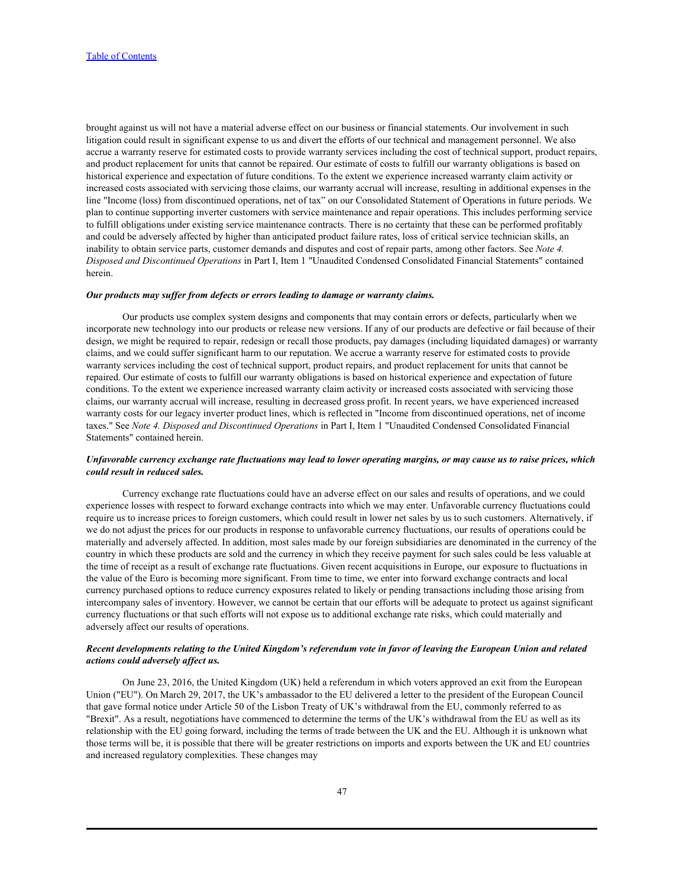brought against us will not have a material adverse effect on our business or financial statements. Our involvement in such litigation could result in significant expense to us and divert the efforts of our technical and management personnel. We also accrue a warranty reserve for estimated costs to provide warranty services including the cost of technical support, product repairs, and product replacement for units that cannot be repaired. Our estimate of costs to fulfill our warranty obligations is based on historical experience and expectation of future conditions. To the extent we experience increased warranty claim activity or increased costs associated with servicing those claims, our warranty accrual will increase, resulting in additional expenses in the line "Income (loss) from discontinued operations, net of tax" on our Consolidated Statement of Operations in future periods. We plan to continue supporting inverter customers with service maintenance and repair operations. This includes performing service to fulfill obligations under existing service maintenance contracts. There is no certainty that these can be performed profitably and could be adversely affected by higher than anticipated product failure rates, loss of critical service technician skills, an inability to obtain service parts, customer demands and disputes and cost of repair parts, among other factors. See *Note 4. Disposed and Discontinued Operations* in Part I, Item 1 "Unaudited Condensed Consolidated Financial Statements" contained herein.

***Our products may suffer from defects or errors leading to damage or warranty claims.***

Our products use complex system designs and components that may contain errors or defects, particularly when we incorporate new technology into our products or release new versions. If any of our products are defective or fail because of their design, we might be required to repair, redesign or recall those products, pay damages (including liquidated damages) or warranty claims, and we could suffer significant harm to our reputation. We accrue a warranty reserve for estimated costs to provide warranty services including the cost of technical support, product repairs, and product replacement for units that cannot be repaired. Our estimate of costs to fulfill our warranty obligations is based on historical experience and expectation of future conditions. To the extent we experience increased warranty claim activity or increased costs associated with servicing those claims, our warranty accrual will increase, resulting in decreased gross profit. In recent years, we have experienced increased warranty costs for our legacy inverter product lines, which is reflected in "Income from discontinued operations, net of income taxes." See *Note 4. Disposed and Discontinued Operations* in Part I, Item 1 "Unaudited Condensed Consolidated Financial Statements" contained herein.

***Unfavorable currency exchange rate fluctuations may lead to lower operating margins, or may cause us to raise prices, which could result in reduced sales.***

Currency exchange rate fluctuations could have an adverse effect on our sales and results of operations, and we could experience losses with respect to forward exchange contracts into which we may enter. Unfavorable currency fluctuations could require us to increase prices to foreign customers, which could result in lower net sales by us to such customers. Alternatively, if we do not adjust the prices for our products in response to unfavorable currency fluctuations, our results of operations could be materially and adversely affected. In addition, most sales made by our foreign subsidiaries are denominated in the currency of the country in which these products are sold and the currency in which they receive payment for such sales could be less valuable at the time of receipt as a result of exchange rate fluctuations. Given recent acquisitions in Europe, our exposure to fluctuations in the value of the Euro is becoming more significant. From time to time, we enter into forward exchange contracts and local currency purchased options to reduce currency exposures related to likely or pending transactions including those arising from intercompany sales of inventory. However, we cannot be certain that our efforts will be adequate to protect us against significant currency fluctuations or that such efforts will not expose us to additional exchange rate risks, which could materially and adversely affect our results of operations.

***Recent developments relating to the United Kingdom's referendum vote in favor of leaving the European Union and related actions could adversely affect us.***

On June 23, 2016, the United Kingdom (UK) held a referendum in which voters approved an exit from the European Union ("EU"). On March 29, 2017, the UK's ambassador to the EU delivered a letter to the president of the European Council that gave formal notice under Article 50 of the Lisbon Treaty of UK's withdrawal from the EU, commonly referred to as "Brexit". As a result, negotiations have commenced to determine the terms of the UK's withdrawal from the EU as well as its relationship with the EU going forward, including the terms of trade between the UK and the EU. Although it is unknown what those terms will be, it is possible that there will be greater restrictions on imports and exports between the UK and EU countries and increased regulatory complexities. These changes may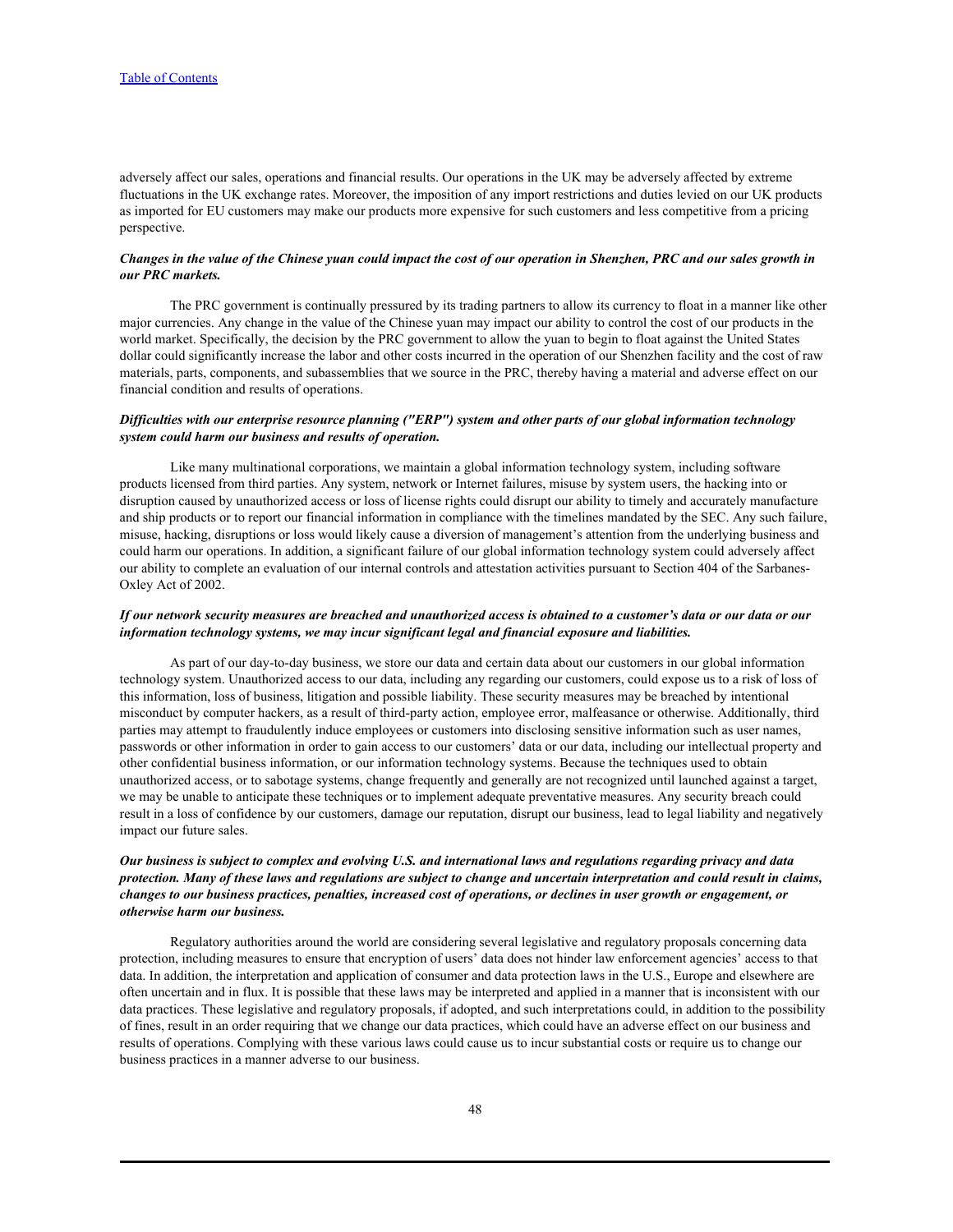adversely affect our sales, operations and financial results. Our operations in the UK may be adversely affected by extreme fluctuations in the UK exchange rates. Moreover, the imposition of any import restrictions and duties levied on our UK products as imported for EU customers may make our products more expensive for such customers and less competitive from a pricing perspective.

***Changes in the value of the Chinese yuan could impact the cost of our operation in Shenzhen, PRC and our sales growth in our PRC markets.***

The PRC government is continually pressured by its trading partners to allow its currency to float in a manner like other major currencies. Any change in the value of the Chinese yuan may impact our ability to control the cost of our products in the world market. Specifically, the decision by the PRC government to allow the yuan to begin to float against the United States dollar could significantly increase the labor and other costs incurred in the operation of our Shenzhen facility and the cost of raw materials, parts, components, and subassemblies that we source in the PRC, thereby having a material and adverse effect on our financial condition and results of operations.

***Difficulties with our enterprise resource planning ("ERP") system and other parts of our global information technology system could harm our business and results of operation.***

Like many multinational corporations, we maintain a global information technology system, including software products licensed from third parties. Any system, network or Internet failures, misuse by system users, the hacking into or disruption caused by unauthorized access or loss of license rights could disrupt our ability to timely and accurately manufacture and ship products or to report our financial information in compliance with the timelines mandated by the SEC. Any such failure, misuse, hacking, disruptions or loss would likely cause a diversion of management's attention from the underlying business and could harm our operations. In addition, a significant failure of our global information technology system could adversely affect our ability to complete an evaluation of our internal controls and attestation activities pursuant to Section 404 of the Sarbanes-Oxley Act of 2002.

***If our network security measures are breached and unauthorized access is obtained to a customer's data or our data or our information technology systems, we may incur significant legal and financial exposure and liabilities.***

As part of our day-to-day business, we store our data and certain data about our customers in our global information technology system. Unauthorized access to our data, including any regarding our customers, could expose us to a risk of loss of this information, loss of business, litigation and possible liability. These security measures may be breached by intentional misconduct by computer hackers, as a result of third-party action, employee error, malfeasance or otherwise. Additionally, third parties may attempt to fraudulently induce employees or customers into disclosing sensitive information such as user names, passwords or other information in order to gain access to our customers' data or our data, including our intellectual property and other confidential business information, or our information technology systems. Because the techniques used to obtain unauthorized access, or to sabotage systems, change frequently and generally are not recognized until launched against a target, we may be unable to anticipate these techniques or to implement adequate preventative measures. Any security breach could result in a loss of confidence by our customers, damage our reputation, disrupt our business, lead to legal liability and negatively impact our future sales.

***Our business is subject to complex and evolving U.S. and international laws and regulations regarding privacy and data protection. Many of these laws and regulations are subject to change and uncertain interpretation and could result in claims, changes to our business practices, penalties, increased cost of operations, or declines in user growth or engagement, or otherwise harm our business.***

Regulatory authorities around the world are considering several legislative and regulatory proposals concerning data protection, including measures to ensure that encryption of users' data does not hinder law enforcement agencies' access to that data. In addition, the interpretation and application of consumer and data protection laws in the U.S., Europe and elsewhere are often uncertain and in flux. It is possible that these laws may be interpreted and applied in a manner that is inconsistent with our data practices. These legislative and regulatory proposals, if adopted, and such interpretations could, in addition to the possibility of fines, result in an order requiring that we change our data practices, which could have an adverse effect on our business and results of operations. Complying with these various laws could cause us to incur substantial costs or require us to change our business practices in a manner adverse to our business.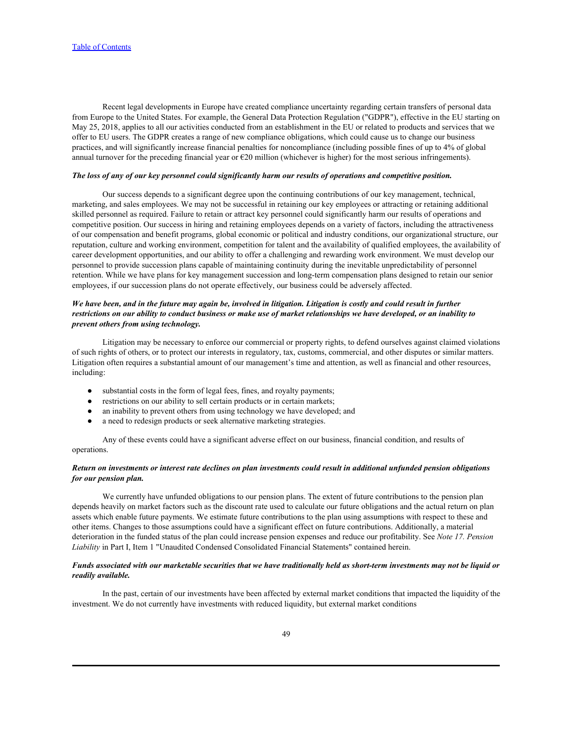Recent legal developments in Europe have created compliance uncertainty regarding certain transfers of personal data from Europe to the United States. For example, the General Data Protection Regulation ("GDPR"), effective in the EU starting on May 25, 2018, applies to all our activities conducted from an establishment in the EU or related to products and services that we offer to EU users. The GDPR creates a range of new compliance obligations, which could cause us to change our business practices, and will significantly increase financial penalties for noncompliance (including possible fines of up to 4% of global annual turnover for the preceding financial year or €20 million (whichever is higher) for the most serious infringements).

***The loss of any of our key personnel could significantly harm our results of operations and competitive position.***

Our success depends to a significant degree upon the continuing contributions of our key management, technical, marketing, and sales employees. We may not be successful in retaining our key employees or attracting or retaining additional skilled personnel as required. Failure to retain or attract key personnel could significantly harm our results of operations and competitive position. Our success in hiring and retaining employees depends on a variety of factors, including the attractiveness of our compensation and benefit programs, global economic or political and industry conditions, our organizational structure, our reputation, culture and working environment, competition for talent and the availability of qualified employees, the availability of career development opportunities, and our ability to offer a challenging and rewarding work environment. We must develop our personnel to provide succession plans capable of maintaining continuity during the inevitable unpredictability of personnel retention. While we have plans for key management succession and long-term compensation plans designed to retain our senior employees, if our succession plans do not operate effectively, our business could be adversely affected.

***We have been, and in the future may again be, involved in litigation. Litigation is costly and could result in further restrictions on our ability to conduct business or make use of market relationships we have developed, or an inability to prevent others from using technology.***

Litigation may be necessary to enforce our commercial or property rights, to defend ourselves against claimed violations of such rights of others, or to protect our interests in regulatory, tax, customs, commercial, and other disputes or similar matters. Litigation often requires a substantial amount of our management's time and attention, as well as financial and other resources, including:

- substantial costs in the form of legal fees, fines, and royalty payments;
- restrictions on our ability to sell certain products or in certain markets;
- an inability to prevent others from using technology we have developed; and
- a need to redesign products or seek alternative marketing strategies.

Any of these events could have a significant adverse effect on our business, financial condition, and results of operations.

***Return on investments or interest rate declines on plan investments could result in additional unfunded pension obligations for our pension plan.***

We currently have unfunded obligations to our pension plans. The extent of future contributions to the pension plan depends heavily on market factors such as the discount rate used to calculate our future obligations and the actual return on plan assets which enable future payments. We estimate future contributions to the plan using assumptions with respect to these and other items. Changes to those assumptions could have a significant effect on future contributions. Additionally, a material deterioration in the funded status of the plan could increase pension expenses and reduce our profitability. See *Note 17. Pension Liability* in Part I, Item 1 "Unaudited Condensed Consolidated Financial Statements" contained herein.

***Funds associated with our marketable securities that we have traditionally held as short-term investments may not be liquid or readily available.***

In the past, certain of our investments have been affected by external market conditions that impacted the liquidity of the investment. We do not currently have investments with reduced liquidity, but external market conditions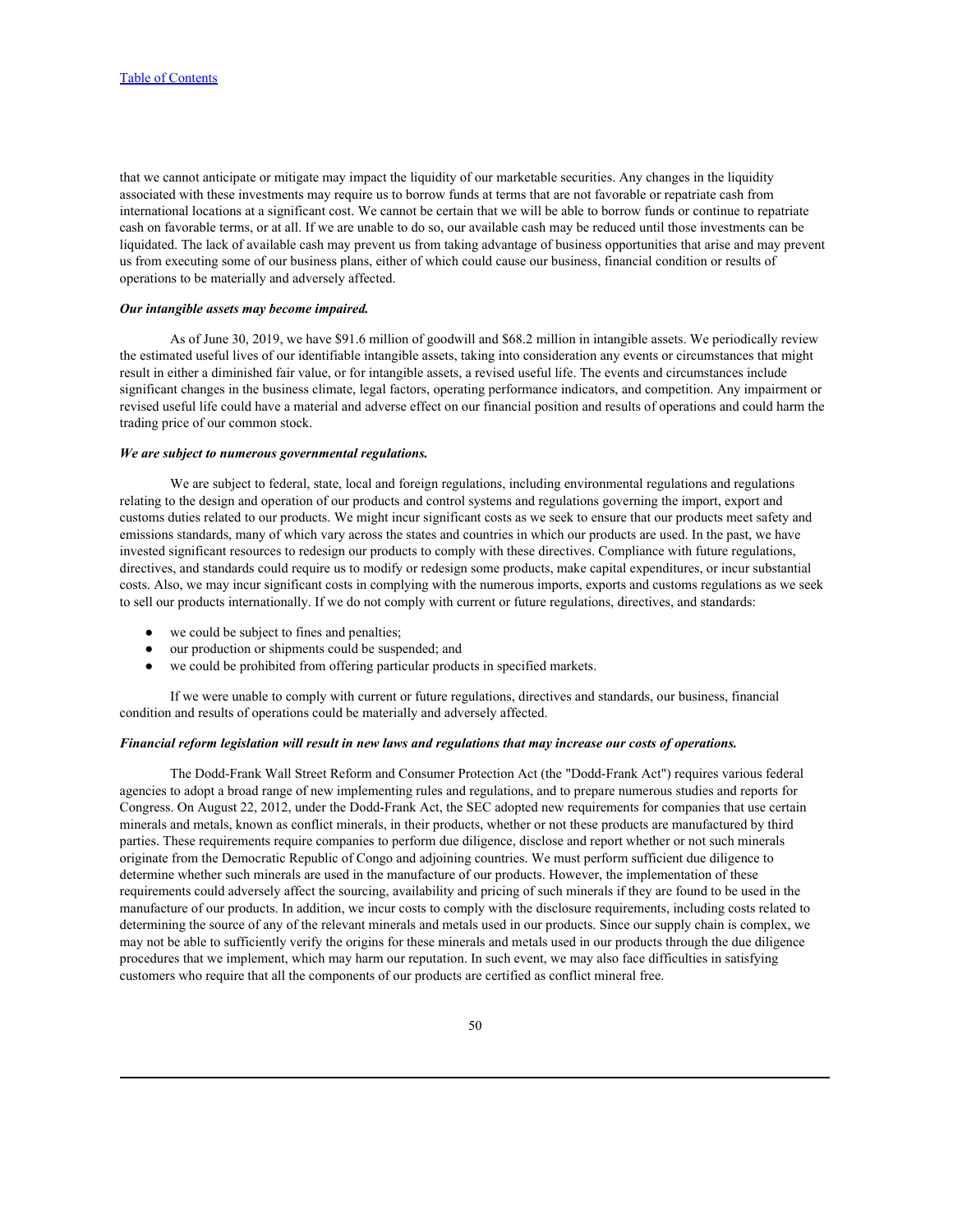that we cannot anticipate or mitigate may impact the liquidity of our marketable securities. Any changes in the liquidity associated with these investments may require us to borrow funds at terms that are not favorable or repatriate cash from international locations at a significant cost. We cannot be certain that we will be able to borrow funds or continue to repatriate cash on favorable terms, or at all. If we are unable to do so, our available cash may be reduced until those investments can be liquidated. The lack of available cash may prevent us from taking advantage of business opportunities that arise and may prevent us from executing some of our business plans, either of which could cause our business, financial condition or results of operations to be materially and adversely affected.

***Our intangible assets may become impaired.***

As of June 30, 2019, we have $91.6 million of goodwill and $68.2 million in intangible assets. We periodically review the estimated useful lives of our identifiable intangible assets, taking into consideration any events or circumstances that might result in either a diminished fair value, or for intangible assets, a revised useful life. The events and circumstances include significant changes in the business climate, legal factors, operating performance indicators, and competition. Any impairment or revised useful life could have a material and adverse effect on our financial position and results of operations and could harm the trading price of our common stock.

***We are subject to numerous governmental regulations.***

We are subject to federal, state, local and foreign regulations, including environmental regulations and regulations relating to the design and operation of our products and control systems and regulations governing the import, export and customs duties related to our products. We might incur significant costs as we seek to ensure that our products meet safety and emissions standards, many of which vary across the states and countries in which our products are used. In the past, we have invested significant resources to redesign our products to comply with these directives. Compliance with future regulations, directives, and standards could require us to modify or redesign some products, make capital expenditures, or incur substantial costs. Also, we may incur significant costs in complying with the numerous imports, exports and customs regulations as we seek to sell our products internationally. If we do not comply with current or future regulations, directives, and standards:

- we could be subject to fines and penalties;
- our production or shipments could be suspended; and
- we could be prohibited from offering particular products in specified markets.

If we were unable to comply with current or future regulations, directives and standards, our business, financial condition and results of operations could be materially and adversely affected.

***Financial reform legislation will result in new laws and regulations that may increase our costs of operations.***

The Dodd-Frank Wall Street Reform and Consumer Protection Act (the "Dodd-Frank Act") requires various federal agencies to adopt a broad range of new implementing rules and regulations, and to prepare numerous studies and reports for Congress. On August 22, 2012, under the Dodd-Frank Act, the SEC adopted new requirements for companies that use certain minerals and metals, known as conflict minerals, in their products, whether or not these products are manufactured by third parties. These requirements require companies to perform due diligence, disclose and report whether or not such minerals originate from the Democratic Republic of Congo and adjoining countries. We must perform sufficient due diligence to determine whether such minerals are used in the manufacture of our products. However, the implementation of these requirements could adversely affect the sourcing, availability and pricing of such minerals if they are found to be used in the manufacture of our products. In addition, we incur costs to comply with the disclosure requirements, including costs related to determining the source of any of the relevant minerals and metals used in our products. Since our supply chain is complex, we may not be able to sufficiently verify the origins for these minerals and metals used in our products through the due diligence procedures that we implement, which may harm our reputation. In such event, we may also face difficulties in satisfying customers who require that all the components of our products are certified as conflict mineral free.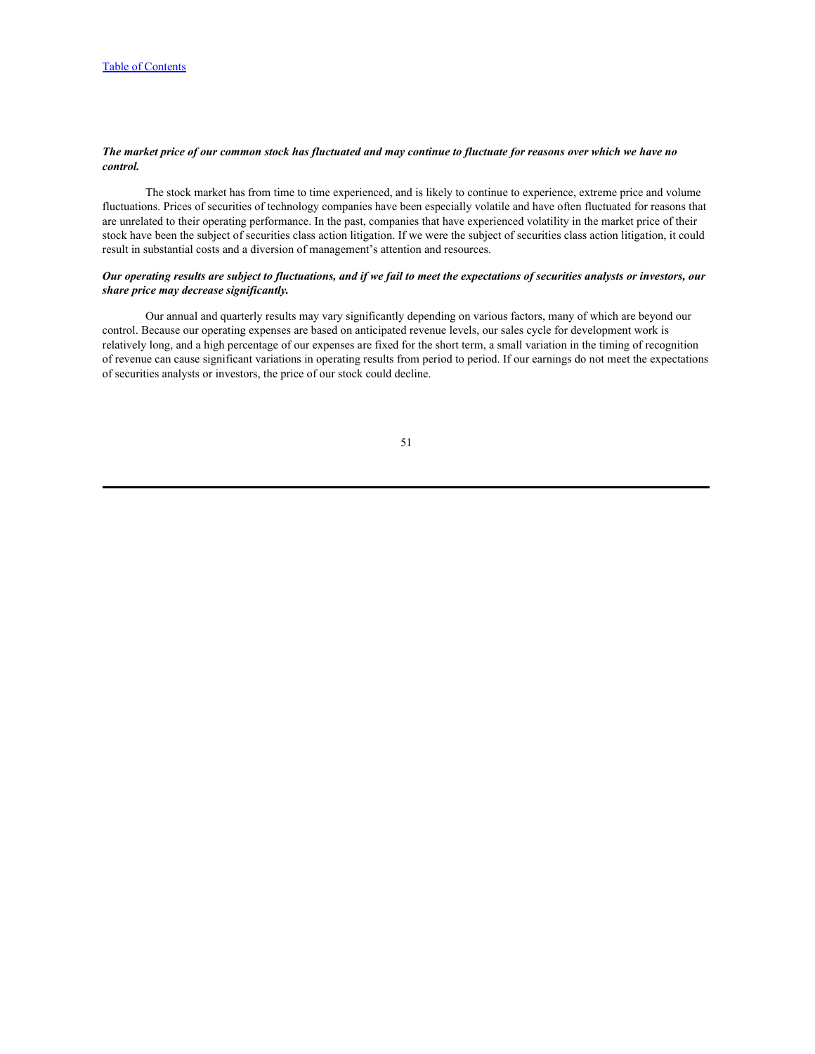***The market price of our common stock has fluctuated and may continue to fluctuate for reasons over which we have no control.***

The stock market has from time to time experienced, and is likely to continue to experience, extreme price and volume fluctuations. Prices of securities of technology companies have been especially volatile and have often fluctuated for reasons that are unrelated to their operating performance. In the past, companies that have experienced volatility in the market price of their stock have been the subject of securities class action litigation. If we were the subject of securities class action litigation, it could result in substantial costs and a diversion of management's attention and resources.

***Our operating results are subject to fluctuations, and if we fail to meet the expectations of securities analysts or investors, our share price may decrease significantly.***

Our annual and quarterly results may vary significantly depending on various factors, many of which are beyond our control. Because our operating expenses are based on anticipated revenue levels, our sales cycle for development work is relatively long, and a high percentage of our expenses are fixed for the short term, a small variation in the timing of recognition of revenue can cause significant variations in operating results from period to period. If our earnings do not meet the expectations of securities analysts or investors, the price of our stock could decline.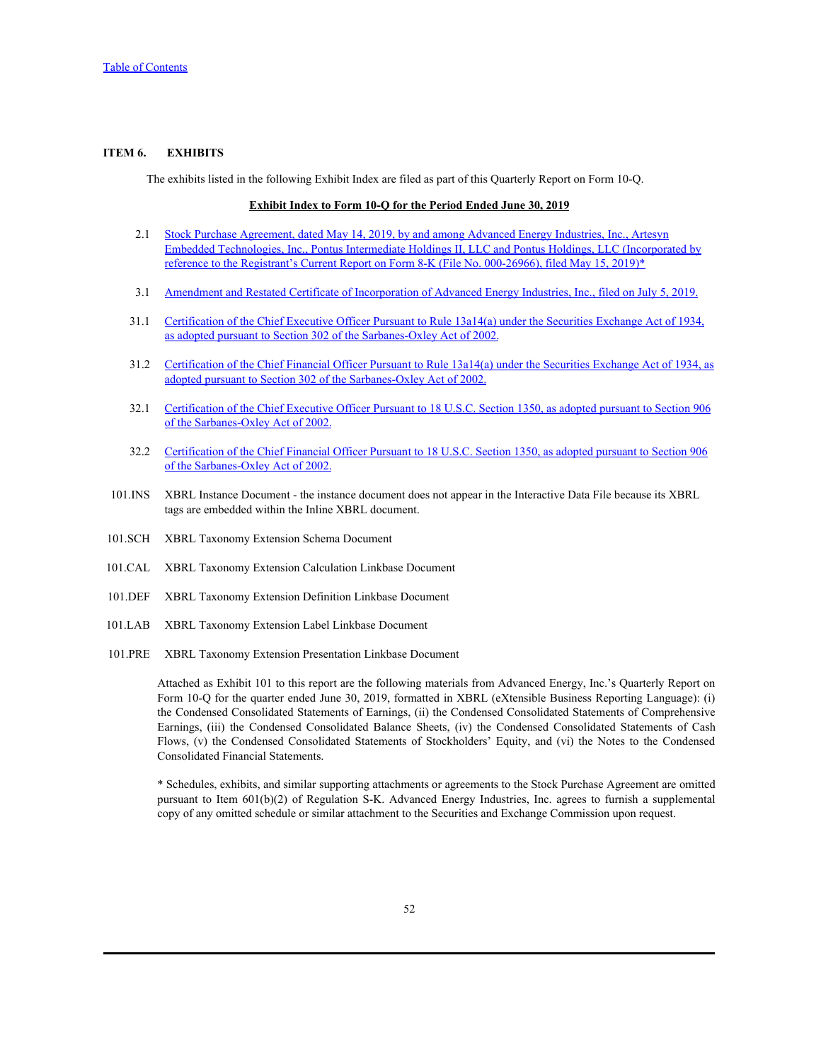[Table of Contents](#)

## ITEM 6. EXHIBITS

The exhibits listed in the following Exhibit Index are filed as part of this Quarterly Report on Form 10-Q.

**Exhibit Index to Form 10-Q for the Period Ended June 30, 2019**

| | |
|---|---|
| 2.1 | Stock Purchase Agreement, dated May 14, 2019, by and among Advanced Energy Industries, Inc., Artesyn Embedded Technologies, Inc., Pontus Intermediate Holdings II, LLC and Pontus Holdings, LLC (Incorporated by reference to the Registrant's Current Report on Form 8-K (File No. 000-26966), filed May 15, 2019)* |
| 3.1 | Amendment and Restated Certificate of Incorporation of Advanced Energy Industries, Inc., filed on July 5, 2019. |
| 31.1 | Certification of the Chief Executive Officer Pursuant to Rule 13a14(a) under the Securities Exchange Act of 1934, as adopted pursuant to Section 302 of the Sarbanes-Oxley Act of 2002. |
| 31.2 | Certification of the Chief Financial Officer Pursuant to Rule 13a14(a) under the Securities Exchange Act of 1934, as adopted pursuant to Section 302 of the Sarbanes-Oxley Act of 2002. |
| 32.1 | Certification of the Chief Executive Officer Pursuant to 18 U.S.C. Section 1350, as adopted pursuant to Section 906 of the Sarbanes-Oxley Act of 2002. |
| 32.2 | Certification of the Chief Financial Officer Pursuant to 18 U.S.C. Section 1350, as adopted pursuant to Section 906 of the Sarbanes-Oxley Act of 2002. |
| 101.INS | XBRL Instance Document - the instance document does not appear in the Interactive Data File because its XBRL tags are embedded within the Inline XBRL document. |
| 101.SCH | XBRL Taxonomy Extension Schema Document |
| 101.CAL | XBRL Taxonomy Extension Calculation Linkbase Document |
| 101.DEF | XBRL Taxonomy Extension Definition Linkbase Document |
| 101.LAB | XBRL Taxonomy Extension Label Linkbase Document |
| 101.PRE | XBRL Taxonomy Extension Presentation Linkbase Document |

Attached as Exhibit 101 to this report are the following materials from Advanced Energy, Inc.'s Quarterly Report on Form 10-Q for the quarter ended June 30, 2019, formatted in XBRL (eXtensible Business Reporting Language): (i) the Condensed Consolidated Statements of Earnings, (ii) the Condensed Consolidated Statements of Comprehensive Earnings, (iii) the Condensed Consolidated Balance Sheets, (iv) the Condensed Consolidated Statements of Cash Flows, (v) the Condensed Consolidated Statements of Stockholders' Equity, and (vi) the Notes to the Condensed Consolidated Financial Statements.

* Schedules, exhibits, and similar supporting attachments or agreements to the Stock Purchase Agreement are omitted pursuant to Item 601(b)(2) of Regulation S-K. Advanced Energy Industries, Inc. agrees to furnish a supplemental copy of any omitted schedule or similar attachment to the Securities and Exchange Commission upon request.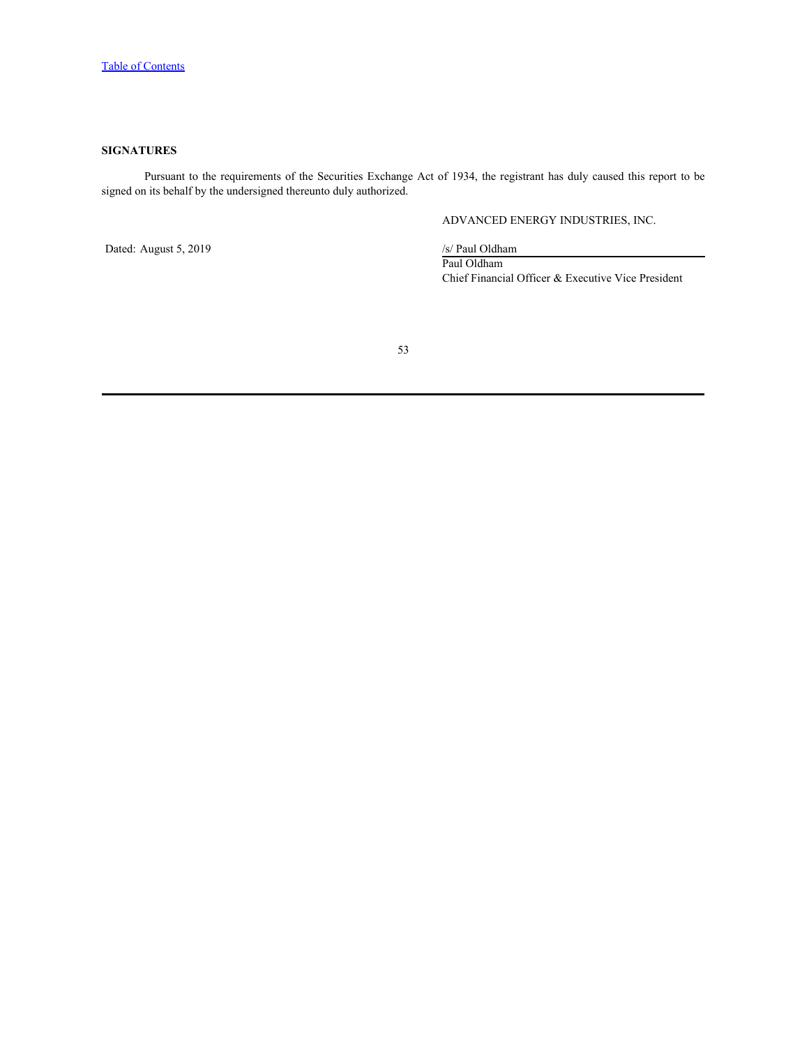## SIGNATURES

Pursuant to the requirements of the Securities Exchange Act of 1934, the registrant has duly caused this report to be signed on its behalf by the undersigned thereunto duly authorized.

ADVANCED ENERGY INDUSTRIES, INC.

Dated: August 5, 2019

/s/ Paul Oldham

Paul Oldham

Chief Financial Officer & Executive Vice President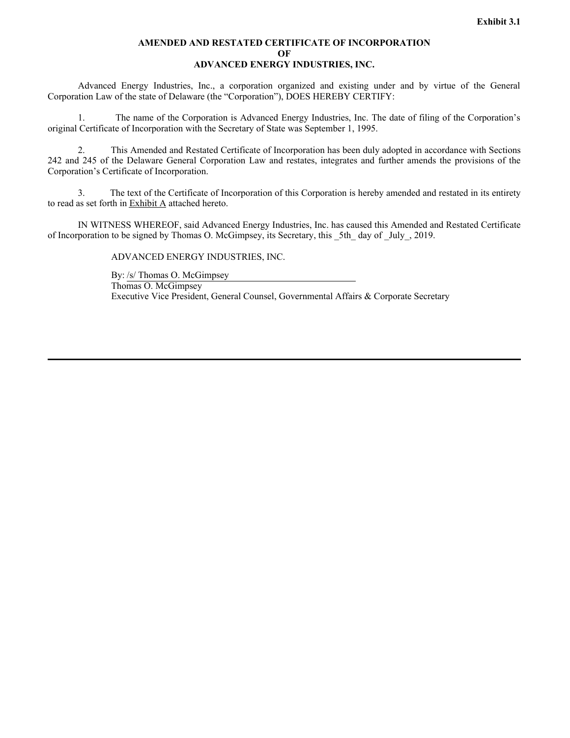**Exhibit 3.1**

# AMENDED AND RESTATED CERTIFICATE OF INCORPORATION
# OF
# ADVANCED ENERGY INDUSTRIES, INC.

Advanced Energy Industries, Inc., a corporation organized and existing under and by virtue of the General Corporation Law of the state of Delaware (the "Corporation"), DOES HEREBY CERTIFY:

1. The name of the Corporation is Advanced Energy Industries, Inc. The date of filing of the Corporation's original Certificate of Incorporation with the Secretary of State was September 1, 1995.

2. This Amended and Restated Certificate of Incorporation has been duly adopted in accordance with Sections 242 and 245 of the Delaware General Corporation Law and restates, integrates and further amends the provisions of the Corporation's Certificate of Incorporation.

3. The text of the Certificate of Incorporation of this Corporation is hereby amended and restated in its entirety to read as set forth in Exhibit A attached hereto.

IN WITNESS WHEREOF, said Advanced Energy Industries, Inc. has caused this Amended and Restated Certificate of Incorporation to be signed by Thomas O. McGimpsey, its Secretary, this _5th_ day of _July_, 2019.

ADVANCED ENERGY INDUSTRIES, INC.

By: /s/ Thomas O. McGimpsey
Thomas O. McGimpsey
Executive Vice President, General Counsel, Governmental Affairs & Corporate Secretary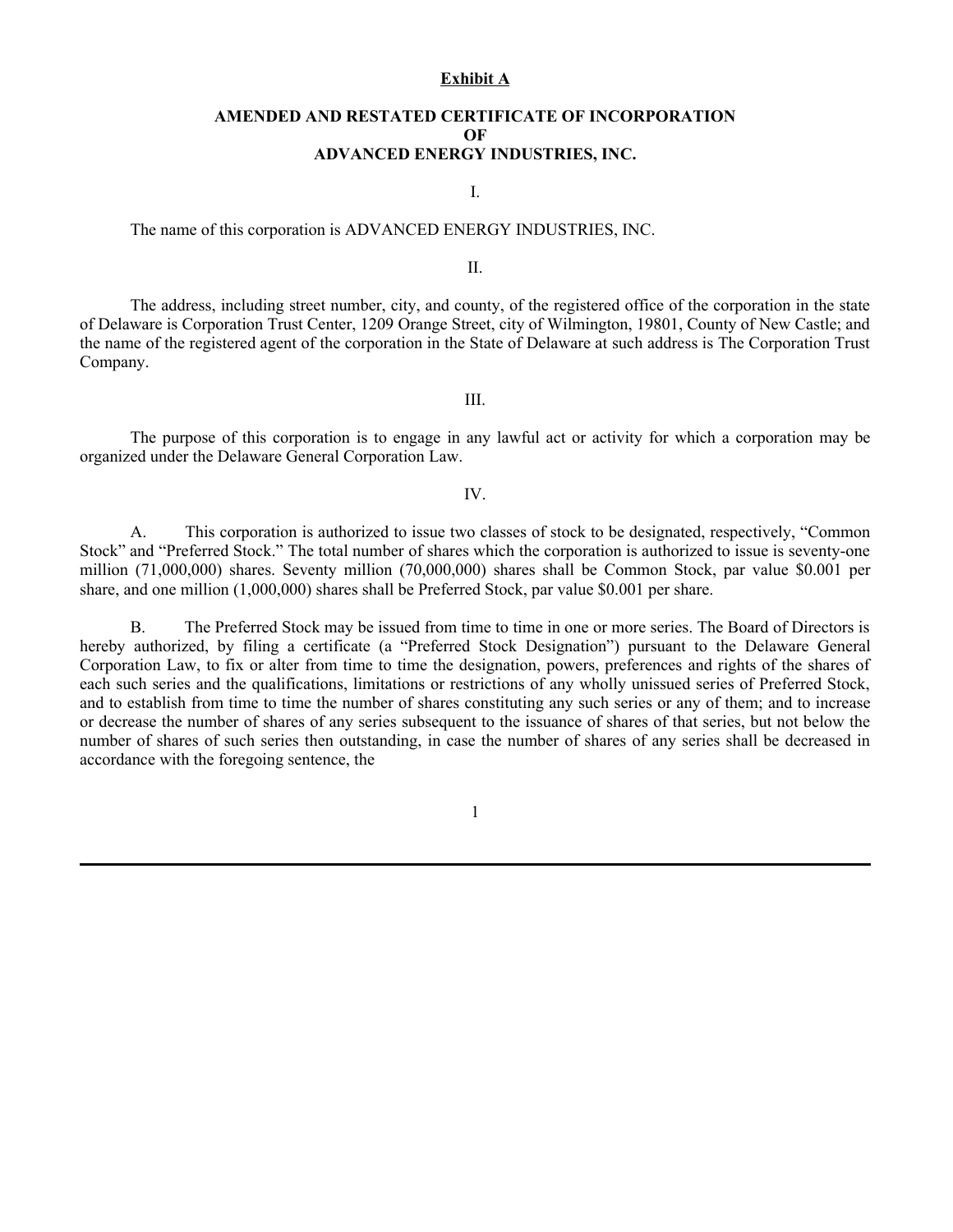**Exhibit A**

# AMENDED AND RESTATED CERTIFICATE OF INCORPORATION
# OF
# ADVANCED ENERGY INDUSTRIES, INC.

I.

The name of this corporation is ADVANCED ENERGY INDUSTRIES, INC.

II.

The address, including street number, city, and county, of the registered office of the corporation in the state of Delaware is Corporation Trust Center, 1209 Orange Street, city of Wilmington, 19801, County of New Castle; and the name of the registered agent of the corporation in the State of Delaware at such address is The Corporation Trust Company.

III.

The purpose of this corporation is to engage in any lawful act or activity for which a corporation may be organized under the Delaware General Corporation Law.

IV.

A. This corporation is authorized to issue two classes of stock to be designated, respectively, "Common Stock" and "Preferred Stock." The total number of shares which the corporation is authorized to issue is seventy-one million (71,000,000) shares. Seventy million (70,000,000) shares shall be Common Stock, par value $0.001 per share, and one million (1,000,000) shares shall be Preferred Stock, par value $0.001 per share.

B. The Preferred Stock may be issued from time to time in one or more series. The Board of Directors is hereby authorized, by filing a certificate (a "Preferred Stock Designation") pursuant to the Delaware General Corporation Law, to fix or alter from time to time the designation, powers, preferences and rights of the shares of each such series and the qualifications, limitations or restrictions of any wholly unissued series of Preferred Stock, and to establish from time to time the number of shares constituting any such series or any of them; and to increase or decrease the number of shares of any series subsequent to the issuance of shares of that series, but not below the number of shares of such series then outstanding, in case the number of shares of any series shall be decreased in accordance with the foregoing sentence, the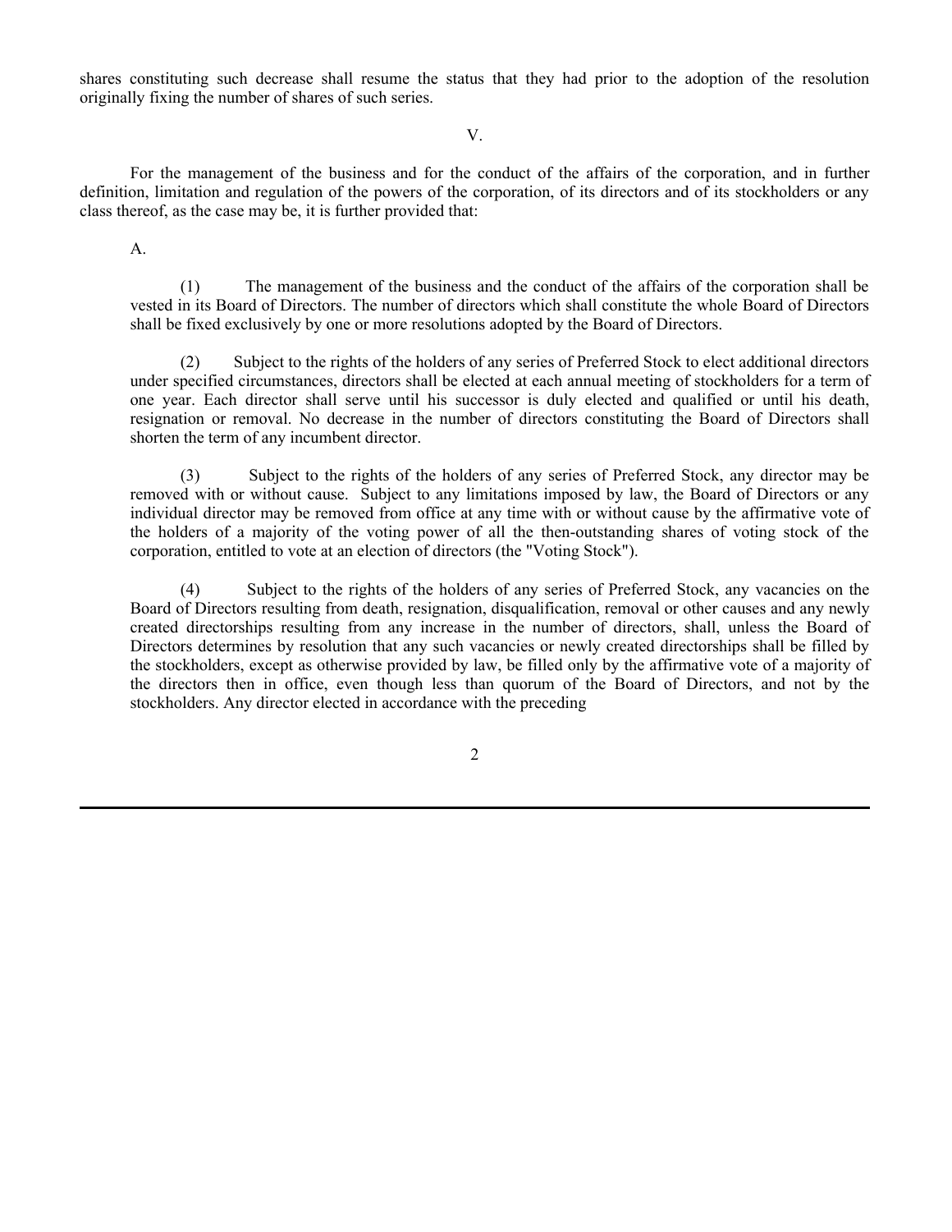shares constituting such decrease shall resume the status that they had prior to the adoption of the resolution originally fixing the number of shares of such series.

V.

For the management of the business and for the conduct of the affairs of the corporation, and in further definition, limitation and regulation of the powers of the corporation, of its directors and of its stockholders or any class thereof, as the case may be, it is further provided that:

A.

(1) The management of the business and the conduct of the affairs of the corporation shall be vested in its Board of Directors. The number of directors which shall constitute the whole Board of Directors shall be fixed exclusively by one or more resolutions adopted by the Board of Directors.

(2) Subject to the rights of the holders of any series of Preferred Stock to elect additional directors under specified circumstances, directors shall be elected at each annual meeting of stockholders for a term of one year. Each director shall serve until his successor is duly elected and qualified or until his death, resignation or removal. No decrease in the number of directors constituting the Board of Directors shall shorten the term of any incumbent director.

(3) Subject to the rights of the holders of any series of Preferred Stock, any director may be removed with or without cause. Subject to any limitations imposed by law, the Board of Directors or any individual director may be removed from office at any time with or without cause by the affirmative vote of the holders of a majority of the voting power of all the then-outstanding shares of voting stock of the corporation, entitled to vote at an election of directors (the "Voting Stock").

(4) Subject to the rights of the holders of any series of Preferred Stock, any vacancies on the Board of Directors resulting from death, resignation, disqualification, removal or other causes and any newly created directorships resulting from any increase in the number of directors, shall, unless the Board of Directors determines by resolution that any such vacancies or newly created directorships shall be filled by the stockholders, except as otherwise provided by law, be filled only by the affirmative vote of a majority of the directors then in office, even though less than quorum of the Board of Directors, and not by the stockholders. Any director elected in accordance with the preceding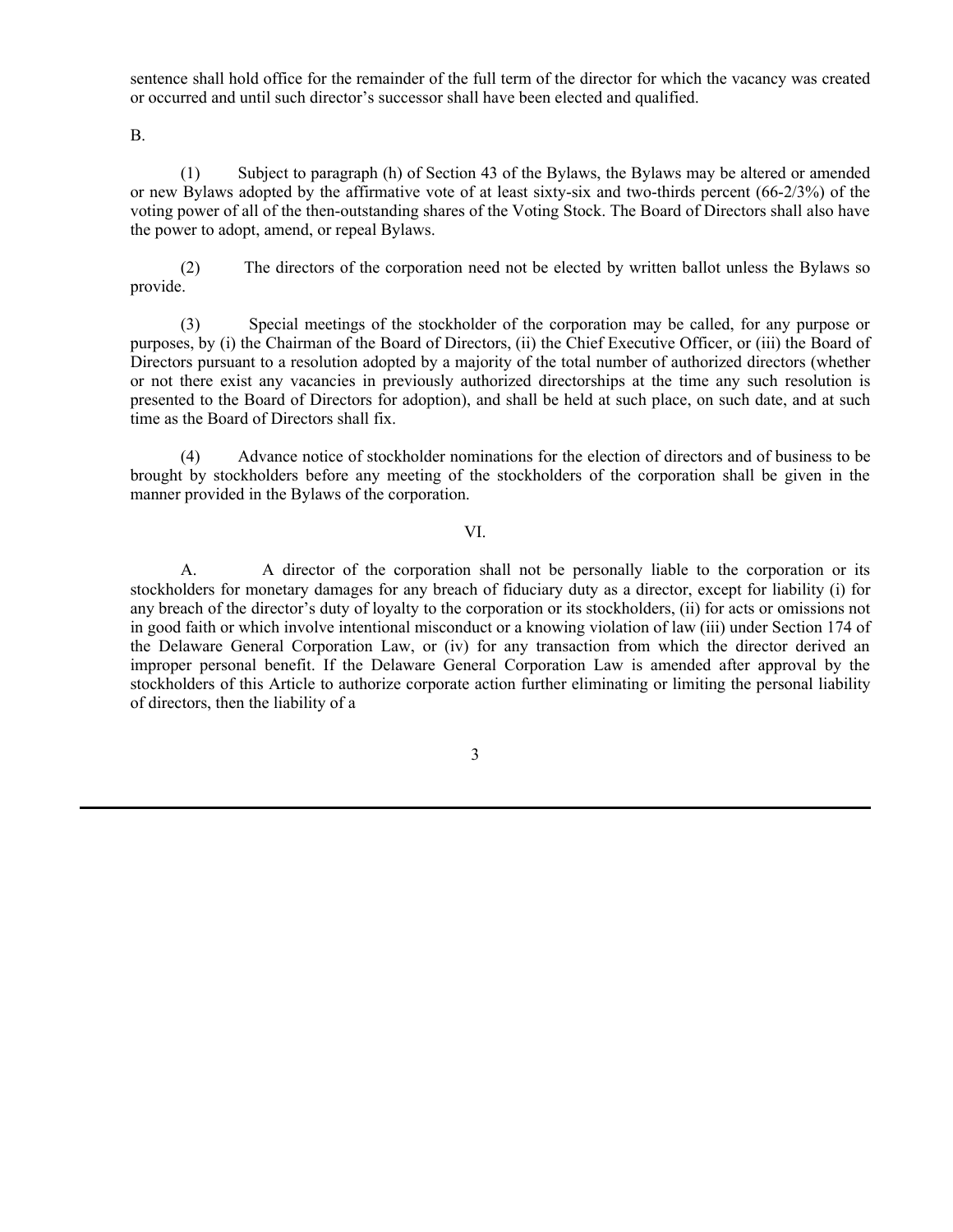sentence shall hold office for the remainder of the full term of the director for which the vacancy was created or occurred and until such director's successor shall have been elected and qualified.

B.

(1) Subject to paragraph (h) of Section 43 of the Bylaws, the Bylaws may be altered or amended or new Bylaws adopted by the affirmative vote of at least sixty-six and two-thirds percent (66-2/3%) of the voting power of all of the then-outstanding shares of the Voting Stock. The Board of Directors shall also have the power to adopt, amend, or repeal Bylaws.

(2) The directors of the corporation need not be elected by written ballot unless the Bylaws so provide.

(3) Special meetings of the stockholder of the corporation may be called, for any purpose or purposes, by (i) the Chairman of the Board of Directors, (ii) the Chief Executive Officer, or (iii) the Board of Directors pursuant to a resolution adopted by a majority of the total number of authorized directors (whether or not there exist any vacancies in previously authorized directorships at the time any such resolution is presented to the Board of Directors for adoption), and shall be held at such place, on such date, and at such time as the Board of Directors shall fix.

(4) Advance notice of stockholder nominations for the election of directors and of business to be brought by stockholders before any meeting of the stockholders of the corporation shall be given in the manner provided in the Bylaws of the corporation.

VI.

A. A director of the corporation shall not be personally liable to the corporation or its stockholders for monetary damages for any breach of fiduciary duty as a director, except for liability (i) for any breach of the director's duty of loyalty to the corporation or its stockholders, (ii) for acts or omissions not in good faith or which involve intentional misconduct or a knowing violation of law (iii) under Section 174 of the Delaware General Corporation Law, or (iv) for any transaction from which the director derived an improper personal benefit. If the Delaware General Corporation Law is amended after approval by the stockholders of this Article to authorize corporate action further eliminating or limiting the personal liability of directors, then the liability of a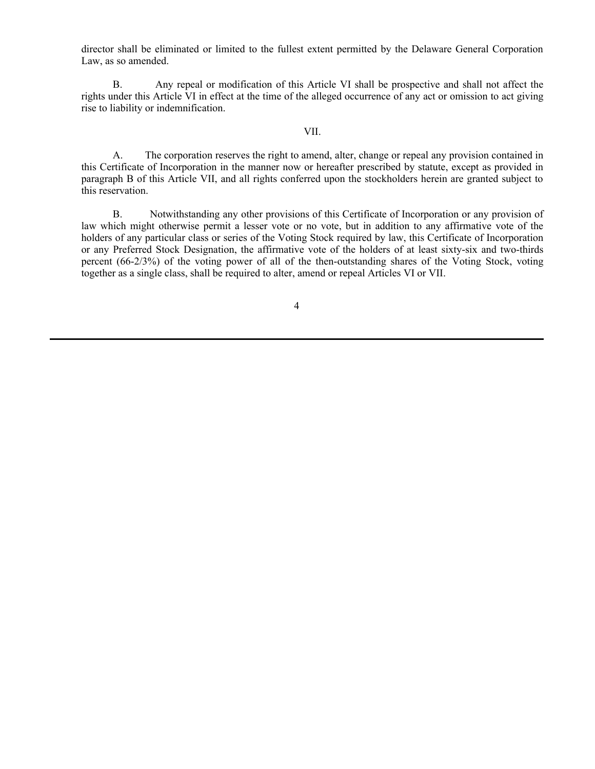director shall be eliminated or limited to the fullest extent permitted by the Delaware General Corporation Law, as so amended.

B. Any repeal or modification of this Article VI shall be prospective and shall not affect the rights under this Article VI in effect at the time of the alleged occurrence of any act or omission to act giving rise to liability or indemnification.

VII.

A. The corporation reserves the right to amend, alter, change or repeal any provision contained in this Certificate of Incorporation in the manner now or hereafter prescribed by statute, except as provided in paragraph B of this Article VII, and all rights conferred upon the stockholders herein are granted subject to this reservation.

B. Notwithstanding any other provisions of this Certificate of Incorporation or any provision of law which might otherwise permit a lesser vote or no vote, but in addition to any affirmative vote of the holders of any particular class or series of the Voting Stock required by law, this Certificate of Incorporation or any Preferred Stock Designation, the affirmative vote of the holders of at least sixty-six and two-thirds percent (66-2/3%) of the voting power of all of the then-outstanding shares of the Voting Stock, voting together as a single class, shall be required to alter, amend or repeal Articles VI or VII.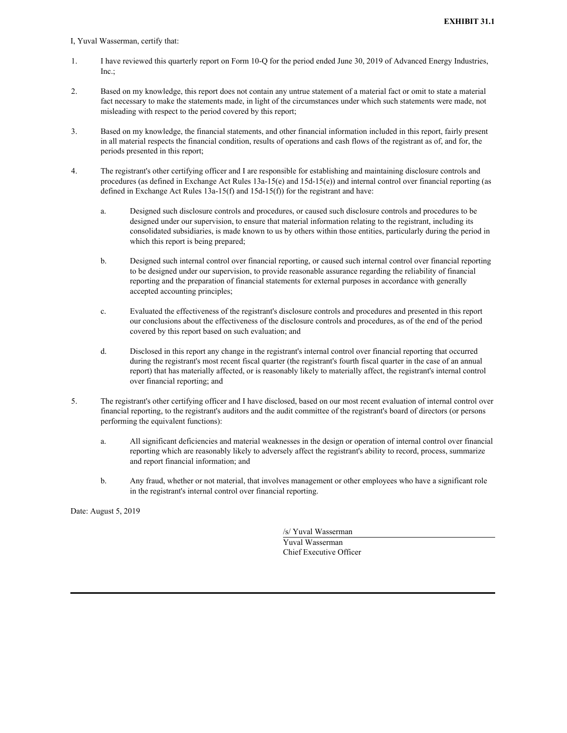**EXHIBIT 31.1**

I, Yuval Wasserman, certify that:

1. I have reviewed this quarterly report on Form 10-Q for the period ended June 30, 2019 of Advanced Energy Industries, Inc.;

2. Based on my knowledge, this report does not contain any untrue statement of a material fact or omit to state a material fact necessary to make the statements made, in light of the circumstances under which such statements were made, not misleading with respect to the period covered by this report;

3. Based on my knowledge, the financial statements, and other financial information included in this report, fairly present in all material respects the financial condition, results of operations and cash flows of the registrant as of, and for, the periods presented in this report;

4. The registrant's other certifying officer and I are responsible for establishing and maintaining disclosure controls and procedures (as defined in Exchange Act Rules 13a-15(e) and 15d-15(e)) and internal control over financial reporting (as defined in Exchange Act Rules 13a-15(f) and 15d-15(f)) for the registrant and have:

   a. Designed such disclosure controls and procedures, or caused such disclosure controls and procedures to be designed under our supervision, to ensure that material information relating to the registrant, including its consolidated subsidiaries, is made known to us by others within those entities, particularly during the period in which this report is being prepared;

   b. Designed such internal control over financial reporting, or caused such internal control over financial reporting to be designed under our supervision, to provide reasonable assurance regarding the reliability of financial reporting and the preparation of financial statements for external purposes in accordance with generally accepted accounting principles;

   c. Evaluated the effectiveness of the registrant's disclosure controls and procedures and presented in this report our conclusions about the effectiveness of the disclosure controls and procedures, as of the end of the period covered by this report based on such evaluation; and

   d. Disclosed in this report any change in the registrant's internal control over financial reporting that occurred during the registrant's most recent fiscal quarter (the registrant's fourth fiscal quarter in the case of an annual report) that has materially affected, or is reasonably likely to materially affect, the registrant's internal control over financial reporting; and

5. The registrant's other certifying officer and I have disclosed, based on our most recent evaluation of internal control over financial reporting, to the registrant's auditors and the audit committee of the registrant's board of directors (or persons performing the equivalent functions):

   a. All significant deficiencies and material weaknesses in the design or operation of internal control over financial reporting which are reasonably likely to adversely affect the registrant's ability to record, process, summarize and report financial information; and

   b. Any fraud, whether or not material, that involves management or other employees who have a significant role in the registrant's internal control over financial reporting.

Date: August 5, 2019

/s/ Yuval Wasserman

Yuval Wasserman
Chief Executive Officer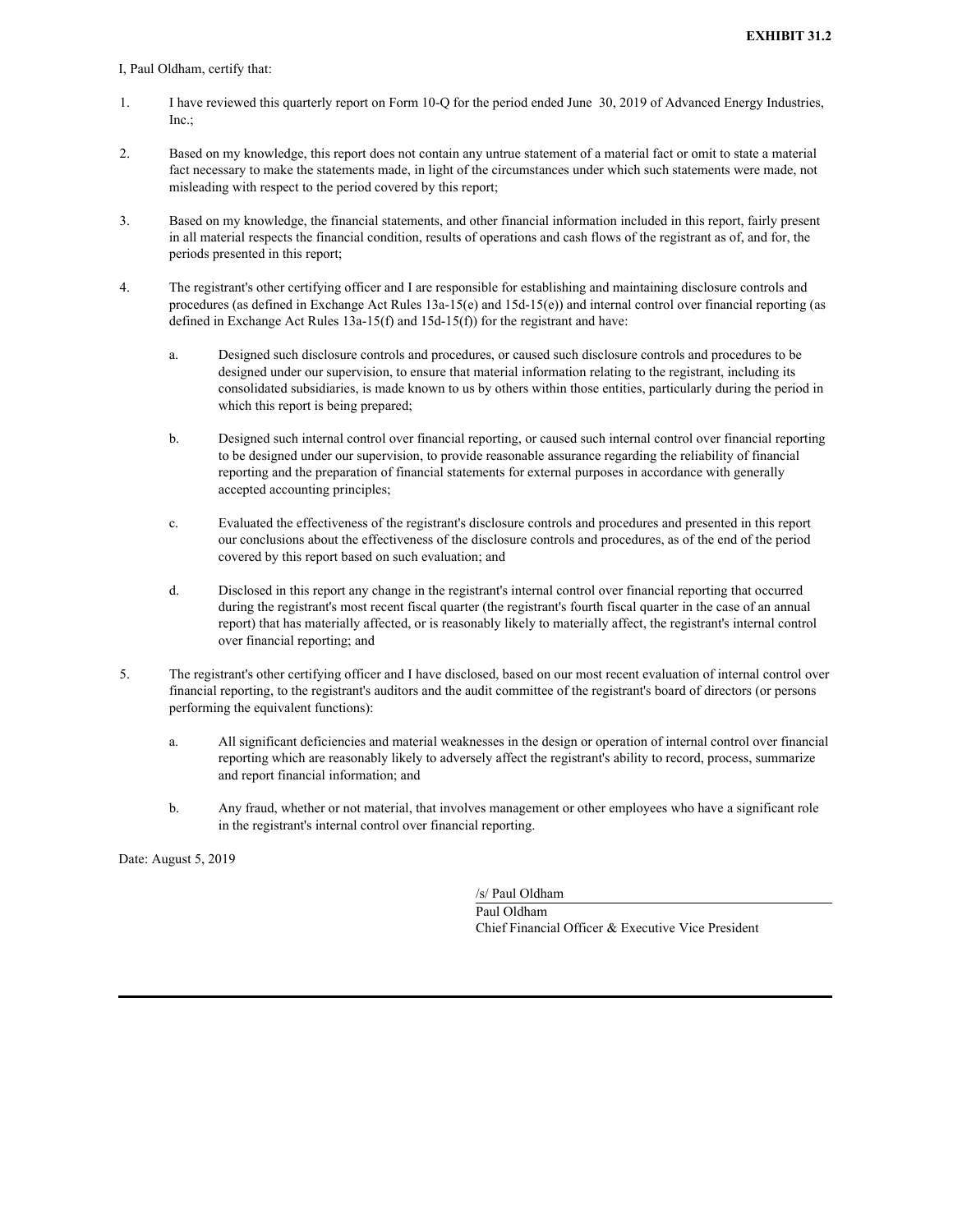**EXHIBIT 31.2**

I, Paul Oldham, certify that:

1. I have reviewed this quarterly report on Form 10-Q for the period ended June 30, 2019 of Advanced Energy Industries, Inc.;

2. Based on my knowledge, this report does not contain any untrue statement of a material fact or omit to state a material fact necessary to make the statements made, in light of the circumstances under which such statements were made, not misleading with respect to the period covered by this report;

3. Based on my knowledge, the financial statements, and other financial information included in this report, fairly present in all material respects the financial condition, results of operations and cash flows of the registrant as of, and for, the periods presented in this report;

4. The registrant's other certifying officer and I are responsible for establishing and maintaining disclosure controls and procedures (as defined in Exchange Act Rules 13a-15(e) and 15d-15(e)) and internal control over financial reporting (as defined in Exchange Act Rules 13a-15(f) and 15d-15(f)) for the registrant and have:

    a. Designed such disclosure controls and procedures, or caused such disclosure controls and procedures to be designed under our supervision, to ensure that material information relating to the registrant, including its consolidated subsidiaries, is made known to us by others within those entities, particularly during the period in which this report is being prepared;

    b. Designed such internal control over financial reporting, or caused such internal control over financial reporting to be designed under our supervision, to provide reasonable assurance regarding the reliability of financial reporting and the preparation of financial statements for external purposes in accordance with generally accepted accounting principles;

    c. Evaluated the effectiveness of the registrant's disclosure controls and procedures and presented in this report our conclusions about the effectiveness of the disclosure controls and procedures, as of the end of the period covered by this report based on such evaluation; and

    d. Disclosed in this report any change in the registrant's internal control over financial reporting that occurred during the registrant's most recent fiscal quarter (the registrant's fourth fiscal quarter in the case of an annual report) that has materially affected, or is reasonably likely to materially affect, the registrant's internal control over financial reporting; and

5. The registrant's other certifying officer and I have disclosed, based on our most recent evaluation of internal control over financial reporting, to the registrant's auditors and the audit committee of the registrant's board of directors (or persons performing the equivalent functions):

    a. All significant deficiencies and material weaknesses in the design or operation of internal control over financial reporting which are reasonably likely to adversely affect the registrant's ability to record, process, summarize and report financial information; and

    b. Any fraud, whether or not material, that involves management or other employees who have a significant role in the registrant's internal control over financial reporting.

Date: August 5, 2019

/s/ Paul Oldham

Paul Oldham
Chief Financial Officer & Executive Vice President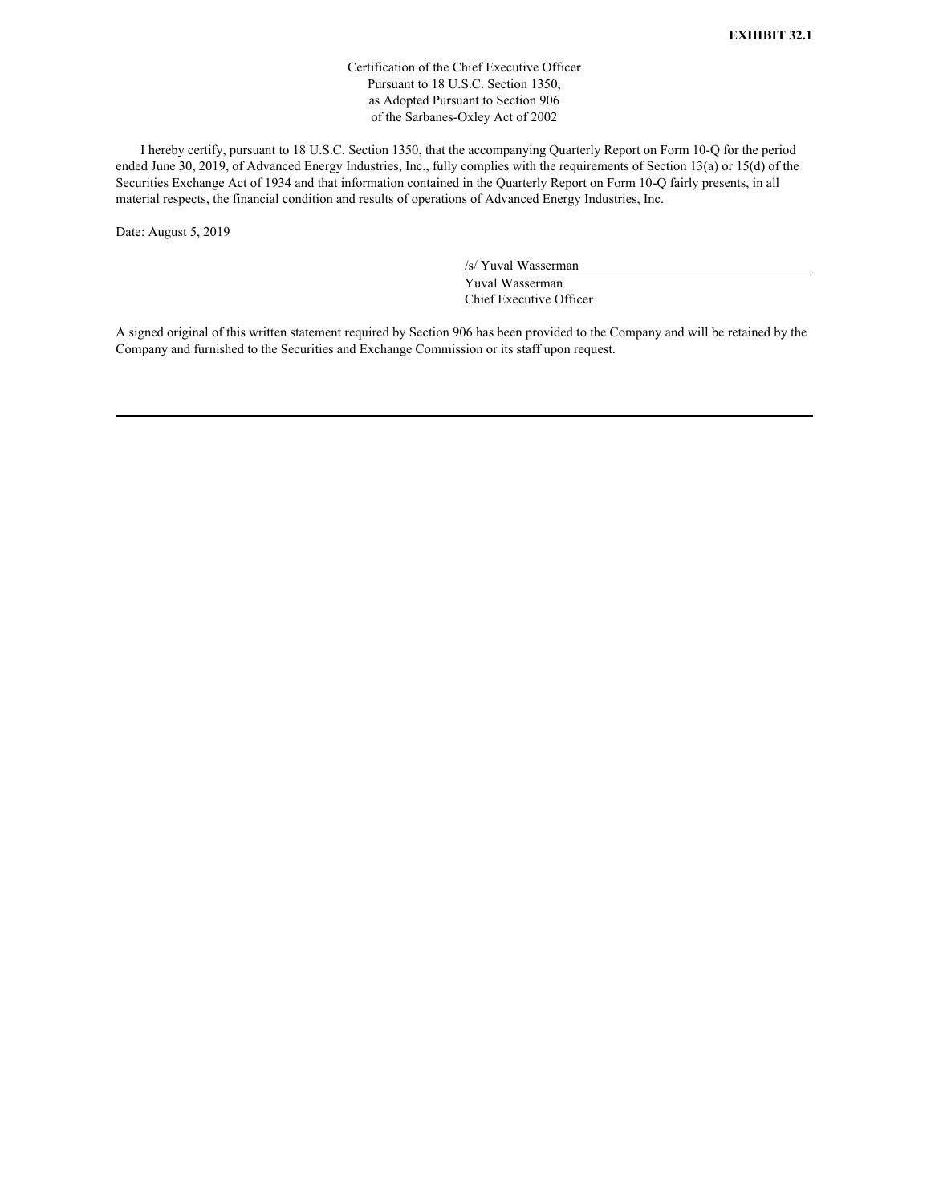**EXHIBIT 32.1**

Certification of the Chief Executive Officer
Pursuant to 18 U.S.C. Section 1350,
as Adopted Pursuant to Section 906
of the Sarbanes-Oxley Act of 2002

I hereby certify, pursuant to 18 U.S.C. Section 1350, that the accompanying Quarterly Report on Form 10-Q for the period ended June 30, 2019, of Advanced Energy Industries, Inc., fully complies with the requirements of Section 13(a) or 15(d) of the Securities Exchange Act of 1934 and that information contained in the Quarterly Report on Form 10-Q fairly presents, in all material respects, the financial condition and results of operations of Advanced Energy Industries, Inc.

Date: August 5, 2019

/s/ Yuval Wasserman
Yuval Wasserman
Chief Executive Officer

A signed original of this written statement required by Section 906 has been provided to the Company and will be retained by the Company and furnished to the Securities and Exchange Commission or its staff upon request.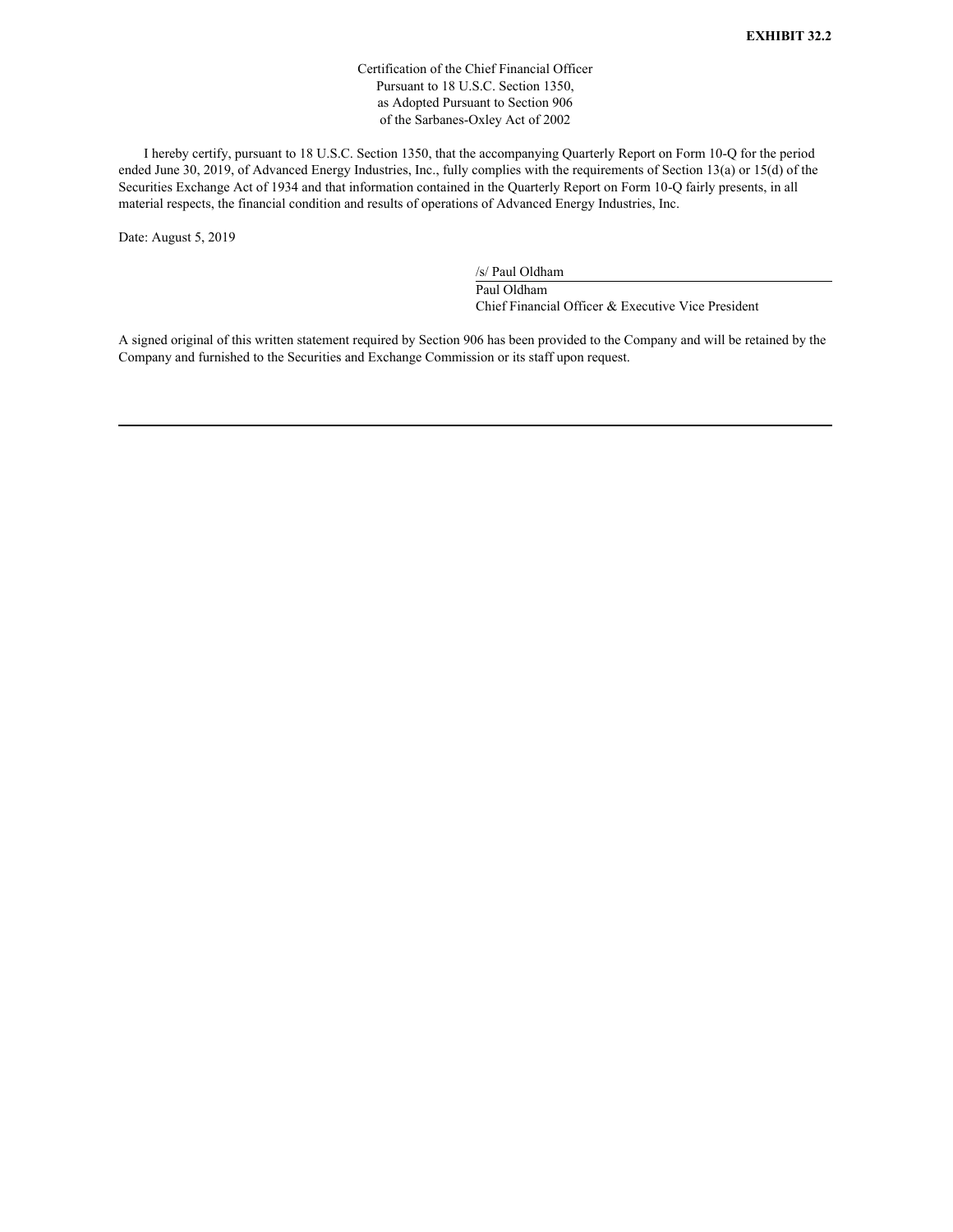**EXHIBIT 32.2**

Certification of the Chief Financial Officer
Pursuant to 18 U.S.C. Section 1350,
as Adopted Pursuant to Section 906
of the Sarbanes-Oxley Act of 2002

I hereby certify, pursuant to 18 U.S.C. Section 1350, that the accompanying Quarterly Report on Form 10-Q for the period ended June 30, 2019, of Advanced Energy Industries, Inc., fully complies with the requirements of Section 13(a) or 15(d) of the Securities Exchange Act of 1934 and that information contained in the Quarterly Report on Form 10-Q fairly presents, in all material respects, the financial condition and results of operations of Advanced Energy Industries, Inc.

Date: August 5, 2019

/s/ Paul Oldham
Paul Oldham
Chief Financial Officer & Executive Vice President

A signed original of this written statement required by Section 906 has been provided to the Company and will be retained by the Company and furnished to the Securities and Exchange Commission or its staff upon request.